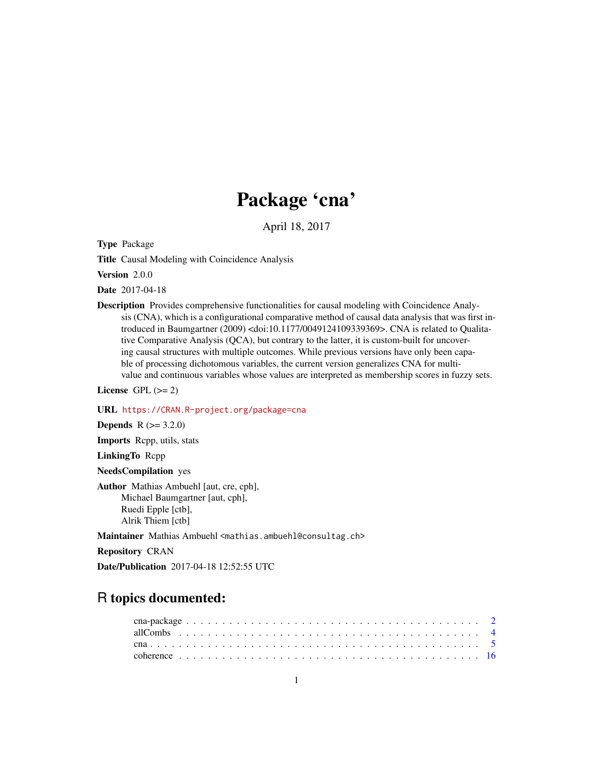# Package 'cna'

April 18, 2017

**Type** Package

**Title** Causal Modeling with Coincidence Analysis

**Version** 2.0.0

**Date** 2017-04-18

**Description** Provides comprehensive functionalities for causal modeling with Coincidence Analysis (CNA), which is a configurational comparative method of causal data analysis that was first introduced in Baumgartner (2009) <doi:10.1177/0049124109339369>. CNA is related to Qualitative Comparative Analysis (QCA), but contrary to the latter, it is custom-built for uncovering causal structures with multiple outcomes. While previous versions have only been capable of processing dichotomous variables, the current version generalizes CNA for multi-value and continuous variables whose values are interpreted as membership scores in fuzzy sets.

**License** GPL (>= 2)

**URL** https://CRAN.R-project.org/package=cna

**Depends** R (>= 3.2.0)

**Imports** Rcpp, utils, stats

**LinkingTo** Rcpp

**NeedsCompilation** yes

**Author** Mathias Ambuehl [aut, cre, cph],
Michael Baumgartner [aut, cph],
Ruedi Epple [ctb],
Alrik Thiem [ctb]

**Maintainer** Mathias Ambuehl <mathias.ambuehl@consultag.ch>

**Repository** CRAN

**Date/Publication** 2017-04-18 12:52:55 UTC

## R topics documented:

| | |
|---|---|
| cna-package | 2 |
| allCombs | 4 |
| cna | 5 |
| coherence | 16 |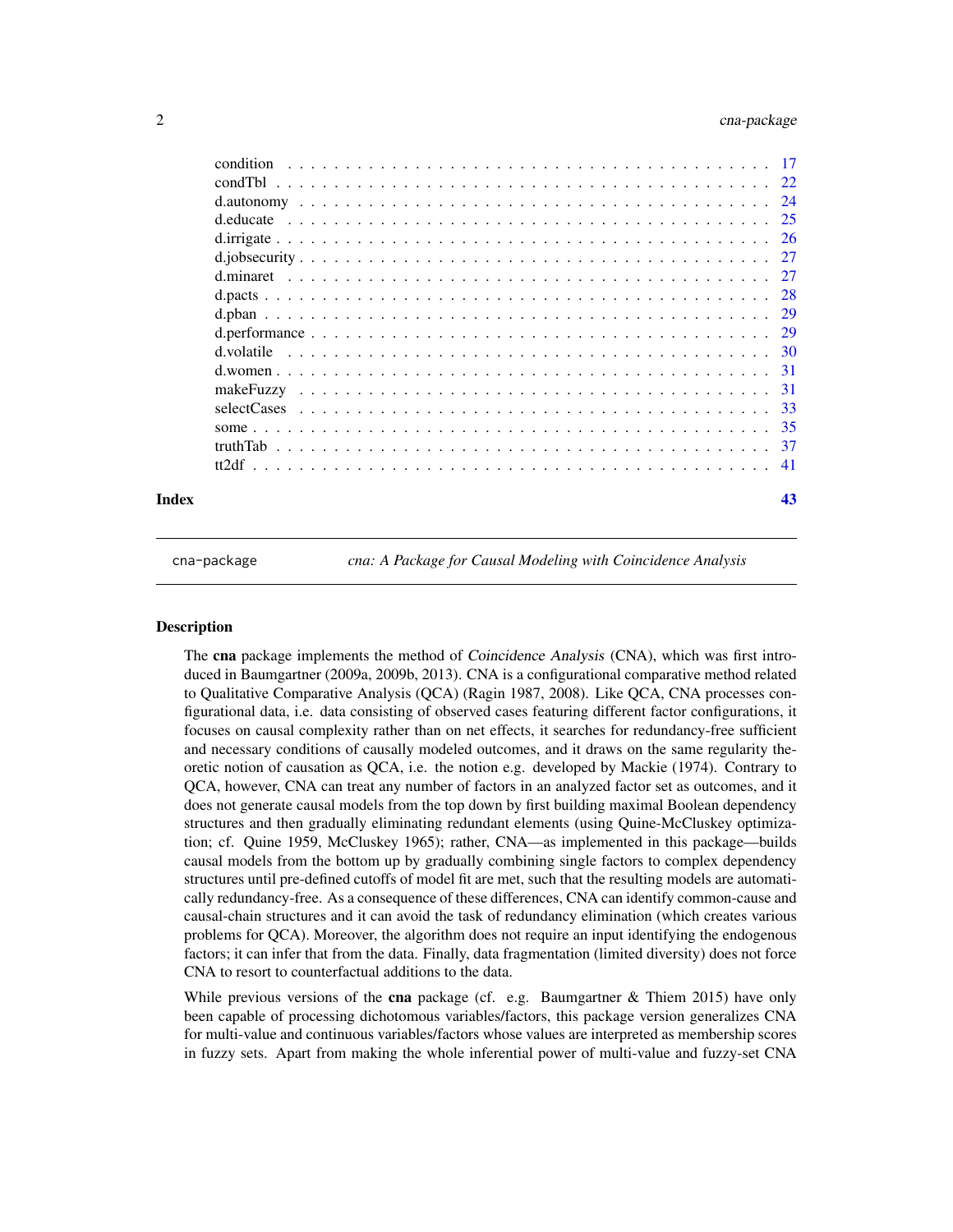| | |
|---|---|
| condition | 17 |
| condTbl | 22 |
| d.autonomy | 24 |
| d.educate | 25 |
| d.irrigate | 26 |
| d.jobsecurity | 27 |
| d.minaret | 27 |
| d.pacts | 28 |
| d.pban | 29 |
| d.performance | 29 |
| d.volatile | 30 |
| d.women | 31 |
| makeFuzzy | 31 |
| selectCases | 33 |
| some | 35 |
| truthTab | 37 |
| tt2df | 41 |

**Index** 43

---

cna-package *cna: A Package for Causal Modeling with Coincidence Analysis*

---

## Description

The **cna** package implements the method of *Coincidence Analysis* (CNA), which was first introduced in Baumgartner (2009a, 2009b, 2013). CNA is a configurational comparative method related to Qualitative Comparative Analysis (QCA) (Ragin 1987, 2008). Like QCA, CNA processes configurational data, i.e. data consisting of observed cases featuring different factor configurations, it focuses on causal complexity rather than on net effects, it searches for redundancy-free sufficient and necessary conditions of causally modeled outcomes, and it draws on the same regularity theoretic notion of causation as QCA, i.e. the notion e.g. developed by Mackie (1974). Contrary to QCA, however, CNA can treat any number of factors in an analyzed factor set as outcomes, and it does not generate causal models from the top down by first building maximal Boolean dependency structures and then gradually eliminating redundant elements (using Quine-McCluskey optimization; cf. Quine 1959, McCluskey 1965); rather, CNA—as implemented in this package—builds causal models from the bottom up by gradually combining single factors to complex dependency structures until pre-defined cutoffs of model fit are met, such that the resulting models are automatically redundancy-free. As a consequence of these differences, CNA can identify common-cause and causal-chain structures and it can avoid the task of redundancy elimination (which creates various problems for QCA). Moreover, the algorithm does not require an input identifying the endogenous factors; it can infer that from the data. Finally, data fragmentation (limited diversity) does not force CNA to resort to counterfactual additions to the data.

While previous versions of the **cna** package (cf. e.g. Baumgartner & Thiem 2015) have only been capable of processing dichotomous variables/factors, this package version generalizes CNA for multi-value and continuous variables/factors whose values are interpreted as membership scores in fuzzy sets. Apart from making the whole inferential power of multi-value and fuzzy-set CNA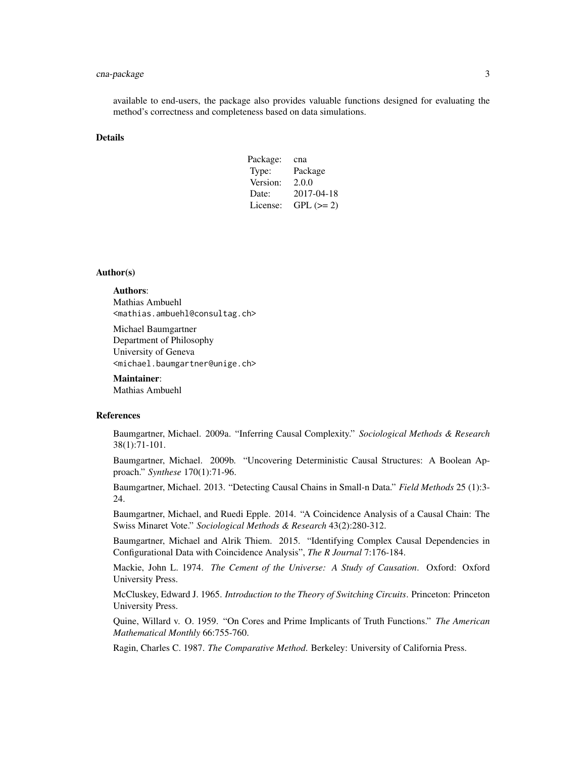available to end-users, the package also provides valuable functions designed for evaluating the method's correctness and completeness based on data simulations.

## Details

| | |
|---|---|
| Package: | cna |
| Type: | Package |
| Version: | 2.0.0 |
| Date: | 2017-04-18 |
| License: | GPL (>= 2) |

## Author(s)

**Authors**:
Mathias Ambuehl
<mathias.ambuehl@consultag.ch>

Michael Baumgartner
Department of Philosophy
University of Geneva
<michael.baumgartner@unige.ch>

**Maintainer**:
Mathias Ambuehl

## References

Baumgartner, Michael. 2009a. "Inferring Causal Complexity." *Sociological Methods & Research* 38(1):71-101.

Baumgartner, Michael. 2009b. "Uncovering Deterministic Causal Structures: A Boolean Approach." *Synthese* 170(1):71-96.

Baumgartner, Michael. 2013. "Detecting Causal Chains in Small-n Data." *Field Methods* 25 (1):3-24.

Baumgartner, Michael, and Ruedi Epple. 2014. "A Coincidence Analysis of a Causal Chain: The Swiss Minaret Vote." *Sociological Methods & Research* 43(2):280-312.

Baumgartner, Michael and Alrik Thiem. 2015. "Identifying Complex Causal Dependencies in Configurational Data with Coincidence Analysis", *The R Journal* 7:176-184.

Mackie, John L. 1974. *The Cement of the Universe: A Study of Causation*. Oxford: Oxford University Press.

McCluskey, Edward J. 1965. *Introduction to the Theory of Switching Circuits*. Princeton: Princeton University Press.

Quine, Willard v. O. 1959. "On Cores and Prime Implicants of Truth Functions." *The American Mathematical Monthly* 66:755-760.

Ragin, Charles C. 1987. *The Comparative Method.* Berkeley: University of California Press.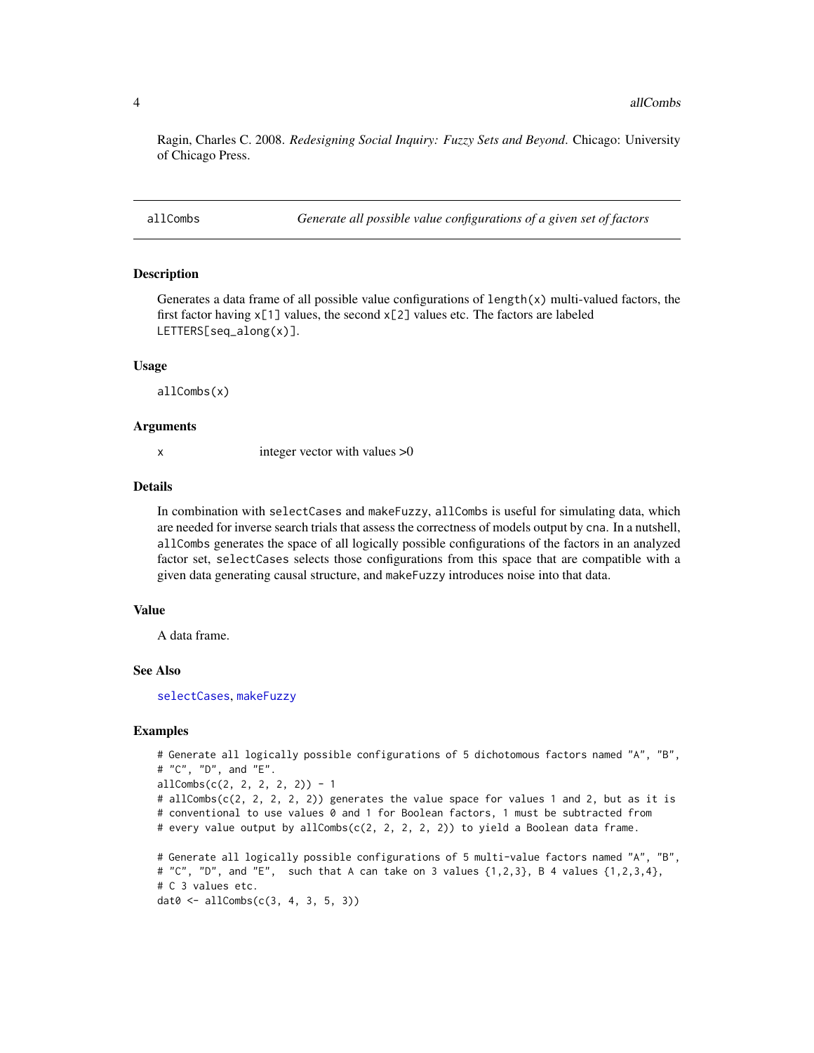Ragin, Charles C. 2008. *Redesigning Social Inquiry: Fuzzy Sets and Beyond*. Chicago: University of Chicago Press.

---

## allCombs — *Generate all possible value configurations of a given set of factors*

### Description

Generates a data frame of all possible value configurations of `length(x)` multi-valued factors, the first factor having `x[1]` values, the second `x[2]` values etc. The factors are labeled `LETTERS[seq_along(x)]`.

### Usage

```
allCombs(x)
```

### Arguments

| | |
|---|---|
| x | integer vector with values >0 |

### Details

In combination with `selectCases` and `makeFuzzy`, `allCombs` is useful for simulating data, which are needed for inverse search trials that assess the correctness of models output by `cna`. In a nutshell, `allCombs` generates the space of all logically possible configurations of the factors in an analyzed factor set, `selectCases` selects those configurations from this space that are compatible with a given data generating causal structure, and `makeFuzzy` introduces noise into that data.

### Value

A data frame.

### See Also

selectCases, makeFuzzy

### Examples

```
# Generate all logically possible configurations of 5 dichotomous factors named "A", "B",
# "C", "D", and "E".
allCombs(c(2, 2, 2, 2, 2)) - 1
# allCombs(c(2, 2, 2, 2, 2)) generates the value space for values 1 and 2, but as it is
# conventional to use values 0 and 1 for Boolean factors, 1 must be subtracted from
# every value output by allCombs(c(2, 2, 2, 2, 2)) to yield a Boolean data frame.

# Generate all logically possible configurations of 5 multi-value factors named "A", "B",
# "C", "D", and "E",  such that A can take on 3 values {1,2,3}, B 4 values {1,2,3,4},
# C 3 values etc.
dat0 <- allCombs(c(3, 4, 3, 5, 3))
```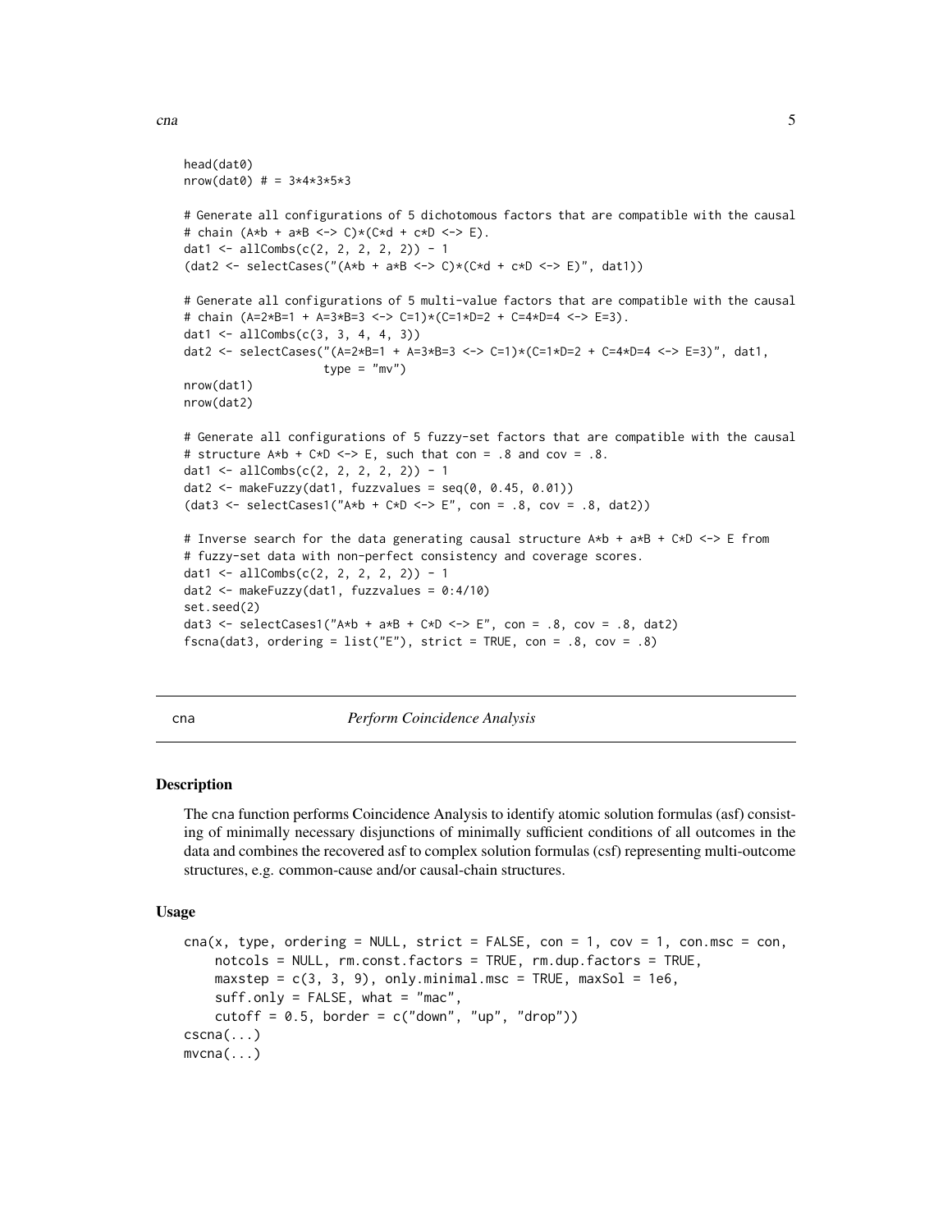```
head(dat0)
nrow(dat0) # = 3*4*3*5*3

# Generate all configurations of 5 dichotomous factors that are compatible with the causal
# chain (A*b + a*B <-> C)*(C*d + c*D <-> E).
dat1 <- allCombs(c(2, 2, 2, 2, 2)) - 1
(dat2 <- selectCases("(A*b + a*B <-> C)*(C*d + c*D <-> E)", dat1))

# Generate all configurations of 5 multi-value factors that are compatible with the causal
# chain (A=2*B=1 + A=3*B=3 <-> C=1)*(C=1*D=2 + C=4*D=4 <-> E=3).
dat1 <- allCombs(c(3, 3, 4, 4, 3))
dat2 <- selectCases("(A=2*B=1 + A=3*B=3 <-> C=1)*(C=1*D=2 + C=4*D=4 <-> E=3)", dat1,
                    type = "mv")
nrow(dat1)
nrow(dat2)

# Generate all configurations of 5 fuzzy-set factors that are compatible with the causal
# structure A*b + C*D <-> E, such that con = .8 and cov = .8.
dat1 <- allCombs(c(2, 2, 2, 2, 2)) - 1
dat2 <- makeFuzzy(dat1, fuzzvalues = seq(0, 0.45, 0.01))
(dat3 <- selectCases1("A*b + C*D <-> E", con = .8, cov = .8, dat2))

# Inverse search for the data generating causal structure A*b + a*B + C*D <-> E from
# fuzzy-set data with non-perfect consistency and coverage scores.
dat1 <- allCombs(c(2, 2, 2, 2, 2)) - 1
dat2 <- makeFuzzy(dat1, fuzzvalues = 0:4/10)
set.seed(2)
dat3 <- selectCases1("A*b + a*B + C*D <-> E", con = .8, cov = .8, dat2)
fscna(dat3, ordering = list("E"), strict = TRUE, con = .8, cov = .8)
```

---

cna *Perform Coincidence Analysis*

---

## Description

The cna function performs Coincidence Analysis to identify atomic solution formulas (asf) consisting of minimally necessary disjunctions of minimally sufficient conditions of all outcomes in the data and combines the recovered asf to complex solution formulas (csf) representing multi-outcome structures, e.g. common-cause and/or causal-chain structures.

## Usage

```
cna(x, type, ordering = NULL, strict = FALSE, con = 1, cov = 1, con.msc = con,
    notcols = NULL, rm.const.factors = TRUE, rm.dup.factors = TRUE,
    maxstep = c(3, 3, 9), only.minimal.msc = TRUE, maxSol = 1e6,
    suff.only = FALSE, what = "mac",
    cutoff = 0.5, border = c("down", "up", "drop"))
cscna(...)
mvcna(...)
```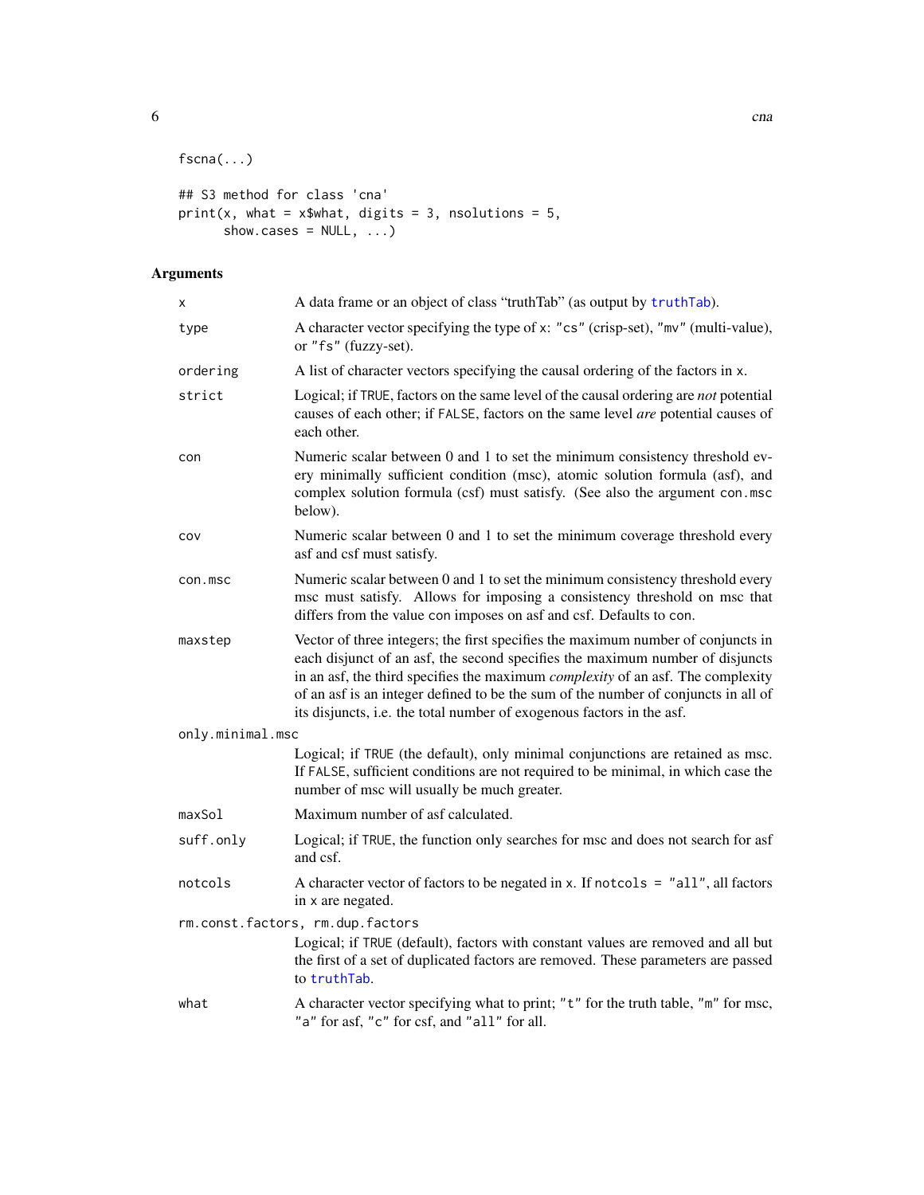```
fscna(...)

## S3 method for class 'cna'
print(x, what = x$what, digits = 3, nsolutions = 5,
      show.cases = NULL, ...)
```

## Arguments

| Argument | Description |
|---|---|
| `x` | A data frame or an object of class "truthTab" (as output by `truthTab`). |
| `type` | A character vector specifying the type of `x`: `"cs"` (crisp-set), `"mv"` (multi-value), or `"fs"` (fuzzy-set). |
| `ordering` | A list of character vectors specifying the causal ordering of the factors in `x`. |
| `strict` | Logical; if `TRUE`, factors on the same level of the causal ordering are *not* potential causes of each other; if `FALSE`, factors on the same level *are* potential causes of each other. |
| `con` | Numeric scalar between 0 and 1 to set the minimum consistency threshold every minimally sufficient condition (msc), atomic solution formula (asf), and complex solution formula (csf) must satisfy. (See also the argument `con.msc` below). |
| `cov` | Numeric scalar between 0 and 1 to set the minimum coverage threshold every asf and csf must satisfy. |
| `con.msc` | Numeric scalar between 0 and 1 to set the minimum consistency threshold every msc must satisfy. Allows for imposing a consistency threshold on msc that differs from the value `con` imposes on asf and csf. Defaults to `con`. |
| `maxstep` | Vector of three integers; the first specifies the maximum number of conjuncts in each disjunct of an asf, the second specifies the maximum number of disjuncts in an asf, the third specifies the maximum *complexity* of an asf. The complexity of an asf is an integer defined to be the sum of the number of conjuncts in all of its disjuncts, i.e. the total number of exogenous factors in the asf. |
| `only.minimal.msc` | Logical; if `TRUE` (the default), only minimal conjunctions are retained as msc. If `FALSE`, sufficient conditions are not required to be minimal, in which case the number of msc will usually be much greater. |
| `maxSol` | Maximum number of asf calculated. |
| `suff.only` | Logical; if `TRUE`, the function only searches for msc and does not search for asf and csf. |
| `notcols` | A character vector of factors to be negated in `x`. If `notcols = "all"`, all factors in `x` are negated. |
| `rm.const.factors, rm.dup.factors` | Logical; if `TRUE` (default), factors with constant values are removed and all but the first of a set of duplicated factors are removed. These parameters are passed to `truthTab`. |
| `what` | A character vector specifying what to print; `"t"` for the truth table, `"m"` for msc, `"a"` for asf, `"c"` for csf, and `"all"` for all. |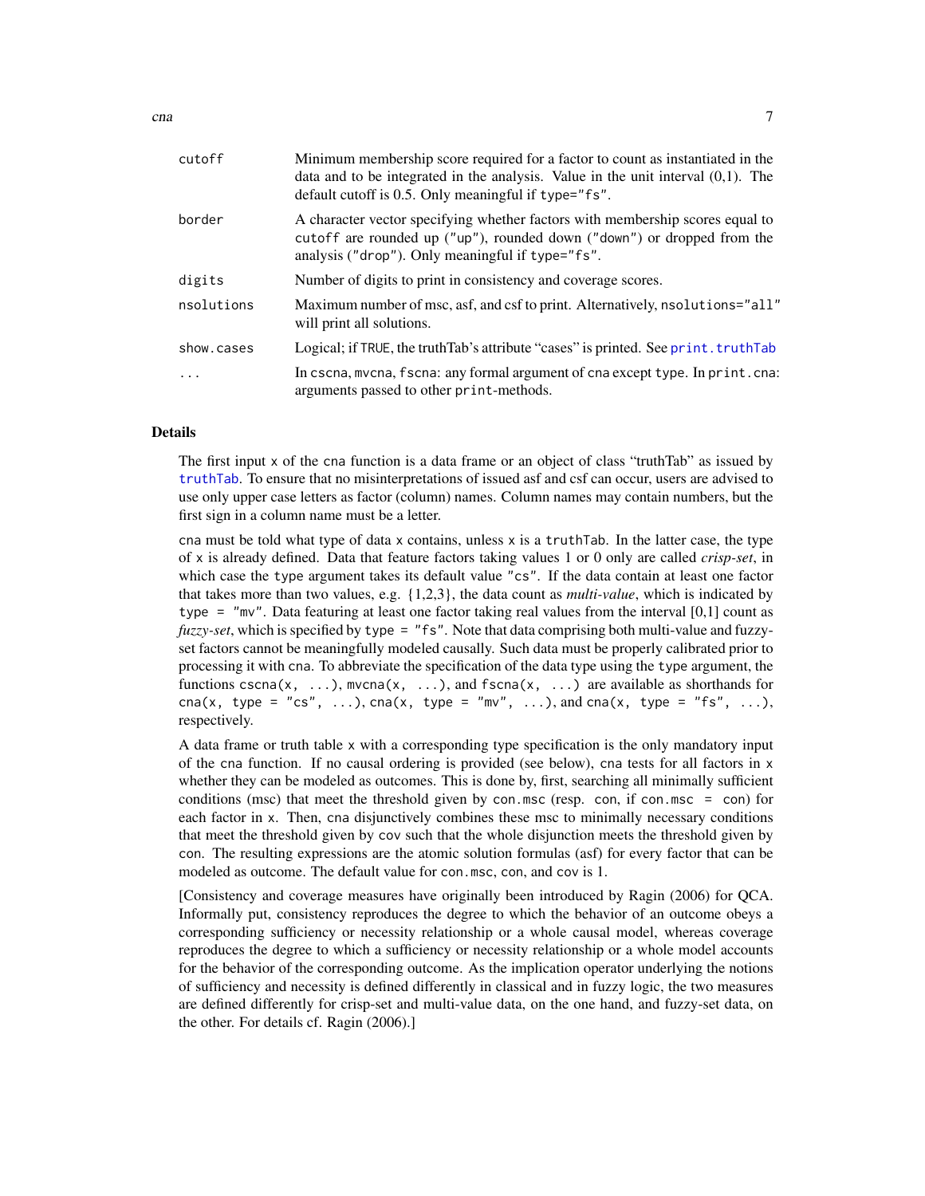| | |
|---|---|
| `cutoff` | Minimum membership score required for a factor to count as instantiated in the data and to be integrated in the analysis. Value in the unit interval (0,1). The default cutoff is 0.5. Only meaningful if `type="fs"`. |
| `border` | A character vector specifying whether factors with membership scores equal to `cutoff` are rounded up (`"up"`), rounded down (`"down"`) or dropped from the analysis (`"drop"`). Only meaningful if `type="fs"`. |
| `digits` | Number of digits to print in consistency and coverage scores. |
| `nsolutions` | Maximum number of msc, asf, and csf to print. Alternatively, `nsolutions="all"` will print all solutions. |
| `show.cases` | Logical; if `TRUE`, the truthTab's attribute "cases" is printed. See `print.truthTab` |
| `...` | In `cscna`, `mvcna`, `fscna`: any formal argument of `cna` except `type`. In `print.cna`: arguments passed to other `print`-methods. |

## Details

The first input `x` of the `cna` function is a data frame or an object of class "truthTab" as issued by `truthTab`. To ensure that no misinterpretations of issued asf and csf can occur, users are advised to use only upper case letters as factor (column) names. Column names may contain numbers, but the first sign in a column name must be a letter.

`cna` must be told what type of data `x` contains, unless `x` is a `truthTab`. In the latter case, the type of `x` is already defined. Data that feature factors taking values 1 or 0 only are called *crisp-set*, in which case the `type` argument takes its default value `"cs"`. If the data contain at least one factor that takes more than two values, e.g. {1,2,3}, the data count as *multi-value*, which is indicated by `type = "mv"`. Data featuring at least one factor taking real values from the interval [0,1] count as *fuzzy-set*, which is specified by `type = "fs"`. Note that data comprising both multi-value and fuzzy-set factors cannot be meaningfully modeled causally. Such data must be properly calibrated prior to processing it with `cna`. To abbreviate the specification of the data type using the `type` argument, the functions `cscna(x, ...)`, `mvcna(x, ...)`, and `fscna(x, ...)` are available as shorthands for `cna(x, type = "cs", ...)`, `cna(x, type = "mv", ...)`, and `cna(x, type = "fs", ...)`, respectively.

A data frame or truth table `x` with a corresponding type specification is the only mandatory input of the `cna` function. If no causal ordering is provided (see below), `cna` tests for all factors in `x` whether they can be modeled as outcomes. This is done by, first, searching all minimally sufficient conditions (msc) that meet the threshold given by `con.msc` (resp. `con`, if `con.msc = con`) for each factor in `x`. Then, `cna` disjunctively combines these msc to minimally necessary conditions that meet the threshold given by `cov` such that the whole disjunction meets the threshold given by `con`. The resulting expressions are the atomic solution formulas (asf) for every factor that can be modeled as outcome. The default value for `con.msc`, `con`, and `cov` is 1.

[Consistency and coverage measures have originally been introduced by Ragin (2006) for QCA. Informally put, consistency reproduces the degree to which the behavior of an outcome obeys a corresponding sufficiency or necessity relationship or a whole causal model, whereas coverage reproduces the degree to which a sufficiency or necessity relationship or a whole model accounts for the behavior of the corresponding outcome. As the implication operator underlying the notions of sufficiency and necessity is defined differently in classical and in fuzzy logic, the two measures are defined differently for crisp-set and multi-value data, on the one hand, and fuzzy-set data, on the other. For details cf. Ragin (2006).]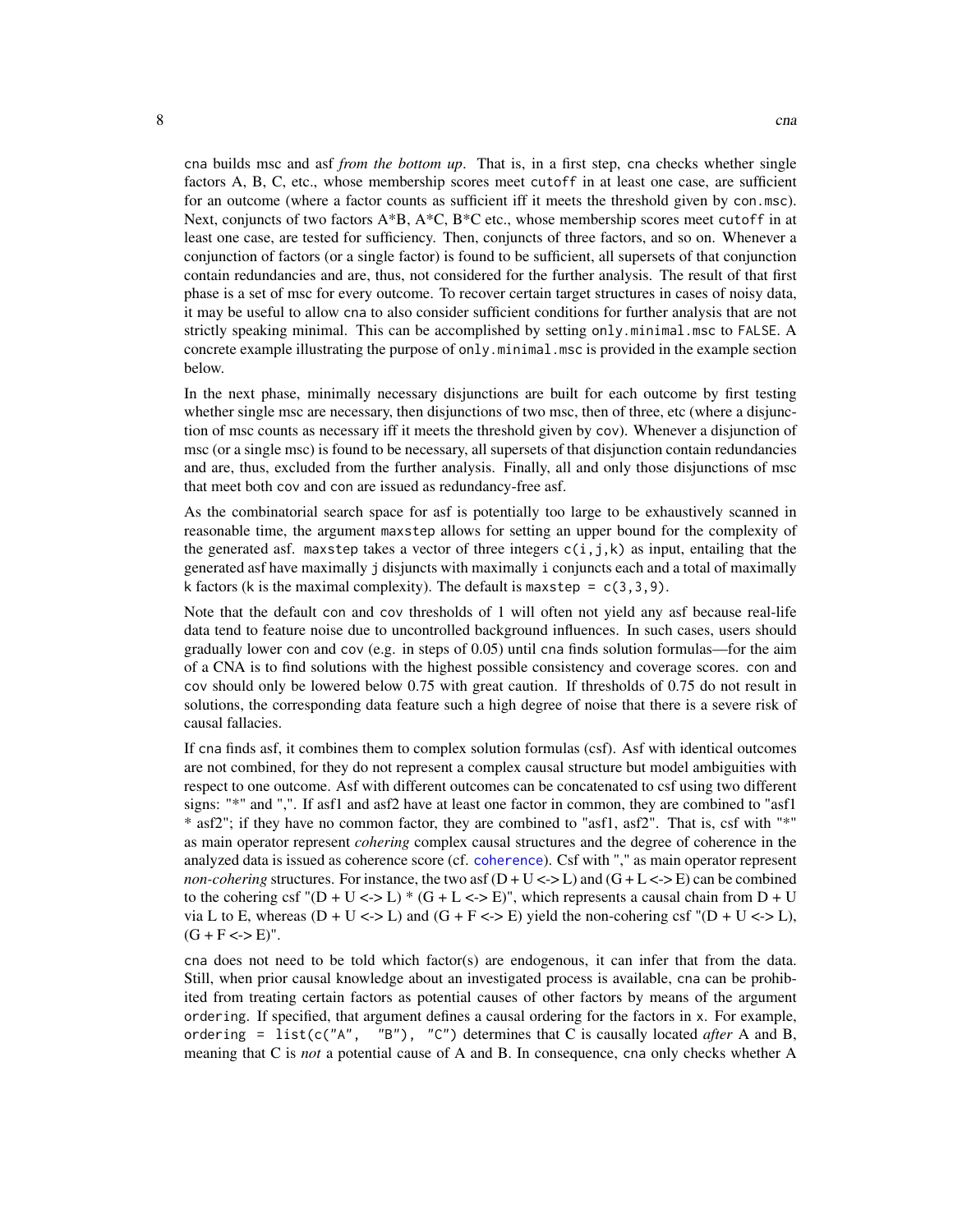cna builds msc and asf *from the bottom up*. That is, in a first step, cna checks whether single factors A, B, C, etc., whose membership scores meet cutoff in at least one case, are sufficient for an outcome (where a factor counts as sufficient iff it meets the threshold given by con.msc). Next, conjuncts of two factors A*B, A*C, B*C etc., whose membership scores meet cutoff in at least one case, are tested for sufficiency. Then, conjuncts of three factors, and so on. Whenever a conjunction of factors (or a single factor) is found to be sufficient, all supersets of that conjunction contain redundancies and are, thus, not considered for the further analysis. The result of that first phase is a set of msc for every outcome. To recover certain target structures in cases of noisy data, it may be useful to allow cna to also consider sufficient conditions for further analysis that are not strictly speaking minimal. This can be accomplished by setting only.minimal.msc to FALSE. A concrete example illustrating the purpose of only.minimal.msc is provided in the example section below.

In the next phase, minimally necessary disjunctions are built for each outcome by first testing whether single msc are necessary, then disjunctions of two msc, then of three, etc (where a disjunction of msc counts as necessary iff it meets the threshold given by cov). Whenever a disjunction of msc (or a single msc) is found to be necessary, all supersets of that disjunction contain redundancies and are, thus, excluded from the further analysis. Finally, all and only those disjunctions of msc that meet both cov and con are issued as redundancy-free asf.

As the combinatorial search space for asf is potentially too large to be exhaustively scanned in reasonable time, the argument maxstep allows for setting an upper bound for the complexity of the generated asf. maxstep takes a vector of three integers c(i,j,k) as input, entailing that the generated asf have maximally j disjuncts with maximally i conjuncts each and a total of maximally k factors (k is the maximal complexity). The default is maxstep = c(3,3,9).

Note that the default con and cov thresholds of 1 will often not yield any asf because real-life data tend to feature noise due to uncontrolled background influences. In such cases, users should gradually lower con and cov (e.g. in steps of 0.05) until cna finds solution formulas—for the aim of a CNA is to find solutions with the highest possible consistency and coverage scores. con and cov should only be lowered below 0.75 with great caution. If thresholds of 0.75 do not result in solutions, the corresponding data feature such a high degree of noise that there is a severe risk of causal fallacies.

If cna finds asf, it combines them to complex solution formulas (csf). Asf with identical outcomes are not combined, for they do not represent a complex causal structure but model ambiguities with respect to one outcome. Asf with different outcomes can be concatenated to csf using two different signs: "*" and ",". If asf1 and asf2 have at least one factor in common, they are combined to "asf1 * asf2"; if they have no common factor, they are combined to "asf1, asf2". That is, csf with "*" as main operator represent *cohering* complex causal structures and the degree of coherence in the analyzed data is issued as coherence score (cf. coherence). Csf with "," as main operator represent *non-cohering* structures. For instance, the two asf (D + U <-> L) and (G + L <-> E) can be combined to the cohering csf "(D + U <-> L) * (G + L <-> E)", which represents a causal chain from D + U via L to E, whereas (D + U <-> L) and (G + F <-> E) yield the non-cohering csf "(D + U <-> L), (G + F <-> E)".

cna does not need to be told which factor(s) are endogenous, it can infer that from the data. Still, when prior causal knowledge about an investigated process is available, cna can be prohibited from treating certain factors as potential causes of other factors by means of the argument ordering. If specified, that argument defines a causal ordering for the factors in x. For example, ordering = list(c("A", "B"), "C") determines that C is causally located *after* A and B, meaning that C is *not* a potential cause of A and B. In consequence, cna only checks whether A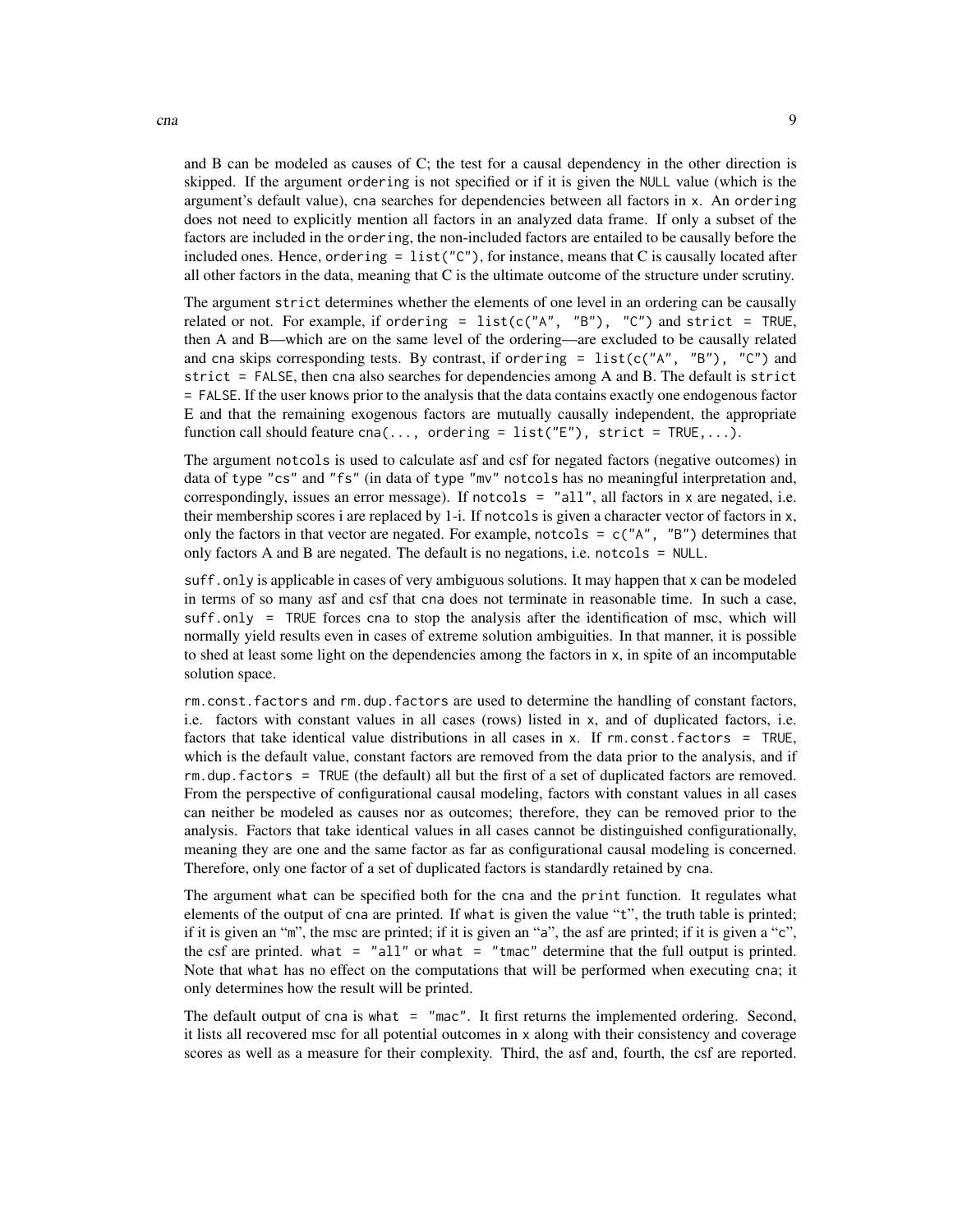and B can be modeled as causes of C; the test for a causal dependency in the other direction is skipped. If the argument `ordering` is not specified or if it is given the `NULL` value (which is the argument's default value), `cna` searches for dependencies between all factors in `x`. An `ordering` does not need to explicitly mention all factors in an analyzed data frame. If only a subset of the factors are included in the `ordering`, the non-included factors are entailed to be causally before the included ones. Hence, `ordering = list("C")`, for instance, means that C is causally located after all other factors in the data, meaning that C is the ultimate outcome of the structure under scrutiny.

The argument `strict` determines whether the elements of one level in an ordering can be causally related or not. For example, if `ordering = list(c("A", "B"), "C")` and `strict = TRUE`, then A and B—which are on the same level of the ordering—are excluded to be causally related and `cna` skips corresponding tests. By contrast, if `ordering = list(c("A", "B"), "C")` and `strict = FALSE`, then `cna` also searches for dependencies among A and B. The default is `strict = FALSE`. If the user knows prior to the analysis that the data contains exactly one endogenous factor E and that the remaining exogenous factors are mutually causally independent, the appropriate function call should feature `cna(..., ordering = list("E"), strict = TRUE,...)`.

The argument `notcols` is used to calculate asf and csf for negated factors (negative outcomes) in data of type `"cs"` and `"fs"` (in data of type `"mv"` `notcols` has no meaningful interpretation and, correspondingly, issues an error message). If `notcols = "all"`, all factors in `x` are negated, i.e. their membership scores i are replaced by 1-i. If `notcols` is given a character vector of factors in `x`, only the factors in that vector are negated. For example, `notcols = c("A", "B")` determines that only factors A and B are negated. The default is no negations, i.e. `notcols = NULL`.

`suff.only` is applicable in cases of very ambiguous solutions. It may happen that `x` can be modeled in terms of so many asf and csf that `cna` does not terminate in reasonable time. In such a case, `suff.only = TRUE` forces `cna` to stop the analysis after the identification of msc, which will normally yield results even in cases of extreme solution ambiguities. In that manner, it is possible to shed at least some light on the dependencies among the factors in `x`, in spite of an incomputable solution space.

`rm.const.factors` and `rm.dup.factors` are used to determine the handling of constant factors, i.e. factors with constant values in all cases (rows) listed in `x`, and of duplicated factors, i.e. factors that take identical value distributions in all cases in `x`. If `rm.const.factors = TRUE`, which is the default value, constant factors are removed from the data prior to the analysis, and if `rm.dup.factors = TRUE` (the default) all but the first of a set of duplicated factors are removed. From the perspective of configurational causal modeling, factors with constant values in all cases can neither be modeled as causes nor as outcomes; therefore, they can be removed prior to the analysis. Factors that take identical values in all cases cannot be distinguished configurationally, meaning they are one and the same factor as far as configurational causal modeling is concerned. Therefore, only one factor of a set of duplicated factors is standardly retained by `cna`.

The argument `what` can be specified both for the `cna` and the `print` function. It regulates what elements of the output of `cna` are printed. If `what` is given the value "`t`", the truth table is printed; if it is given an "`m`", the msc are printed; if it is given an "a", the asf are printed; if it is given a "c", the csf are printed. `what = "all"` or `what = "tmac"` determine that the full output is printed. Note that `what` has no effect on the computations that will be performed when executing `cna`; it only determines how the result will be printed.

The default output of `cna` is `what = "mac"`. It first returns the implemented ordering. Second, it lists all recovered msc for all potential outcomes in `x` along with their consistency and coverage scores as well as a measure for their complexity. Third, the asf and, fourth, the csf are reported.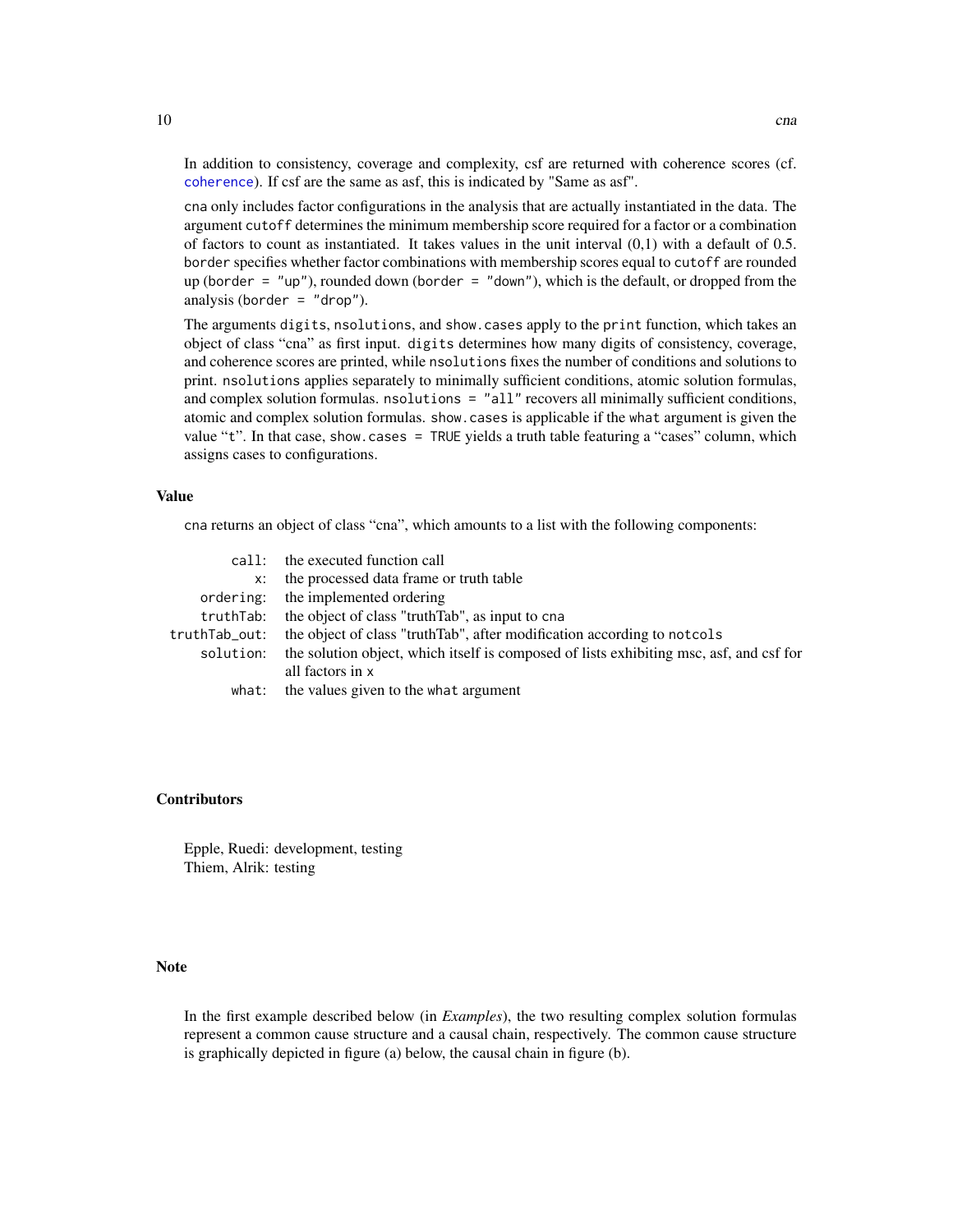In addition to consistency, coverage and complexity, csf are returned with coherence scores (cf. `coherence`). If csf are the same as asf, this is indicated by "Same as asf".

`cna` only includes factor configurations in the analysis that are actually instantiated in the data. The argument `cutoff` determines the minimum membership score required for a factor or a combination of factors to count as instantiated. It takes values in the unit interval (0,1) with a default of 0.5. `border` specifies whether factor combinations with membership scores equal to `cutoff` are rounded up (`border = "up"`), rounded down (`border = "down"`), which is the default, or dropped from the analysis (`border = "drop"`).

The arguments `digits`, `nsolutions`, and `show.cases` apply to the `print` function, which takes an object of class "cna" as first input. `digits` determines how many digits of consistency, coverage, and coherence scores are printed, while `nsolutions` fixes the number of conditions and solutions to print. `nsolutions` applies separately to minimally sufficient conditions, atomic solution formulas, and complex solution formulas. `nsolutions = "all"` recovers all minimally sufficient conditions, atomic and complex solution formulas. `show.cases` is applicable if the `what` argument is given the value "t". In that case, `show.cases = TRUE` yields a truth table featuring a "cases" column, which assigns cases to configurations.

### Value

`cna` returns an object of class "cna", which amounts to a list with the following components:

| | |
|---|---|
| `call`: | the executed function call |
| `x`: | the processed data frame or truth table |
| `ordering`: | the implemented ordering |
| `truthTab`: | the object of class "truthTab", as input to `cna` |
| `truthTab_out`: | the object of class "truthTab", after modification according to `notcols` |
| `solution`: | the solution object, which itself is composed of lists exhibiting msc, asf, and csf for all factors in `x` |
| `what`: | the values given to the `what` argument |

### Contributors

Epple, Ruedi: development, testing
Thiem, Alrik: testing

### Note

In the first example described below (in *Examples*), the two resulting complex solution formulas represent a common cause structure and a causal chain, respectively. The common cause structure is graphically depicted in figure (a) below, the causal chain in figure (b).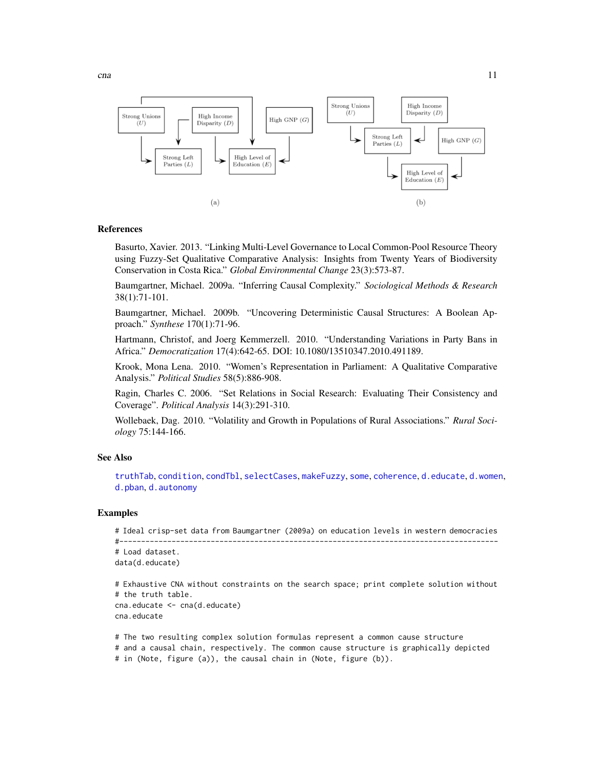Strong Unions (U) — High Income Disparity (D) — High GNP (G) — Strong Left Parties (L) — High Level of Education (E)

(a)

Strong Unions (U) — High Income Disparity (D) — Strong Left Parties (L) — High GNP (G) — High Level of Education (E)

(b)

## References

Basurto, Xavier. 2013. "Linking Multi-Level Governance to Local Common-Pool Resource Theory using Fuzzy-Set Qualitative Comparative Analysis: Insights from Twenty Years of Biodiversity Conservation in Costa Rica." *Global Environmental Change* 23(3):573-87.

Baumgartner, Michael. 2009a. "Inferring Causal Complexity." *Sociological Methods & Research* 38(1):71-101.

Baumgartner, Michael. 2009b. "Uncovering Deterministic Causal Structures: A Boolean Approach." *Synthese* 170(1):71-96.

Hartmann, Christof, and Joerg Kemmerzell. 2010. "Understanding Variations in Party Bans in Africa." *Democratization* 17(4):642-65. DOI: 10.1080/13510347.2010.491189.

Krook, Mona Lena. 2010. "Women's Representation in Parliament: A Qualitative Comparative Analysis." *Political Studies* 58(5):886-908.

Ragin, Charles C. 2006. "Set Relations in Social Research: Evaluating Their Consistency and Coverage". *Political Analysis* 14(3):291-310.

Wollebaek, Dag. 2010. "Volatility and Growth in Populations of Rural Associations." *Rural Sociology* 75:144-166.

## See Also

truthTab, condition, condTbl, selectCases, makeFuzzy, some, coherence, d.educate, d.women, d.pban, d.autonomy

## Examples

```
# Ideal crisp-set data from Baumgartner (2009a) on education levels in western democracies
#----------------------------------------------------------------------------------------
# Load dataset.
data(d.educate)

# Exhaustive CNA without constraints on the search space; print complete solution without
# the truth table.
cna.educate <- cna(d.educate)
cna.educate

# The two resulting complex solution formulas represent a common cause structure
# and a causal chain, respectively. The common cause structure is graphically depicted
# in (Note, figure (a)), the causal chain in (Note, figure (b)).
```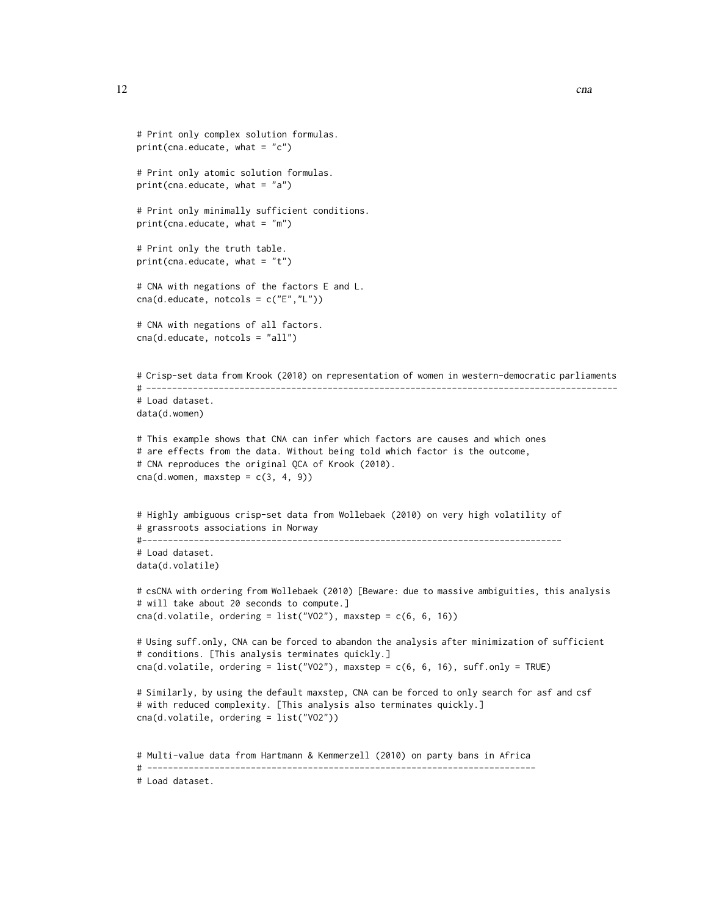```
# Print only complex solution formulas.
print(cna.educate, what = "c")

# Print only atomic solution formulas.
print(cna.educate, what = "a")

# Print only minimally sufficient conditions.
print(cna.educate, what = "m")

# Print only the truth table.
print(cna.educate, what = "t")

# CNA with negations of the factors E and L.
cna(d.educate, notcols = c("E","L"))

# CNA with negations of all factors.
cna(d.educate, notcols = "all")


# Crisp-set data from Krook (2010) on representation of women in western-democratic parliaments
# ------------------------------------------------------------------------------------------
# Load dataset.
data(d.women)

# This example shows that CNA can infer which factors are causes and which ones
# are effects from the data. Without being told which factor is the outcome,
# CNA reproduces the original QCA of Krook (2010).
cna(d.women, maxstep = c(3, 4, 9))


# Highly ambiguous crisp-set data from Wollebaek (2010) on very high volatility of
# grassroots associations in Norway
#--------------------------------------------------------------------------------
# Load dataset.
data(d.volatile)

# csCNA with ordering from Wollebaek (2010) [Beware: due to massive ambiguities, this analysis
# will take about 20 seconds to compute.]
cna(d.volatile, ordering = list("VO2"), maxstep = c(6, 6, 16))

# Using suff.only, CNA can be forced to abandon the analysis after minimization of sufficient
# conditions. [This analysis terminates quickly.]
cna(d.volatile, ordering = list("VO2"), maxstep = c(6, 6, 16), suff.only = TRUE)

# Similarly, by using the default maxstep, CNA can be forced to only search for asf and csf
# with reduced complexity. [This analysis also terminates quickly.]
cna(d.volatile, ordering = list("VO2"))


# Multi-value data from Hartmann & Kemmerzell (2010) on party bans in Africa
# ---------------------------------------------------------------------------
# Load dataset.
```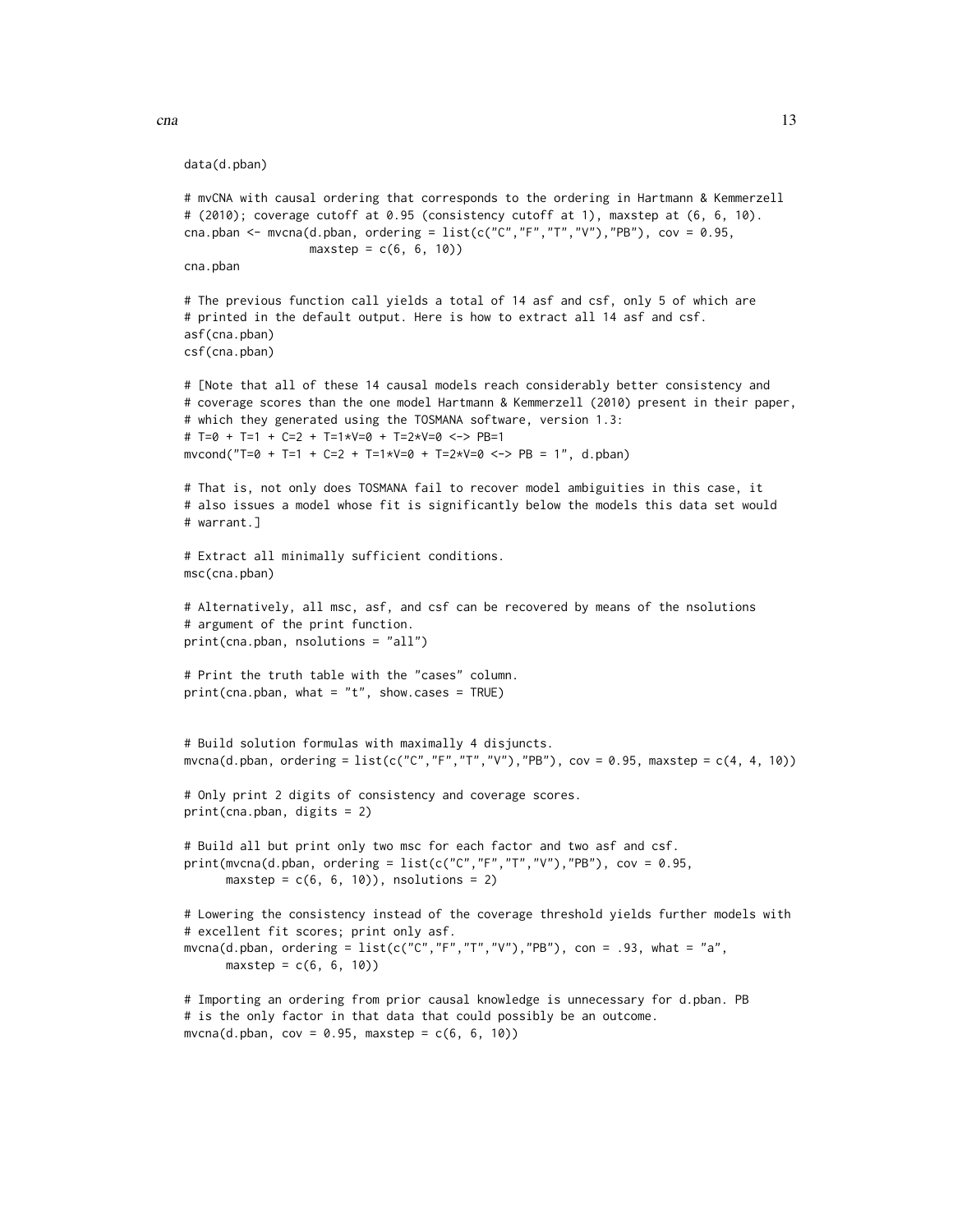```
data(d.pban)

# mvCNA with causal ordering that corresponds to the ordering in Hartmann & Kemmerzell
# (2010); coverage cutoff at 0.95 (consistency cutoff at 1), maxstep at (6, 6, 10).
cna.pban <- mvcna(d.pban, ordering = list(c("C","F","T","V"),"PB"), cov = 0.95,
                  maxstep = c(6, 6, 10))
cna.pban

# The previous function call yields a total of 14 asf and csf, only 5 of which are
# printed in the default output. Here is how to extract all 14 asf and csf.
asf(cna.pban)
csf(cna.pban)

# [Note that all of these 14 causal models reach considerably better consistency and
# coverage scores than the one model Hartmann & Kemmerzell (2010) present in their paper,
# which they generated using the TOSMANA software, version 1.3:
# T=0 + T=1 + C=2 + T=1*V=0 + T=2*V=0 <-> PB=1
mvcond("T=0 + T=1 + C=2 + T=1*V=0 + T=2*V=0 <-> PB = 1", d.pban)

# That is, not only does TOSMANA fail to recover model ambiguities in this case, it
# also issues a model whose fit is significantly below the models this data set would
# warrant.]

# Extract all minimally sufficient conditions.
msc(cna.pban)

# Alternatively, all msc, asf, and csf can be recovered by means of the nsolutions
# argument of the print function.
print(cna.pban, nsolutions = "all")

# Print the truth table with the "cases" column.
print(cna.pban, what = "t", show.cases = TRUE)


# Build solution formulas with maximally 4 disjuncts.
mvcna(d.pban, ordering = list(c("C","F","T","V"),"PB"), cov = 0.95, maxstep = c(4, 4, 10))

# Only print 2 digits of consistency and coverage scores.
print(cna.pban, digits = 2)

# Build all but print only two msc for each factor and two asf and csf.
print(mvcna(d.pban, ordering = list(c("C","F","T","V"),"PB"), cov = 0.95,
      maxstep = c(6, 6, 10)), nsolutions = 2)

# Lowering the consistency instead of the coverage threshold yields further models with
# excellent fit scores; print only asf.
mvcna(d.pban, ordering = list(c("C","F","T","V"),"PB"), con = .93, what = "a",
      maxstep = c(6, 6, 10))

# Importing an ordering from prior causal knowledge is unnecessary for d.pban. PB
# is the only factor in that data that could possibly be an outcome.
mvcna(d.pban, cov = 0.95, maxstep = c(6, 6, 10))
```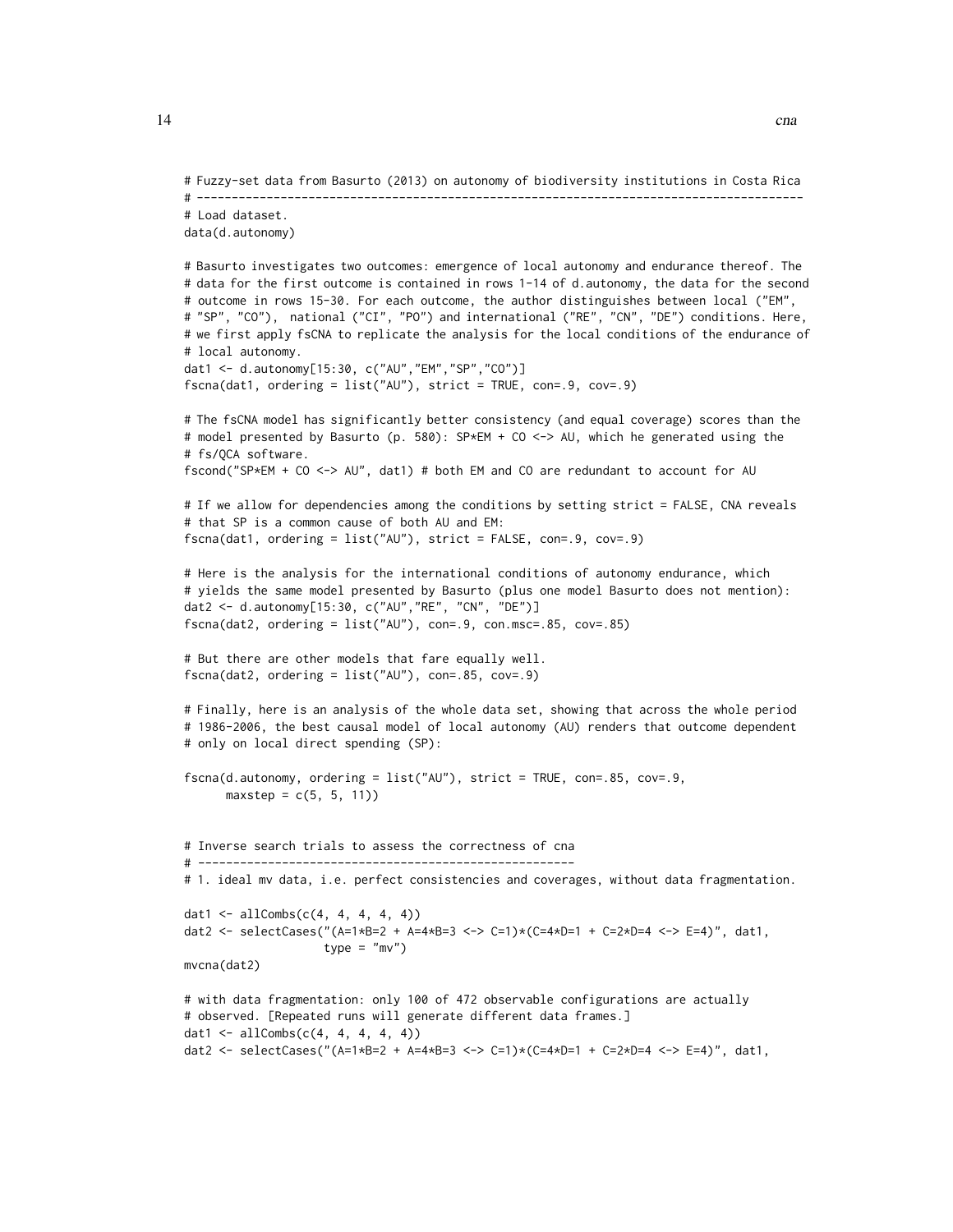```
# Fuzzy-set data from Basurto (2013) on autonomy of biodiversity institutions in Costa Rica
# ---------------------------------------------------------------------------------------
# Load dataset.
data(d.autonomy)

# Basurto investigates two outcomes: emergence of local autonomy and endurance thereof. The
# data for the first outcome is contained in rows 1-14 of d.autonomy, the data for the second
# outcome in rows 15-30. For each outcome, the author distinguishes between local ("EM",
# "SP", "CO"),  national ("CI", "PO") and international ("RE", "CN", "DE") conditions. Here,
# we first apply fsCNA to replicate the analysis for the local conditions of the endurance of
# local autonomy.
dat1 <- d.autonomy[15:30, c("AU","EM","SP","CO")]
fscna(dat1, ordering = list("AU"), strict = TRUE, con=.9, cov=.9)

# The fsCNA model has significantly better consistency (and equal coverage) scores than the
# model presented by Basurto (p. 580): SP*EM + CO <-> AU, which he generated using the
# fs/QCA software.
fscond("SP*EM + CO <-> AU", dat1) # both EM and CO are redundant to account for AU

# If we allow for dependencies among the conditions by setting strict = FALSE, CNA reveals
# that SP is a common cause of both AU and EM:
fscna(dat1, ordering = list("AU"), strict = FALSE, con=.9, cov=.9)

# Here is the analysis for the international conditions of autonomy endurance, which
# yields the same model presented by Basurto (plus one model Basurto does not mention):
dat2 <- d.autonomy[15:30, c("AU","RE", "CN", "DE")]
fscna(dat2, ordering = list("AU"), con=.9, con.msc=.85, cov=.85)

# But there are other models that fare equally well.
fscna(dat2, ordering = list("AU"), con=.85, cov=.9)

# Finally, here is an analysis of the whole data set, showing that across the whole period
# 1986-2006, the best causal model of local autonomy (AU) renders that outcome dependent
# only on local direct spending (SP):

fscna(d.autonomy, ordering = list("AU"), strict = TRUE, con=.85, cov=.9,
      maxstep = c(5, 5, 11))


# Inverse search trials to assess the correctness of cna
# ------------------------------------------------------
# 1. ideal mv data, i.e. perfect consistencies and coverages, without data fragmentation.

dat1 <- allCombs(c(4, 4, 4, 4, 4))
dat2 <- selectCases("(A=1*B=2 + A=4*B=3 <-> C=1)*(C=4*D=1 + C=2*D=4 <-> E=4)", dat1,
                   type = "mv")
mvcna(dat2)

# with data fragmentation: only 100 of 472 observable configurations are actually
# observed. [Repeated runs will generate different data frames.]
dat1 <- allCombs(c(4, 4, 4, 4, 4))
dat2 <- selectCases("(A=1*B=2 + A=4*B=3 <-> C=1)*(C=4*D=1 + C=2*D=4 <-> E=4)", dat1,
```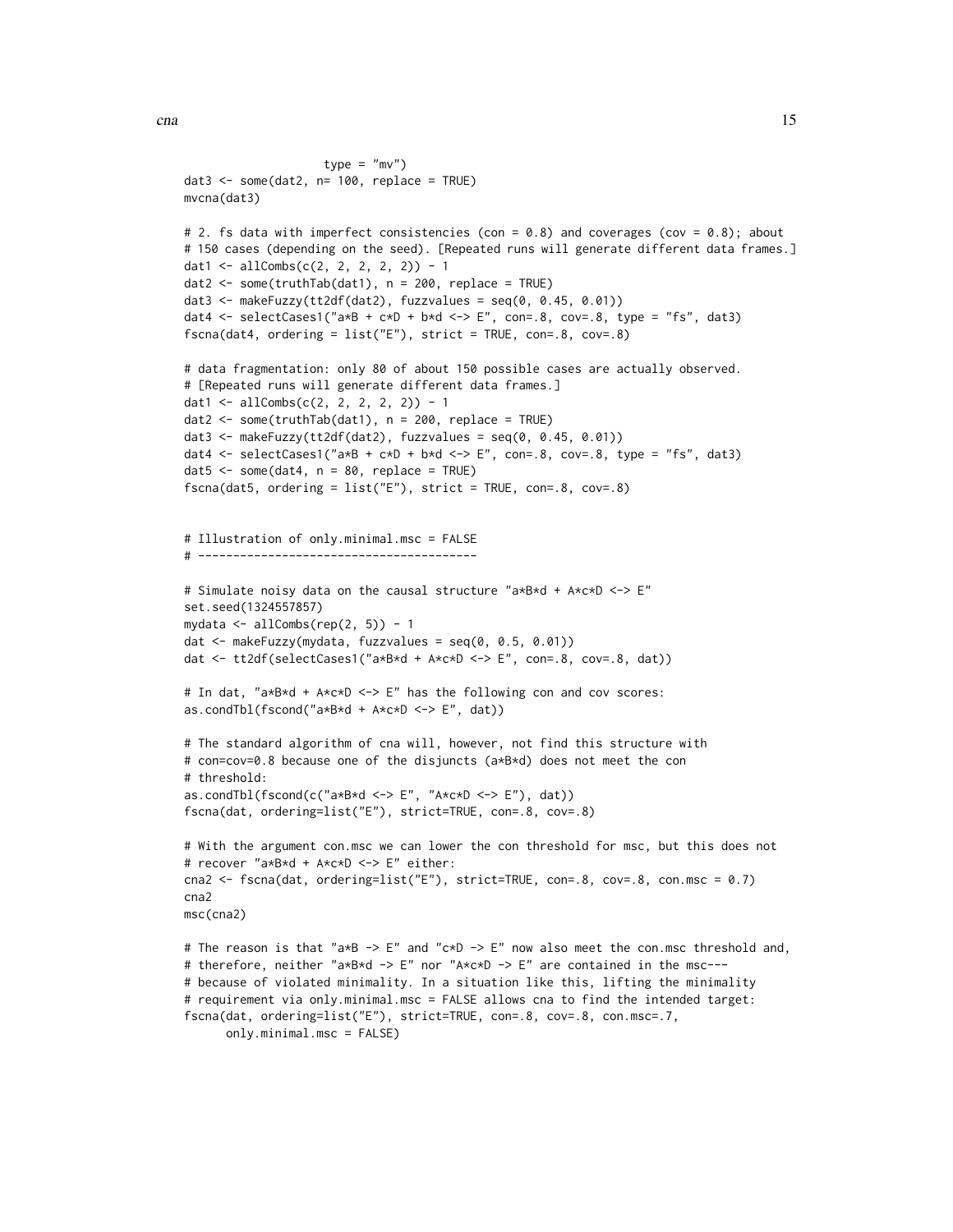```
                    type = "mv")
dat3 <- some(dat2, n= 100, replace = TRUE)
mvcna(dat3)

# 2. fs data with imperfect consistencies (con = 0.8) and coverages (cov = 0.8); about
# 150 cases (depending on the seed). [Repeated runs will generate different data frames.]
dat1 <- allCombs(c(2, 2, 2, 2, 2)) - 1
dat2 <- some(truthTab(dat1), n = 200, replace = TRUE)
dat3 <- makeFuzzy(tt2df(dat2), fuzzvalues = seq(0, 0.45, 0.01))
dat4 <- selectCases1("a*B + c*D + b*d <-> E", con=.8, cov=.8, type = "fs", dat3)
fscna(dat4, ordering = list("E"), strict = TRUE, con=.8, cov=.8)

# data fragmentation: only 80 of about 150 possible cases are actually observed.
# [Repeated runs will generate different data frames.]
dat1 <- allCombs(c(2, 2, 2, 2, 2)) - 1
dat2 <- some(truthTab(dat1), n = 200, replace = TRUE)
dat3 <- makeFuzzy(tt2df(dat2), fuzzvalues = seq(0, 0.45, 0.01))
dat4 <- selectCases1("a*B + c*D + b*d <-> E", con=.8, cov=.8, type = "fs", dat3)
dat5 <- some(dat4, n = 80, replace = TRUE)
fscna(dat5, ordering = list("E"), strict = TRUE, con=.8, cov=.8)


# Illustration of only.minimal.msc = FALSE
# ----------------------------------------

# Simulate noisy data on the causal structure "a*B*d + A*c*D <-> E"
set.seed(1324557857)
mydata <- allCombs(rep(2, 5)) - 1
dat <- makeFuzzy(mydata, fuzzvalues = seq(0, 0.5, 0.01))
dat <- tt2df(selectCases1("a*B*d + A*c*D <-> E", con=.8, cov=.8, dat))

# In dat, "a*B*d + A*c*D <-> E" has the following con and cov scores:
as.condTbl(fscond("a*B*d + A*c*D <-> E", dat))

# The standard algorithm of cna will, however, not find this structure with
# con=cov=0.8 because one of the disjuncts (a*B*d) does not meet the con
# threshold:
as.condTbl(fscond(c("a*B*d <-> E", "A*c*D <-> E"), dat))
fscna(dat, ordering=list("E"), strict=TRUE, con=.8, cov=.8)

# With the argument con.msc we can lower the con threshold for msc, but this does not
# recover "a*B*d + A*c*D <-> E" either:
cna2 <- fscna(dat, ordering=list("E"), strict=TRUE, con=.8, cov=.8, con.msc = 0.7)
cna2
msc(cna2)

# The reason is that "a*B -> E" and "c*D -> E" now also meet the con.msc threshold and,
# therefore, neither "a*B*d -> E" nor "A*c*D -> E" are contained in the msc---
# because of violated minimality. In a situation like this, lifting the minimality
# requirement via only.minimal.msc = FALSE allows cna to find the intended target:
fscna(dat, ordering=list("E"), strict=TRUE, con=.8, cov=.8, con.msc=.7,
      only.minimal.msc = FALSE)
```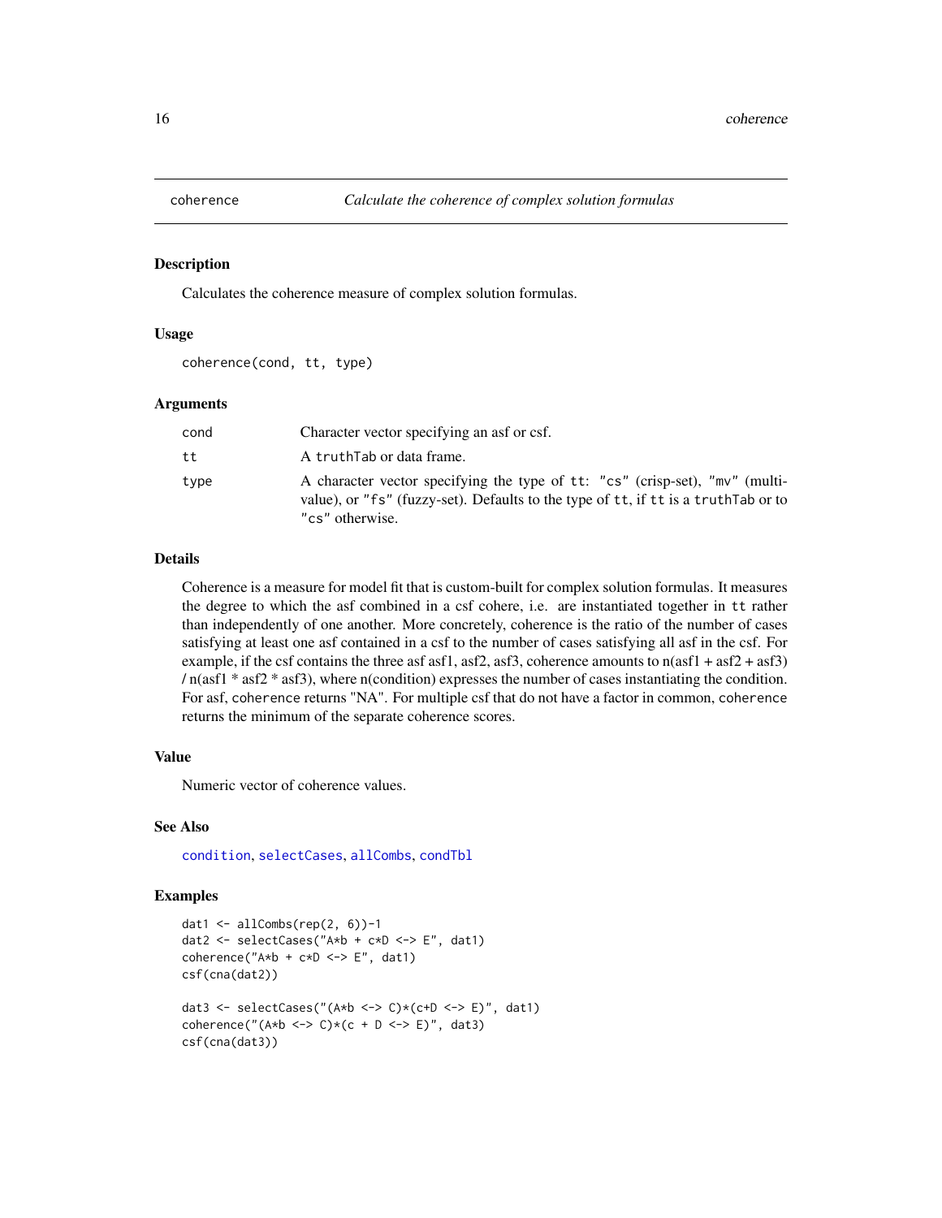# coherence — *Calculate the coherence of complex solution formulas*

## Description

Calculates the coherence measure of complex solution formulas.

## Usage

```
coherence(cond, tt, type)
```

## Arguments

| | |
|---|---|
| `cond` | Character vector specifying an asf or csf. |
| `tt` | A `truthTab` or data frame. |
| `type` | A character vector specifying the type of `tt`: `"cs"` (crisp-set), `"mv"` (multi-value), or `"fs"` (fuzzy-set). Defaults to the type of `tt`, if `tt` is a `truthTab` or to `"cs"` otherwise. |

## Details

Coherence is a measure for model fit that is custom-built for complex solution formulas. It measures the degree to which the asf combined in a csf cohere, i.e. are instantiated together in `tt` rather than independently of one another. More concretely, coherence is the ratio of the number of cases satisfying at least one asf contained in a csf to the number of cases satisfying all asf in the csf. For example, if the csf contains the three asf asf1, asf2, asf3, coherence amounts to n(asf1 + asf2 + asf3) / n(asf1 * asf2 * asf3), where n(condition) expresses the number of cases instantiating the condition. For asf, `coherence` returns "NA". For multiple csf that do not have a factor in common, `coherence` returns the minimum of the separate coherence scores.

## Value

Numeric vector of coherence values.

## See Also

`condition`, `selectCases`, `allCombs`, `condTbl`

## Examples

```
dat1 <- allCombs(rep(2, 6))-1
dat2 <- selectCases("A*b + c*D <-> E", dat1)
coherence("A*b + c*D <-> E", dat1)
csf(cna(dat2))

dat3 <- selectCases("(A*b <-> C)*(c+D <-> E)", dat1)
coherence("(A*b <-> C)*(c + D <-> E)", dat3)
csf(cna(dat3))
```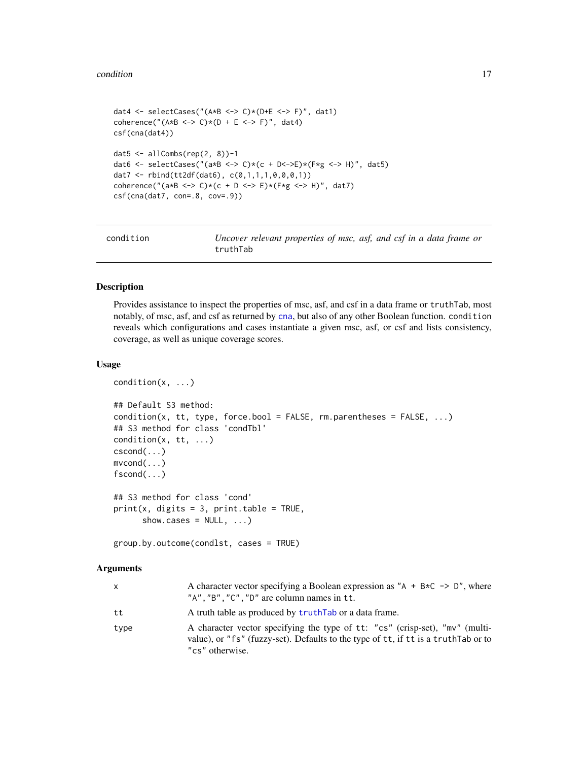```
dat4 <- selectCases("(A*B <-> C)*(D+E <-> F)", dat1)
coherence("(A*B <-> C)*(D + E <-> F)", dat4)
csf(cna(dat4))

dat5 <- allCombs(rep(2, 8))-1
dat6 <- selectCases("(a*B <-> C)*(c + D<->E)*(F*g <-> H)", dat5)
dat7 <- rbind(tt2df(dat6), c(0,1,1,1,0,0,0,1))
coherence("(a*B <-> C)*(c + D <-> E)*(F*g <-> H)", dat7)
csf(cna(dat7, con=.8, cov=.9))
```

---

## condition — *Uncover relevant properties of msc, asf, and csf in a data frame or* `truthTab`

### Description

Provides assistance to inspect the properties of msc, asf, and csf in a data frame or `truthTab`, most notably, of msc, asf, and csf as returned by `cna`, but also of any other Boolean function. `condition` reveals which configurations and cases instantiate a given msc, asf, or csf and lists consistency, coverage, as well as unique coverage scores.

### Usage

```
condition(x, ...)

## Default S3 method:
condition(x, tt, type, force.bool = FALSE, rm.parentheses = FALSE, ...)
## S3 method for class 'condTbl'
condition(x, tt, ...)
cscond(...)
mvcond(...)
fscond(...)

## S3 method for class 'cond'
print(x, digits = 3, print.table = TRUE,
      show.cases = NULL, ...)

group.by.outcome(condlst, cases = TRUE)
```

### Arguments

| | |
|---|---|
| `x` | A character vector specifying a Boolean expression as `"A + B*C -> D"`, where `"A","B","C","D"` are column names in `tt`. |
| `tt` | A truth table as produced by `truthTab` or a data frame. |
| `type` | A character vector specifying the type of `tt`: `"cs"` (crisp-set), `"mv"` (multi-value), or `"fs"` (fuzzy-set). Defaults to the type of `tt`, if `tt` is a `truthTab` or to `"cs"` otherwise. |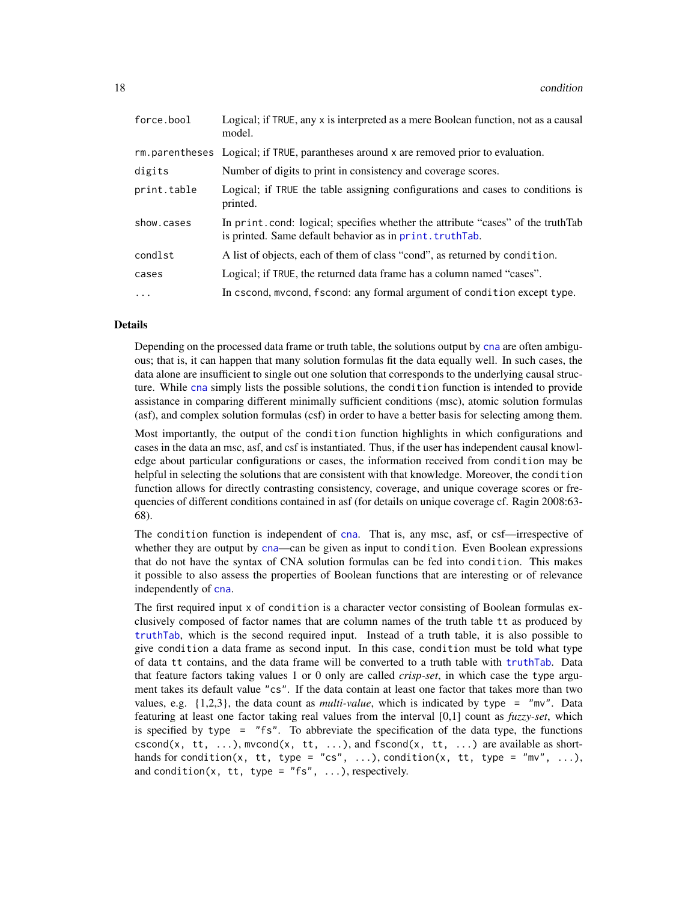| | |
|---|---|
| `force.bool` | Logical; if `TRUE`, any `x` is interpreted as a mere Boolean function, not as a causal model. |
| `rm.parentheses` | Logical; if `TRUE`, parantheses around `x` are removed prior to evaluation. |
| `digits` | Number of digits to print in consistency and coverage scores. |
| `print.table` | Logical; if `TRUE` the table assigning configurations and cases to conditions is printed. |
| `show.cases` | In `print.cond`: logical; specifies whether the attribute "cases" of the truthTab is printed. Same default behavior as in `print.truthTab`. |
| `condlst` | A list of objects, each of them of class "cond", as returned by `condition`. |
| `cases` | Logical; if `TRUE`, the returned data frame has a column named "cases". |
| `...` | In `cscond`, `mvcond`, `fscond`: any formal argument of `condition` except `type`. |

## Details

Depending on the processed data frame or truth table, the solutions output by `cna` are often ambiguous; that is, it can happen that many solution formulas fit the data equally well. In such cases, the data alone are insufficient to single out one solution that corresponds to the underlying causal structure. While `cna` simply lists the possible solutions, the `condition` function is intended to provide assistance in comparing different minimally sufficient conditions (msc), atomic solution formulas (asf), and complex solution formulas (csf) in order to have a better basis for selecting among them.

Most importantly, the output of the `condition` function highlights in which configurations and cases in the data an msc, asf, and csf is instantiated. Thus, if the user has independent causal knowledge about particular configurations or cases, the information received from `condition` may be helpful in selecting the solutions that are consistent with that knowledge. Moreover, the `condition` function allows for directly contrasting consistency, coverage, and unique coverage scores or frequencies of different conditions contained in asf (for details on unique coverage cf. Ragin 2008:63-68).

The `condition` function is independent of `cna`. That is, any msc, asf, or csf—irrespective of whether they are output by `cna`—can be given as input to `condition`. Even Boolean expressions that do not have the syntax of CNA solution formulas can be fed into `condition`. This makes it possible to also assess the properties of Boolean functions that are interesting or of relevance independently of `cna`.

The first required input `x` of `condition` is a character vector consisting of Boolean formulas exclusively composed of factor names that are column names of the truth table `tt` as produced by `truthTab`, which is the second required input. Instead of a truth table, it is also possible to give `condition` a data frame as second input. In this case, `condition` must be told what type of data `tt` contains, and the data frame will be converted to a truth table with `truthTab`. Data that feature factors taking values 1 or 0 only are called *crisp-set*, in which case the `type` argument takes its default value `"cs"`. If the data contain at least one factor that takes more than two values, e.g. {1,2,3}, the data count as *multi-value*, which is indicated by `type = "mv"`. Data featuring at least one factor taking real values from the interval [0,1] count as *fuzzy-set*, which is specified by `type = "fs"`. To abbreviate the specification of the data type, the functions `cscond(x, tt, ...)`, `mvcond(x, tt, ...)`, and `fscond(x, tt, ...)` are available as shorthands for `condition(x, tt, type = "cs", ...)`, `condition(x, tt, type = "mv", ...)`, and `condition(x, tt, type = "fs", ...)`, respectively.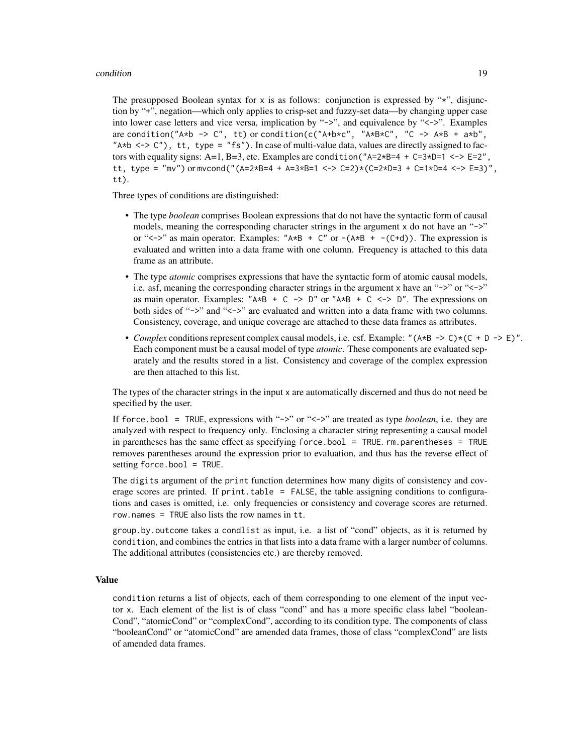The presupposed Boolean syntax for `x` is as follows: conjunction is expressed by "*", disjunction by "+", negation—which only applies to crisp-set and fuzzy-set data—by changing upper case into lower case letters and vice versa, implication by "->", and equivalence by "<->". Examples are `condition("A*b -> C", tt)` or `condition(c("A+b*c", "A*B*C", "C -> A*B + a*b", "A*b <-> C"), tt, type = "fs")`. In case of multi-value data, values are directly assigned to factors with equality signs: A=1, B=3, etc. Examples are `condition("A=2*B=4 + C=3*D=1 <-> E=2", tt, type = "mv")` or `mvcond("(A=2*B=4 + A=3*B=1 <-> C=2)*(C=2*D=3 + C=1*D=4 <-> E=3)", tt)`.

Three types of conditions are distinguished:

- The type *boolean* comprises Boolean expressions that do not have the syntactic form of causal models, meaning the corresponding character strings in the argument `x` do not have an "->" or "<->" as main operator. Examples: `"A*B + C"` or `-(A*B + -(C+d))`. The expression is evaluated and written into a data frame with one column. Frequency is attached to this data frame as an attribute.
- The type *atomic* comprises expressions that have the syntactic form of atomic causal models, i.e. asf, meaning the corresponding character strings in the argument `x` have an "->" or "<->" as main operator. Examples: `"A*B + C -> D"` or `"A*B + C <-> D"`. The expressions on both sides of "->" and "<->" are evaluated and written into a data frame with two columns. Consistency, coverage, and unique coverage are attached to these data frames as attributes.
- *Complex* conditions represent complex causal models, i.e. csf. Example: `"(A*B -> C)*(C + D -> E)"`. Each component must be a causal model of type *atomic*. These components are evaluated separately and the results stored in a list. Consistency and coverage of the complex expression are then attached to this list.

The types of the character strings in the input `x` are automatically discerned and thus do not need be specified by the user.

If `force.bool = TRUE`, expressions with "->" or "<->" are treated as type *boolean*, i.e. they are analyzed with respect to frequency only. Enclosing a character string representing a causal model in parentheses has the same effect as specifying `force.bool = TRUE`. `rm.parentheses = TRUE` removes parentheses around the expression prior to evaluation, and thus has the reverse effect of setting `force.bool = TRUE`.

The `digits` argument of the `print` function determines how many digits of consistency and coverage scores are printed. If `print.table = FALSE`, the table assigning conditions to configurations and cases is omitted, i.e. only frequencies or consistency and coverage scores are returned. `row.names = TRUE` also lists the row names in `tt`.

`group.by.outcome` takes a `condlist` as input, i.e. a list of "cond" objects, as it is returned by `condition`, and combines the entries in that lists into a data frame with a larger number of columns. The additional attributes (consistencies etc.) are thereby removed.

### Value

`condition` returns a list of objects, each of them corresponding to one element of the input vector `x`. Each element of the list is of class "cond" and has a more specific class label "booleanCond", "atomicCond" or "complexCond", according to its condition type. The components of class "booleanCond" or "atomicCond" are amended data frames, those of class "complexCond" are lists of amended data frames.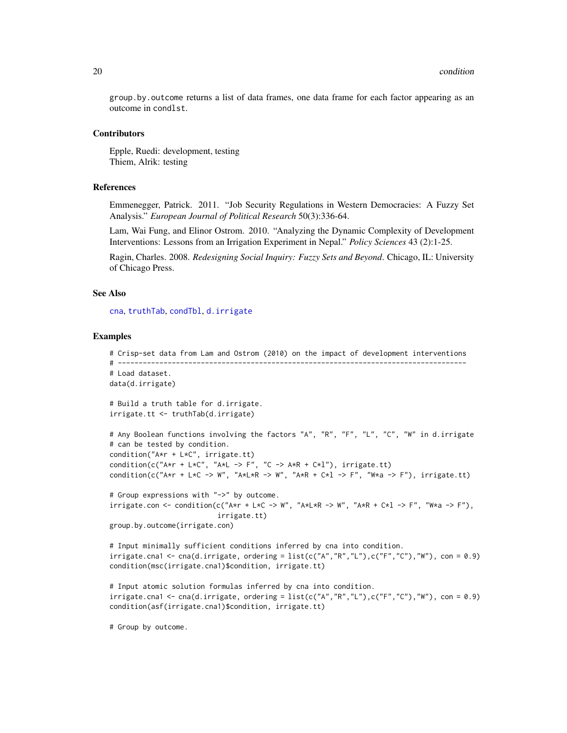group.by.outcome returns a list of data frames, one data frame for each factor appearing as an outcome in condlst.

### Contributors

Epple, Ruedi: development, testing
Thiem, Alrik: testing

### References

Emmenegger, Patrick. 2011. "Job Security Regulations in Western Democracies: A Fuzzy Set Analysis." *European Journal of Political Research* 50(3):336-64.

Lam, Wai Fung, and Elinor Ostrom. 2010. "Analyzing the Dynamic Complexity of Development Interventions: Lessons from an Irrigation Experiment in Nepal." *Policy Sciences* 43 (2):1-25.

Ragin, Charles. 2008. *Redesigning Social Inquiry: Fuzzy Sets and Beyond*. Chicago, IL: University of Chicago Press.

### See Also

cna, truthTab, condTbl, d.irrigate

### Examples

```
# Crisp-set data from Lam and Ostrom (2010) on the impact of development interventions
# ------------------------------------------------------------------------------------
# Load dataset.
data(d.irrigate)

# Build a truth table for d.irrigate.
irrigate.tt <- truthTab(d.irrigate)

# Any Boolean functions involving the factors "A", "R", "F", "L", "C", "W" in d.irrigate
# can be tested by condition.
condition("A*r + L*C", irrigate.tt)
condition(c("A*r + L*C", "A*L -> F", "C -> A*R + C*l"), irrigate.tt)
condition(c("A*r + L*C -> W", "A*L*R -> W", "A*R + C*l -> F", "W*a -> F"), irrigate.tt)

# Group expressions with "->" by outcome.
irrigate.con <- condition(c("A*r + L*C -> W", "A*L*R -> W", "A*R + C*l -> F", "W*a -> F"),
                          irrigate.tt)
group.by.outcome(irrigate.con)

# Input minimally sufficient conditions inferred by cna into condition.
irrigate.cna1 <- cna(d.irrigate, ordering = list(c("A","R","L"),c("F","C"),"W"), con = 0.9)
condition(msc(irrigate.cna1)$condition, irrigate.tt)

# Input atomic solution formulas inferred by cna into condition.
irrigate.cna1 <- cna(d.irrigate, ordering = list(c("A","R","L"),c("F","C"),"W"), con = 0.9)
condition(asf(irrigate.cna1)$condition, irrigate.tt)

# Group by outcome.
```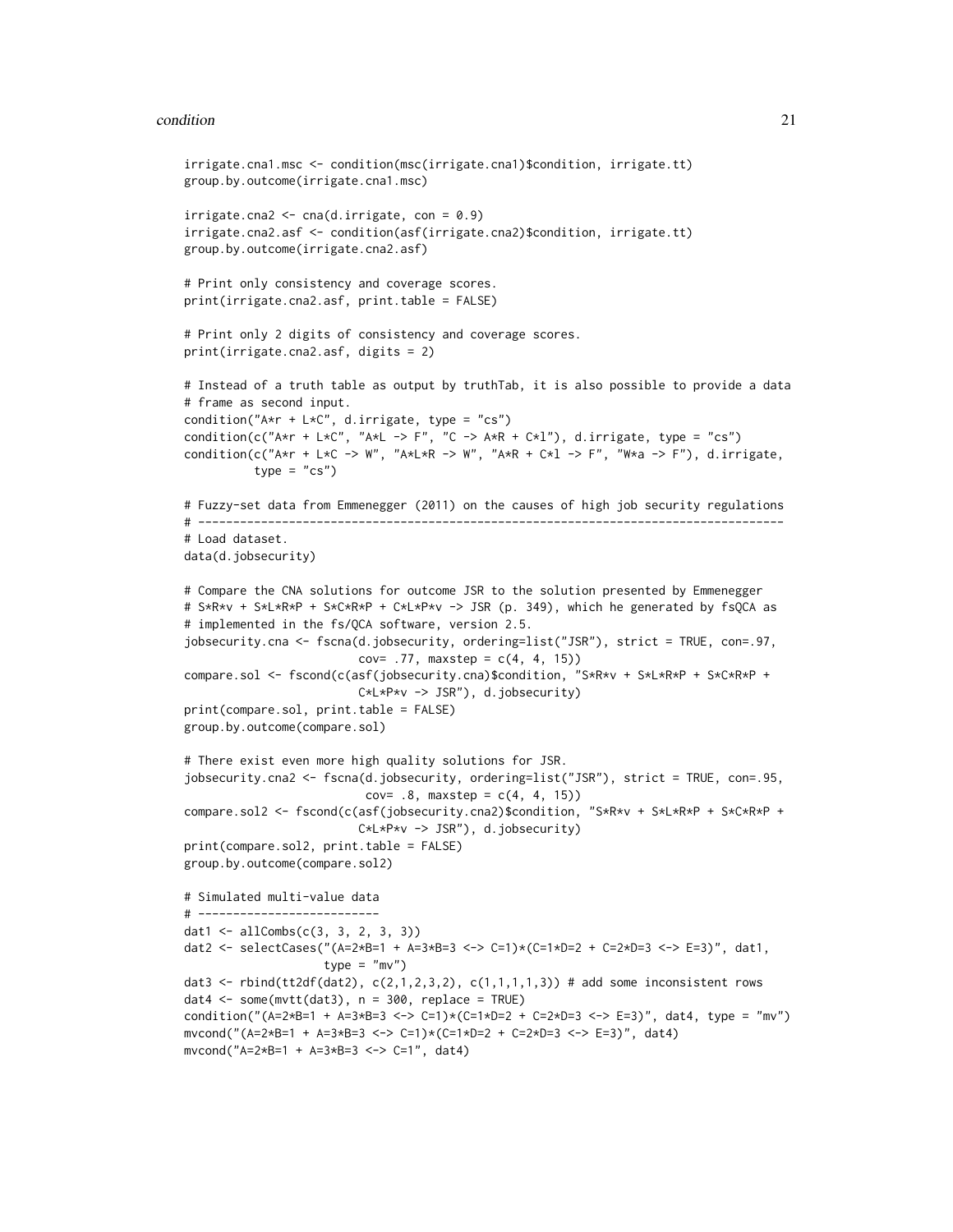```
irrigate.cna1.msc <- condition(msc(irrigate.cna1)$condition, irrigate.tt)
group.by.outcome(irrigate.cna1.msc)

irrigate.cna2 <- cna(d.irrigate, con = 0.9)
irrigate.cna2.asf <- condition(asf(irrigate.cna2)$condition, irrigate.tt)
group.by.outcome(irrigate.cna2.asf)

# Print only consistency and coverage scores.
print(irrigate.cna2.asf, print.table = FALSE)

# Print only 2 digits of consistency and coverage scores.
print(irrigate.cna2.asf, digits = 2)

# Instead of a truth table as output by truthTab, it is also possible to provide a data
# frame as second input.
condition("A*r + L*C", d.irrigate, type = "cs")
condition(c("A*r + L*C", "A*L -> F", "C -> A*R + C*l"), d.irrigate, type = "cs")
condition(c("A*r + L*C -> W", "A*L*R -> W", "A*R + C*l -> F", "W*a -> F"), d.irrigate,
          type = "cs")

# Fuzzy-set data from Emmenegger (2011) on the causes of high job security regulations
# ------------------------------------------------------------------------------------
# Load dataset.
data(d.jobsecurity)

# Compare the CNA solutions for outcome JSR to the solution presented by Emmenegger
# S*R*v + S*L*R*P + S*C*R*P + C*L*P*v -> JSR (p. 349), which he generated by fsQCA as
# implemented in the fs/QCA software, version 2.5.
jobsecurity.cna <- fscna(d.jobsecurity, ordering=list("JSR"), strict = TRUE, con=.97,
                         cov= .77, maxstep = c(4, 4, 15))
compare.sol <- fscond(c(asf(jobsecurity.cna)$condition, "S*R*v + S*L*R*P + S*C*R*P +
                         C*L*P*v -> JSR"), d.jobsecurity)
print(compare.sol, print.table = FALSE)
group.by.outcome(compare.sol)

# There exist even more high quality solutions for JSR.
jobsecurity.cna2 <- fscna(d.jobsecurity, ordering=list("JSR"), strict = TRUE, con=.95,
                          cov= .8, maxstep = c(4, 4, 15))
compare.sol2 <- fscond(c(asf(jobsecurity.cna2)$condition, "S*R*v + S*L*R*P + S*C*R*P +
                         C*L*P*v -> JSR"), d.jobsecurity)
print(compare.sol2, print.table = FALSE)
group.by.outcome(compare.sol2)

# Simulated multi-value data
# --------------------------
dat1 <- allCombs(c(3, 3, 2, 3, 3))
dat2 <- selectCases("(A=2*B=1 + A=3*B=3 <-> C=1)*(C=1*D=2 + C=2*D=3 <-> E=3)", dat1,
                    type = "mv")
dat3 <- rbind(tt2df(dat2), c(2,1,2,3,2), c(1,1,1,1,3)) # add some inconsistent rows
dat4 <- some(mvtt(dat3), n = 300, replace = TRUE)
condition("(A=2*B=1 + A=3*B=3 <-> C=1)*(C=1*D=2 + C=2*D=3 <-> E=3)", dat4, type = "mv")
mvcond("(A=2*B=1 + A=3*B=3 <-> C=1)*(C=1*D=2 + C=2*D=3 <-> E=3)", dat4)
mvcond("A=2*B=1 + A=3*B=3 <-> C=1", dat4)
```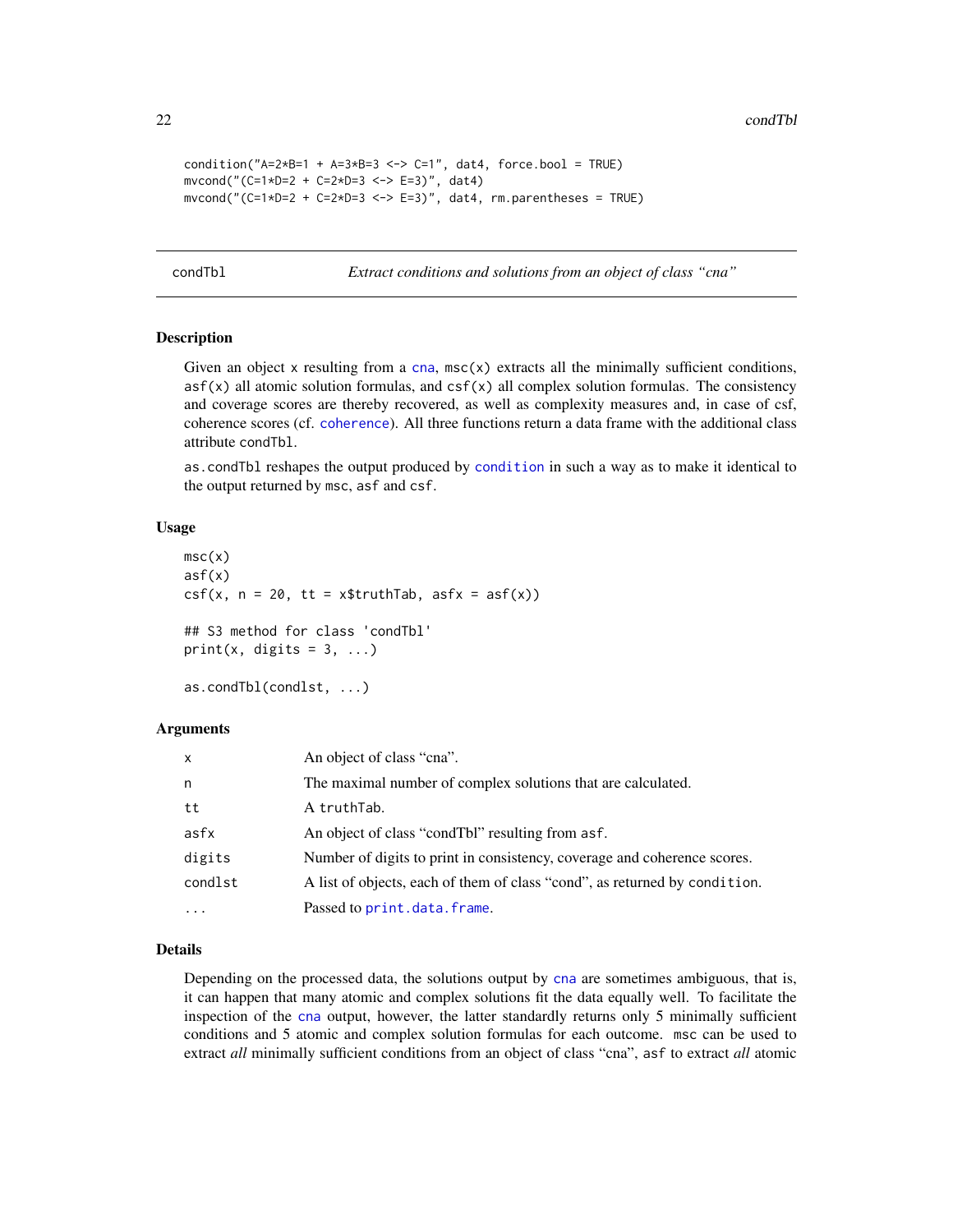```
condition("A=2*B=1 + A=3*B=3 <-> C=1", dat4, force.bool = TRUE)
mvcond("(C=1*D=2 + C=2*D=3 <-> E=3)", dat4)
mvcond("(C=1*D=2 + C=2*D=3 <-> E=3)", dat4, rm.parentheses = TRUE)
```

---

## condTbl — *Extract conditions and solutions from an object of class "cna"*

### Description

Given an object `x` resulting from a `cna`, `msc(x)` extracts all the minimally sufficient conditions, `asf(x)` all atomic solution formulas, and `csf(x)` all complex solution formulas. The consistency and coverage scores are thereby recovered, as well as complexity measures and, in case of csf, coherence scores (cf. `coherence`). All three functions return a data frame with the additional class attribute `condTbl`.

`as.condTbl` reshapes the output produced by `condition` in such a way as to make it identical to the output returned by `msc`, `asf` and `csf`.

### Usage

```
msc(x)
asf(x)
csf(x, n = 20, tt = x$truthTab, asfx = asf(x))

## S3 method for class 'condTbl'
print(x, digits = 3, ...)

as.condTbl(condlst, ...)
```

### Arguments

| | |
|---|---|
| `x` | An object of class "cna". |
| `n` | The maximal number of complex solutions that are calculated. |
| `tt` | A `truthTab`. |
| `asfx` | An object of class "condTbl" resulting from `asf`. |
| `digits` | Number of digits to print in consistency, coverage and coherence scores. |
| `condlst` | A list of objects, each of them of class "cond", as returned by `condition`. |
| `...` | Passed to `print.data.frame`. |

### Details

Depending on the processed data, the solutions output by `cna` are sometimes ambiguous, that is, it can happen that many atomic and complex solutions fit the data equally well. To facilitate the inspection of the `cna` output, however, the latter standardly returns only 5 minimally sufficient conditions and 5 atomic and complex solution formulas for each outcome. `msc` can be used to extract *all* minimally sufficient conditions from an object of class "cna", `asf` to extract *all* atomic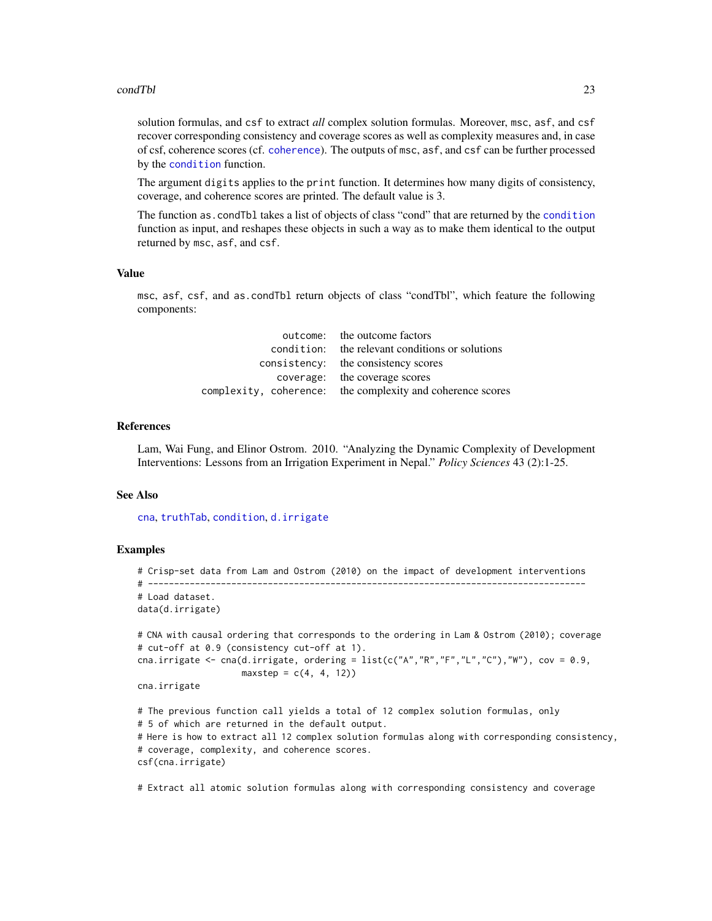solution formulas, and `csf` to extract *all* complex solution formulas. Moreover, `msc`, `asf`, and `csf` recover corresponding consistency and coverage scores as well as complexity measures and, in case of csf, coherence scores (cf. `coherence`). The outputs of `msc`, `asf`, and `csf` can be further processed by the `condition` function.

The argument `digits` applies to the `print` function. It determines how many digits of consistency, coverage, and coherence scores are printed. The default value is 3.

The function `as.condTbl` takes a list of objects of class "cond" that are returned by the `condition` function as input, and reshapes these objects in such a way as to make them identical to the output returned by `msc`, `asf`, and `csf`.

### Value

`msc`, `asf`, `csf`, and `as.condTbl` return objects of class "condTbl", which feature the following components:

| | |
|---|---|
| `outcome`: | the outcome factors |
| `condition`: | the relevant conditions or solutions |
| `consistency`: | the consistency scores |
| `coverage`: | the coverage scores |
| `complexity, coherence`: | the complexity and coherence scores |

### References

Lam, Wai Fung, and Elinor Ostrom. 2010. "Analyzing the Dynamic Complexity of Development Interventions: Lessons from an Irrigation Experiment in Nepal." *Policy Sciences* 43 (2):1-25.

### See Also

`cna`, `truthTab`, `condition`, `d.irrigate`

### Examples

```
# Crisp-set data from Lam and Ostrom (2010) on the impact of development interventions
# ------------------------------------------------------------------------------------
# Load dataset.
data(d.irrigate)

# CNA with causal ordering that corresponds to the ordering in Lam & Ostrom (2010); coverage
# cut-off at 0.9 (consistency cut-off at 1).
cna.irrigate <- cna(d.irrigate, ordering = list(c("A","R","F","L","C"),"W"), cov = 0.9,
                    maxstep = c(4, 4, 12))
cna.irrigate

# The previous function call yields a total of 12 complex solution formulas, only
# 5 of which are returned in the default output.
# Here is how to extract all 12 complex solution formulas along with corresponding consistency,
# coverage, complexity, and coherence scores.
csf(cna.irrigate)

# Extract all atomic solution formulas along with corresponding consistency and coverage
```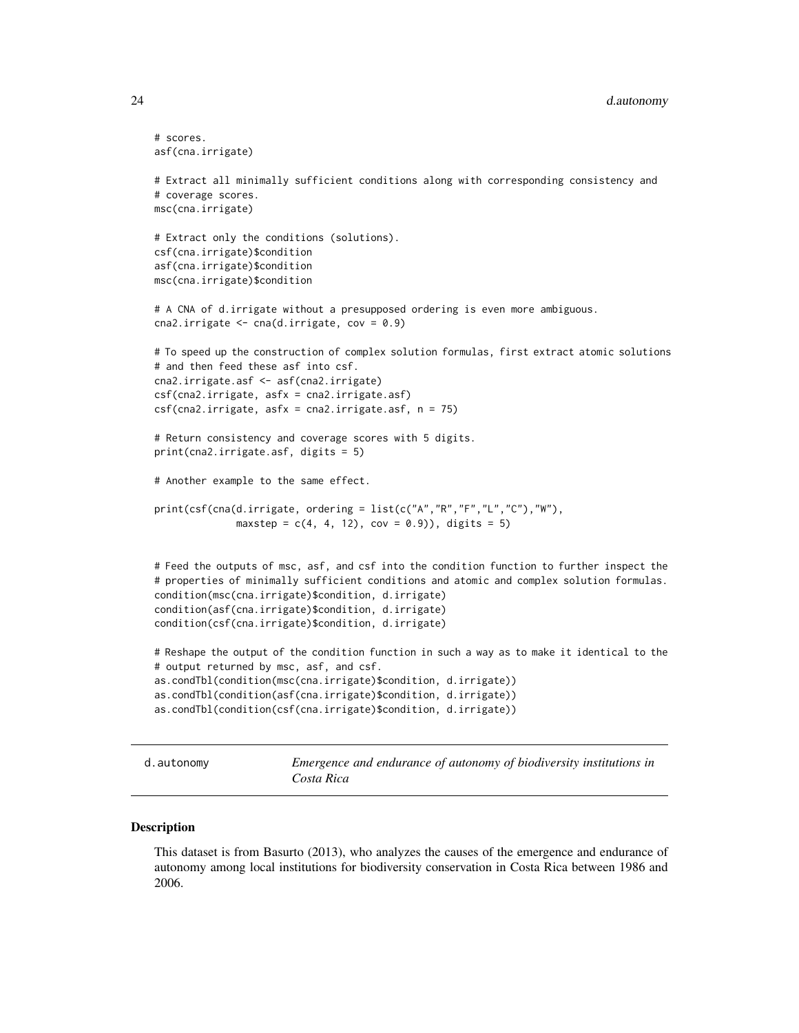```
# scores.
asf(cna.irrigate)

# Extract all minimally sufficient conditions along with corresponding consistency and
# coverage scores.
msc(cna.irrigate)

# Extract only the conditions (solutions).
csf(cna.irrigate)$condition
asf(cna.irrigate)$condition
msc(cna.irrigate)$condition

# A CNA of d.irrigate without a presupposed ordering is even more ambiguous.
cna2.irrigate <- cna(d.irrigate, cov = 0.9)

# To speed up the construction of complex solution formulas, first extract atomic solutions
# and then feed these asf into csf.
cna2.irrigate.asf <- asf(cna2.irrigate)
csf(cna2.irrigate, asfx = cna2.irrigate.asf)
csf(cna2.irrigate, asfx = cna2.irrigate.asf, n = 75)

# Return consistency and coverage scores with 5 digits.
print(cna2.irrigate.asf, digits = 5)

# Another example to the same effect.

print(csf(cna(d.irrigate, ordering = list(c("A","R","F","L","C"),"W"),
              maxstep = c(4, 4, 12), cov = 0.9)), digits = 5)


# Feed the outputs of msc, asf, and csf into the condition function to further inspect the
# properties of minimally sufficient conditions and atomic and complex solution formulas.
condition(msc(cna.irrigate)$condition, d.irrigate)
condition(asf(cna.irrigate)$condition, d.irrigate)
condition(csf(cna.irrigate)$condition, d.irrigate)

# Reshape the output of the condition function in such a way as to make it identical to the
# output returned by msc, asf, and csf.
as.condTbl(condition(msc(cna.irrigate)$condition, d.irrigate))
as.condTbl(condition(asf(cna.irrigate)$condition, d.irrigate))
as.condTbl(condition(csf(cna.irrigate)$condition, d.irrigate))
```

---

`d.autonomy` *Emergence and endurance of autonomy of biodiversity institutions in Costa Rica*

---

## Description

This dataset is from Basurto (2013), who analyzes the causes of the emergence and endurance of autonomy among local institutions for biodiversity conservation in Costa Rica between 1986 and 2006.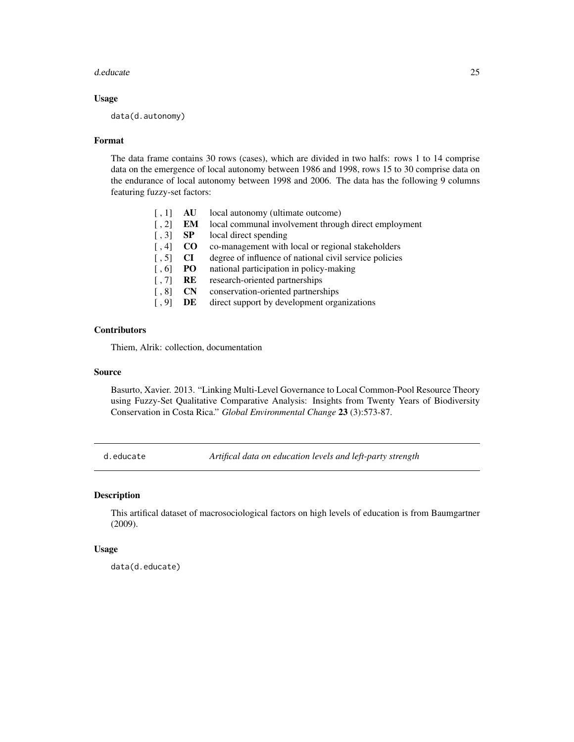### Usage

```
data(d.autonomy)
```

### Format

The data frame contains 30 rows (cases), which are divided in two halfs: rows 1 to 14 comprise data on the emergence of local autonomy between 1986 and 1998, rows 15 to 30 comprise data on the endurance of local autonomy between 1998 and 2006. The data has the following 9 columns featuring fuzzy-set factors:

| | | |
|---|---|---|
| [ , 1] | **AU** | local autonomy (ultimate outcome) |
| [ , 2] | **EM** | local communal involvement through direct employment |
| [ , 3] | **SP** | local direct spending |
| [ , 4] | **CO** | co-management with local or regional stakeholders |
| [ , 5] | **CI** | degree of influence of national civil service policies |
| [ , 6] | **PO** | national participation in policy-making |
| [ , 7] | **RE** | research-oriented partnerships |
| [ , 8] | **CN** | conservation-oriented partnerships |
| [ , 9] | **DE** | direct support by development organizations |

### Contributors

Thiem, Alrik: collection, documentation

### Source

Basurto, Xavier. 2013. "Linking Multi-Level Governance to Local Common-Pool Resource Theory using Fuzzy-Set Qualitative Comparative Analysis: Insights from Twenty Years of Biodiversity Conservation in Costa Rica." *Global Environmental Change* **23** (3):573-87.

---

## d.educate — *Artifical data on education levels and left-party strength*

### Description

This artifical dataset of macrosociological factors on high levels of education is from Baumgartner (2009).

### Usage

```
data(d.educate)
```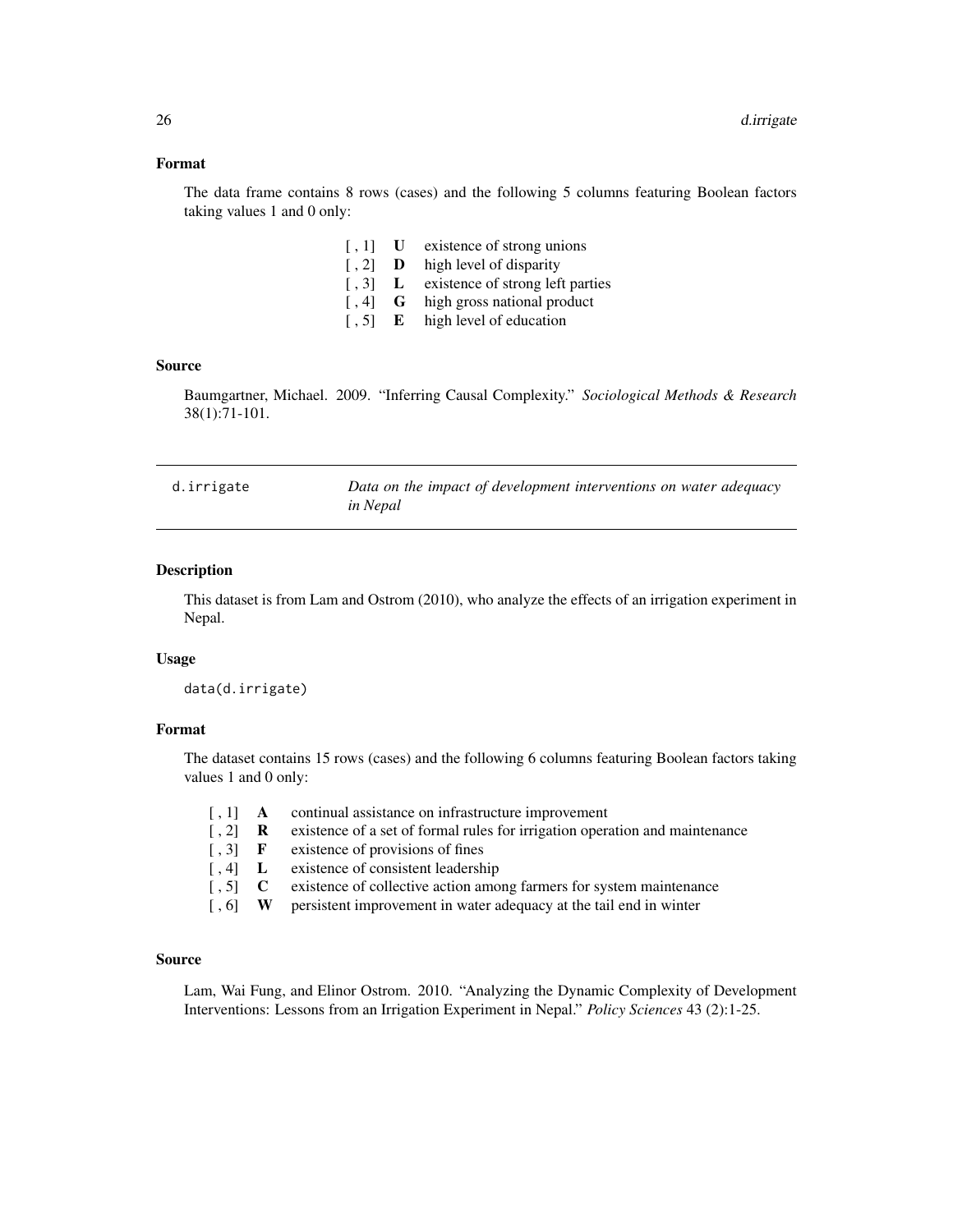### Format

The data frame contains 8 rows (cases) and the following 5 columns featuring Boolean factors taking values 1 and 0 only:

| | | |
|---|---|---|
| [ , 1] | **U** | existence of strong unions |
| [ , 2] | **D** | high level of disparity |
| [ , 3] | **L** | existence of strong left parties |
| [ , 4] | **G** | high gross national product |
| [ , 5] | **E** | high level of education |

### Source

Baumgartner, Michael. 2009. "Inferring Causal Complexity." *Sociological Methods & Research* 38(1):71-101.

---

## d.irrigate — *Data on the impact of development interventions on water adequacy in Nepal*

### Description

This dataset is from Lam and Ostrom (2010), who analyze the effects of an irrigation experiment in Nepal.

### Usage

```
data(d.irrigate)
```

### Format

The dataset contains 15 rows (cases) and the following 6 columns featuring Boolean factors taking values 1 and 0 only:

| | | |
|---|---|---|
| [ , 1] | **A** | continual assistance on infrastructure improvement |
| [ , 2] | **R** | existence of a set of formal rules for irrigation operation and maintenance |
| [ , 3] | **F** | existence of provisions of fines |
| [ , 4] | **L** | existence of consistent leadership |
| [ , 5] | **C** | existence of collective action among farmers for system maintenance |
| [ , 6] | **W** | persistent improvement in water adequacy at the tail end in winter |

### Source

Lam, Wai Fung, and Elinor Ostrom. 2010. "Analyzing the Dynamic Complexity of Development Interventions: Lessons from an Irrigation Experiment in Nepal." *Policy Sciences* 43 (2):1-25.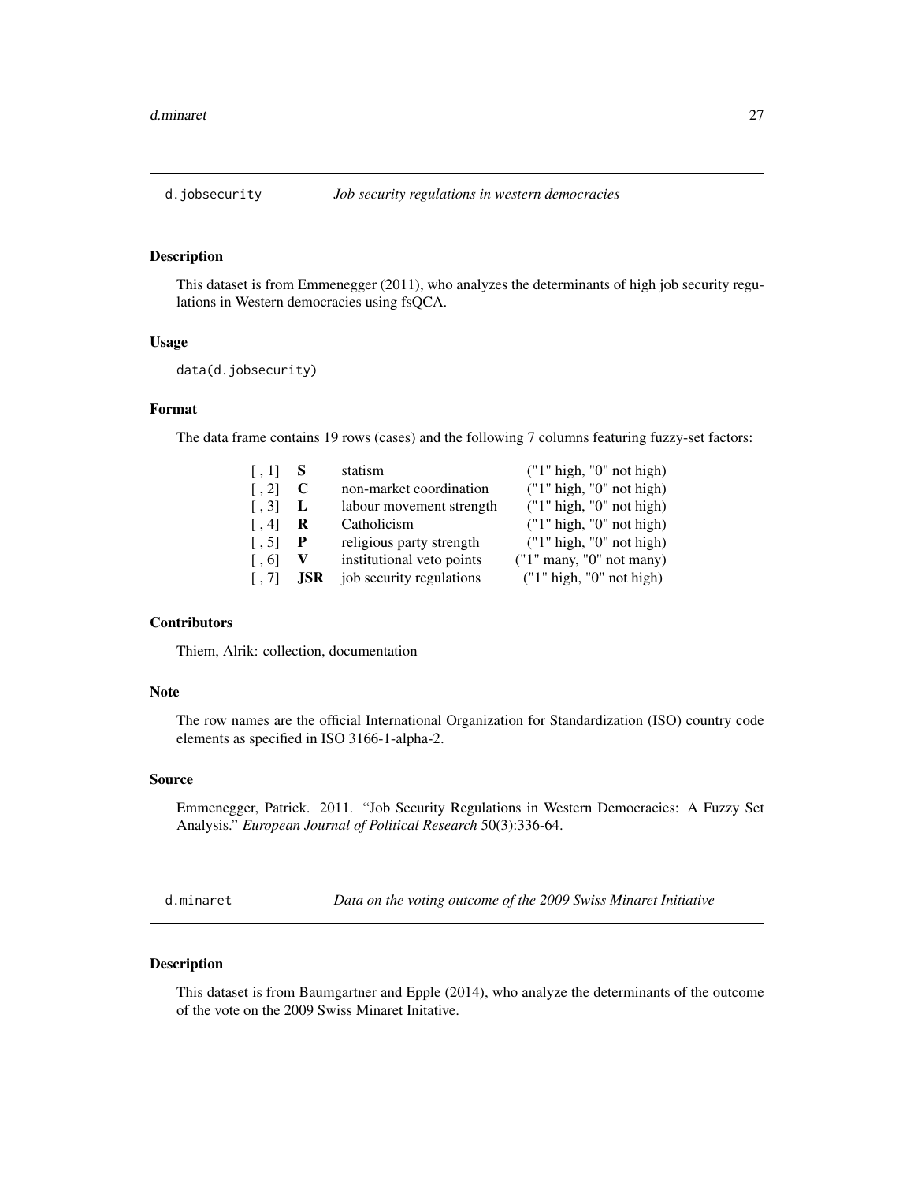## d.jobsecurity *Job security regulations in western democracies*

### Description

This dataset is from Emmenegger (2011), who analyzes the determinants of high job security regulations in Western democracies using fsQCA.

### Usage

```
data(d.jobsecurity)
```

### Format

The data frame contains 19 rows (cases) and the following 7 columns featuring fuzzy-set factors:

| | | | |
|---|---|---|---|
| [ , 1] | **S** | statism | ("1" high, "0" not high) |
| [ , 2] | **C** | non-market coordination | ("1" high, "0" not high) |
| [ , 3] | **L** | labour movement strength | ("1" high, "0" not high) |
| [ , 4] | **R** | Catholicism | ("1" high, "0" not high) |
| [ , 5] | **P** | religious party strength | ("1" high, "0" not high) |
| [ , 6] | **V** | institutional veto points | ("1" many, "0" not many) |
| [ , 7] | **JSR** | job security regulations | ("1" high, "0" not high) |

### Contributors

Thiem, Alrik: collection, documentation

### Note

The row names are the official International Organization for Standardization (ISO) country code elements as specified in ISO 3166-1-alpha-2.

### Source

Emmenegger, Patrick. 2011. "Job Security Regulations in Western Democracies: A Fuzzy Set Analysis." *European Journal of Political Research* 50(3):336-64.

## d.minaret *Data on the voting outcome of the 2009 Swiss Minaret Initiative*

### Description

This dataset is from Baumgartner and Epple (2014), who analyze the determinants of the outcome of the vote on the 2009 Swiss Minaret Initative.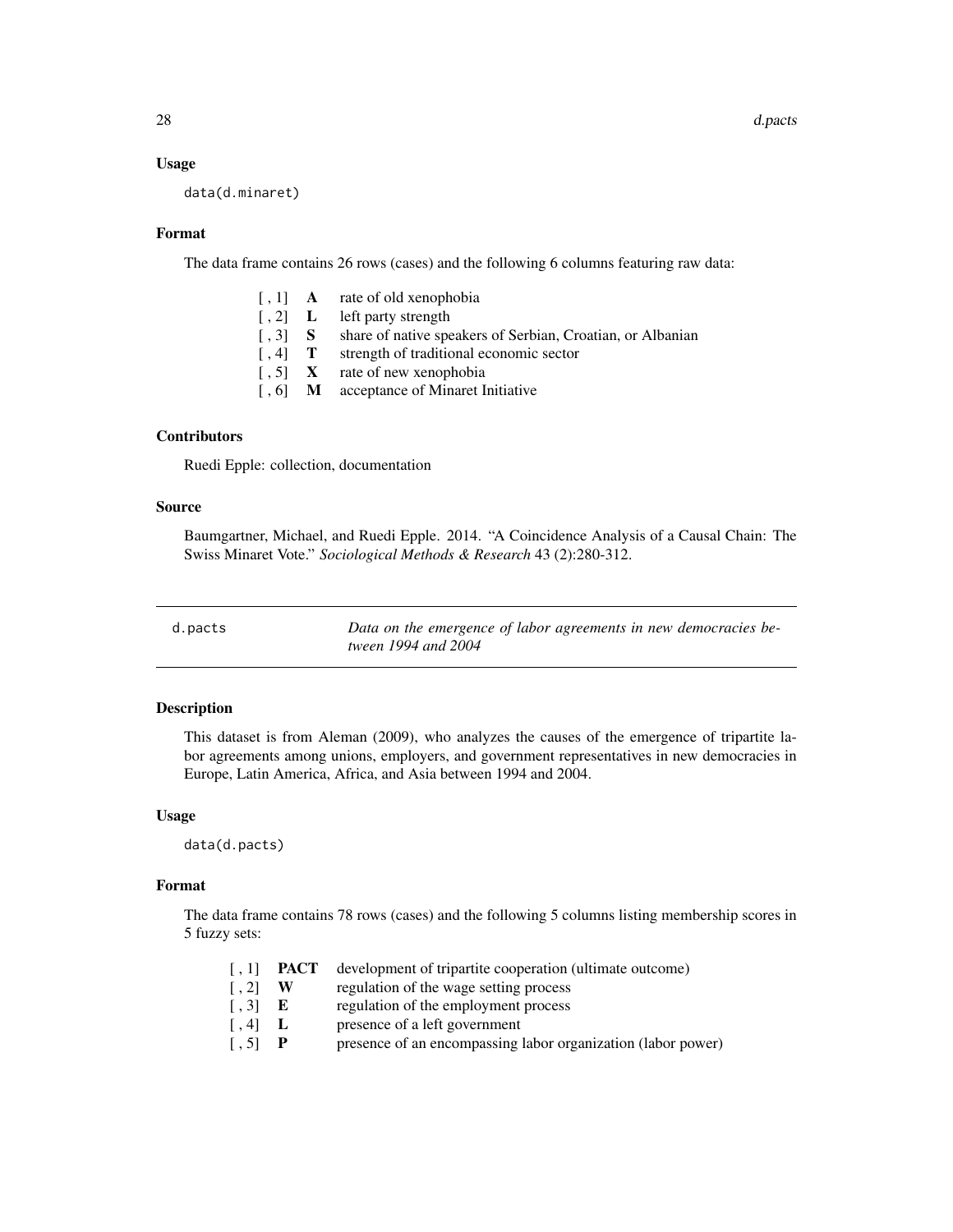### Usage

```
data(d.minaret)
```

### Format

The data frame contains 26 rows (cases) and the following 6 columns featuring raw data:

| | | |
|---|---|---|
| [ , 1] | **A** | rate of old xenophobia |
| [ , 2] | **L** | left party strength |
| [ , 3] | **S** | share of native speakers of Serbian, Croatian, or Albanian |
| [ , 4] | **T** | strength of traditional economic sector |
| [ , 5] | **X** | rate of new xenophobia |
| [ , 6] | **M** | acceptance of Minaret Initiative |

### Contributors

Ruedi Epple: collection, documentation

### Source

Baumgartner, Michael, and Ruedi Epple. 2014. "A Coincidence Analysis of a Causal Chain: The Swiss Minaret Vote." *Sociological Methods & Research* 43 (2):280-312.

---

## d.pacts — *Data on the emergence of labor agreements in new democracies between 1994 and 2004*

---

### Description

This dataset is from Aleman (2009), who analyzes the causes of the emergence of tripartite labor agreements among unions, employers, and government representatives in new democracies in Europe, Latin America, Africa, and Asia between 1994 and 2004.

### Usage

```
data(d.pacts)
```

### Format

The data frame contains 78 rows (cases) and the following 5 columns listing membership scores in 5 fuzzy sets:

| | | |
|---|---|---|
| [ , 1] | **PACT** | development of tripartite cooperation (ultimate outcome) |
| [ , 2] | **W** | regulation of the wage setting process |
| [ , 3] | **E** | regulation of the employment process |
| [ , 4] | **L** | presence of a left government |
| [ , 5] | **P** | presence of an encompassing labor organization (labor power) |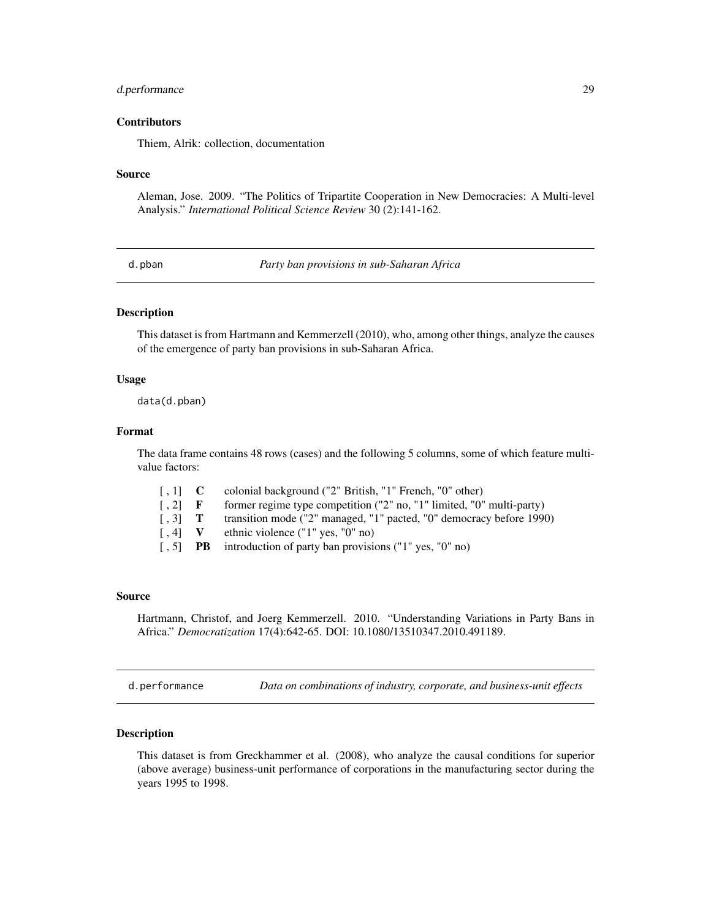### Contributors

Thiem, Alrik: collection, documentation

### Source

Aleman, Jose. 2009. "The Politics of Tripartite Cooperation in New Democracies: A Multi-level Analysis." *International Political Science Review* 30 (2):141-162.

---

## d.pban &nbsp;&nbsp;&nbsp; *Party ban provisions in sub-Saharan Africa*

### Description

This dataset is from Hartmann and Kemmerzell (2010), who, among other things, analyze the causes of the emergence of party ban provisions in sub-Saharan Africa.

### Usage

```
data(d.pban)
```

### Format

The data frame contains 48 rows (cases) and the following 5 columns, some of which feature multi-value factors:

| | | |
|---|---|---|
| [ , 1] | **C** | colonial background ("2" British, "1" French, "0" other) |
| [ , 2] | **F** | former regime type competition ("2" no, "1" limited, "0" multi-party) |
| [ , 3] | **T** | transition mode ("2" managed, "1" pacted, "0" democracy before 1990) |
| [ , 4] | **V** | ethnic violence ("1" yes, "0" no) |
| [ , 5] | **PB** | introduction of party ban provisions ("1" yes, "0" no) |

### Source

Hartmann, Christof, and Joerg Kemmerzell. 2010. "Understanding Variations in Party Bans in Africa." *Democratization* 17(4):642-65. DOI: 10.1080/13510347.2010.491189.

---

## d.performance &nbsp;&nbsp;&nbsp; *Data on combinations of industry, corporate, and business-unit effects*

### Description

This dataset is from Greckhammer et al. (2008), who analyze the causal conditions for superior (above average) business-unit performance of corporations in the manufacturing sector during the years 1995 to 1998.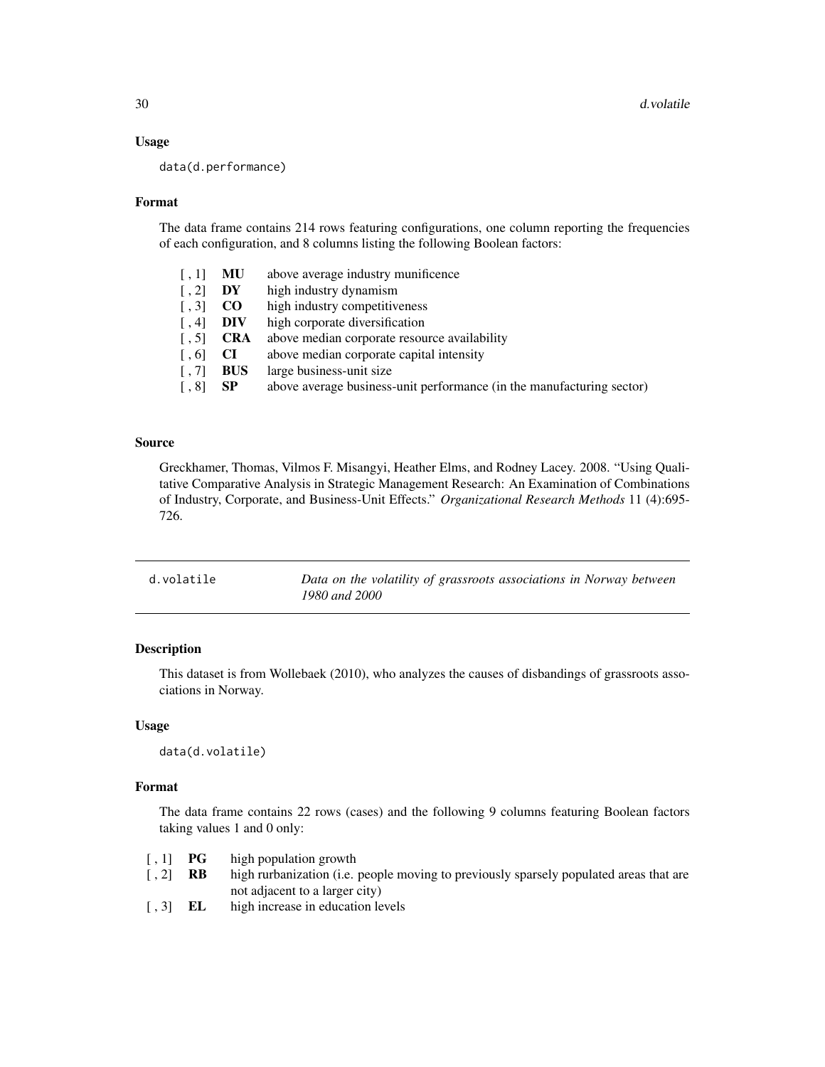### Usage

```
data(d.performance)
```

### Format

The data frame contains 214 rows featuring configurations, one column reporting the frequencies of each configuration, and 8 columns listing the following Boolean factors:

| | | |
|---|---|---|
| [ , 1] | **MU** | above average industry munificence |
| [ , 2] | **DY** | high industry dynamism |
| [ , 3] | **CO** | high industry competitiveness |
| [ , 4] | **DIV** | high corporate diversification |
| [ , 5] | **CRA** | above median corporate resource availability |
| [ , 6] | **CI** | above median corporate capital intensity |
| [ , 7] | **BUS** | large business-unit size |
| [ , 8] | **SP** | above average business-unit performance (in the manufacturing sector) |

### Source

Greckhamer, Thomas, Vilmos F. Misangyi, Heather Elms, and Rodney Lacey. 2008. "Using Qualitative Comparative Analysis in Strategic Management Research: An Examination of Combinations of Industry, Corporate, and Business-Unit Effects." *Organizational Research Methods* 11 (4):695-726.

---

## d.volatile — *Data on the volatility of grassroots associations in Norway between 1980 and 2000*

### Description

This dataset is from Wollebaek (2010), who analyzes the causes of disbandings of grassroots associations in Norway.

### Usage

```
data(d.volatile)
```

### Format

The data frame contains 22 rows (cases) and the following 9 columns featuring Boolean factors taking values 1 and 0 only:

| | | |
|---|---|---|
| [ , 1] | **PG** | high population growth |
| [ , 2] | **RB** | high rurbanization (i.e. people moving to previously sparsely populated areas that are not adjacent to a larger city) |
| [ , 3] | **EL** | high increase in education levels |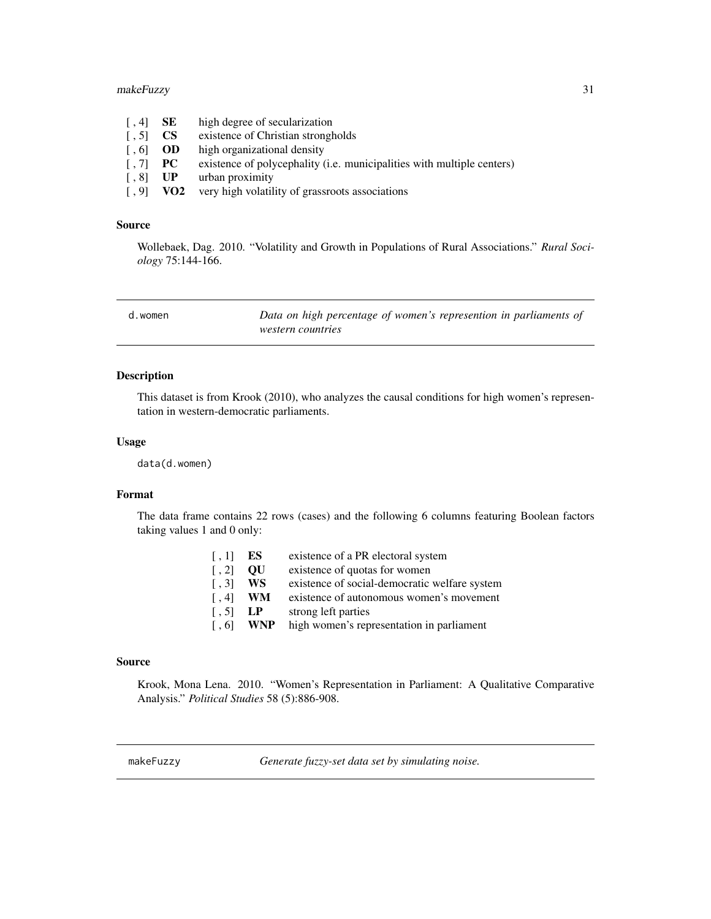| | | |
|---|---|---|
| [ , 4] | **SE** | high degree of secularization |
| [ , 5] | **CS** | existence of Christian strongholds |
| [ , 6] | **OD** | high organizational density |
| [ , 7] | **PC** | existence of polycephality (i.e. municipalities with multiple centers) |
| [ , 8] | **UP** | urban proximity |
| [ , 9] | **VO2** | very high volatility of grassroots associations |

### Source

Wollebaek, Dag. 2010. "Volatility and Growth in Populations of Rural Associations." *Rural Sociology* 75:144-166.

---

## d.women — *Data on high percentage of women's represention in parliaments of western countries*

### Description

This dataset is from Krook (2010), who analyzes the causal conditions for high women's representation in western-democratic parliaments.

### Usage

```
data(d.women)
```

### Format

The data frame contains 22 rows (cases) and the following 6 columns featuring Boolean factors taking values 1 and 0 only:

| | | |
|---|---|---|
| [ , 1] | **ES** | existence of a PR electoral system |
| [ , 2] | **QU** | existence of quotas for women |
| [ , 3] | **WS** | existence of social-democratic welfare system |
| [ , 4] | **WM** | existence of autonomous women's movement |
| [ , 5] | **LP** | strong left parties |
| [ , 6] | **WNP** | high women's representation in parliament |

### Source

Krook, Mona Lena. 2010. "Women's Representation in Parliament: A Qualitative Comparative Analysis." *Political Studies* 58 (5):886-908.

---

## makeFuzzy — *Generate fuzzy-set data set by simulating noise.*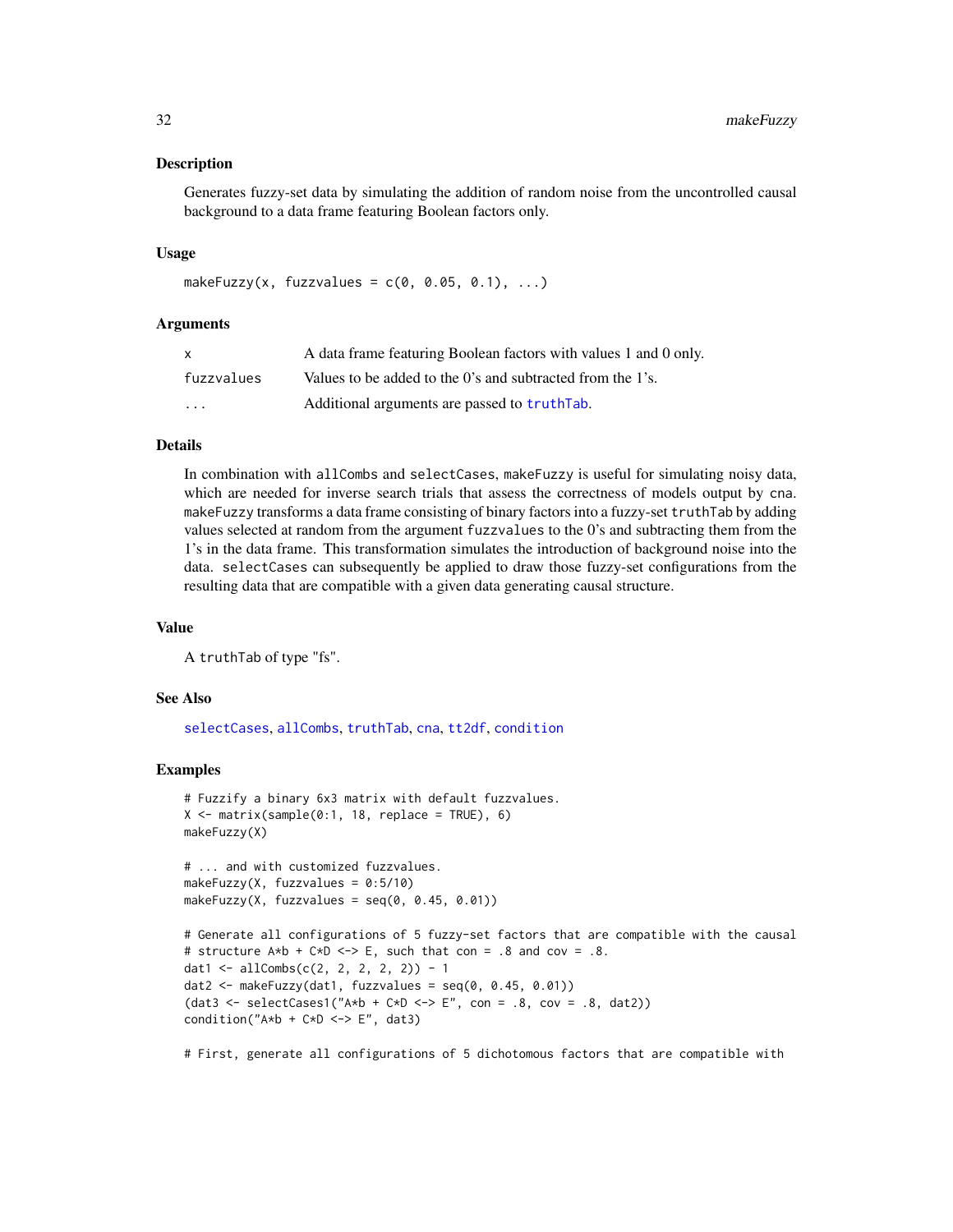## Description

Generates fuzzy-set data by simulating the addition of random noise from the uncontrolled causal background to a data frame featuring Boolean factors only.

## Usage

```
makeFuzzy(x, fuzzvalues = c(0, 0.05, 0.1), ...)
```

## Arguments

| | |
|---|---|
| `x` | A data frame featuring Boolean factors with values 1 and 0 only. |
| `fuzzvalues` | Values to be added to the 0's and subtracted from the 1's. |
| `...` | Additional arguments are passed to `truthTab`. |

## Details

In combination with `allCombs` and `selectCases`, `makeFuzzy` is useful for simulating noisy data, which are needed for inverse search trials that assess the correctness of models output by `cna`. `makeFuzzy` transforms a data frame consisting of binary factors into a fuzzy-set `truthTab` by adding values selected at random from the argument `fuzzvalues` to the 0's and subtracting them from the 1's in the data frame. This transformation simulates the introduction of background noise into the data. `selectCases` can subsequently be applied to draw those fuzzy-set configurations from the resulting data that are compatible with a given data generating causal structure.

## Value

A `truthTab` of type "fs".

## See Also

`selectCases`, `allCombs`, `truthTab`, `cna`, `tt2df`, `condition`

## Examples

```
# Fuzzify a binary 6x3 matrix with default fuzzvalues.
X <- matrix(sample(0:1, 18, replace = TRUE), 6)
makeFuzzy(X)

# ... and with customized fuzzvalues.
makeFuzzy(X, fuzzvalues = 0:5/10)
makeFuzzy(X, fuzzvalues = seq(0, 0.45, 0.01))

# Generate all configurations of 5 fuzzy-set factors that are compatible with the causal
# structure A*b + C*D <-> E, such that con = .8 and cov = .8.
dat1 <- allCombs(c(2, 2, 2, 2, 2)) - 1
dat2 <- makeFuzzy(dat1, fuzzvalues = seq(0, 0.45, 0.01))
(dat3 <- selectCases1("A*b + C*D <-> E", con = .8, cov = .8, dat2))
condition("A*b + C*D <-> E", dat3)

# First, generate all configurations of 5 dichotomous factors that are compatible with
```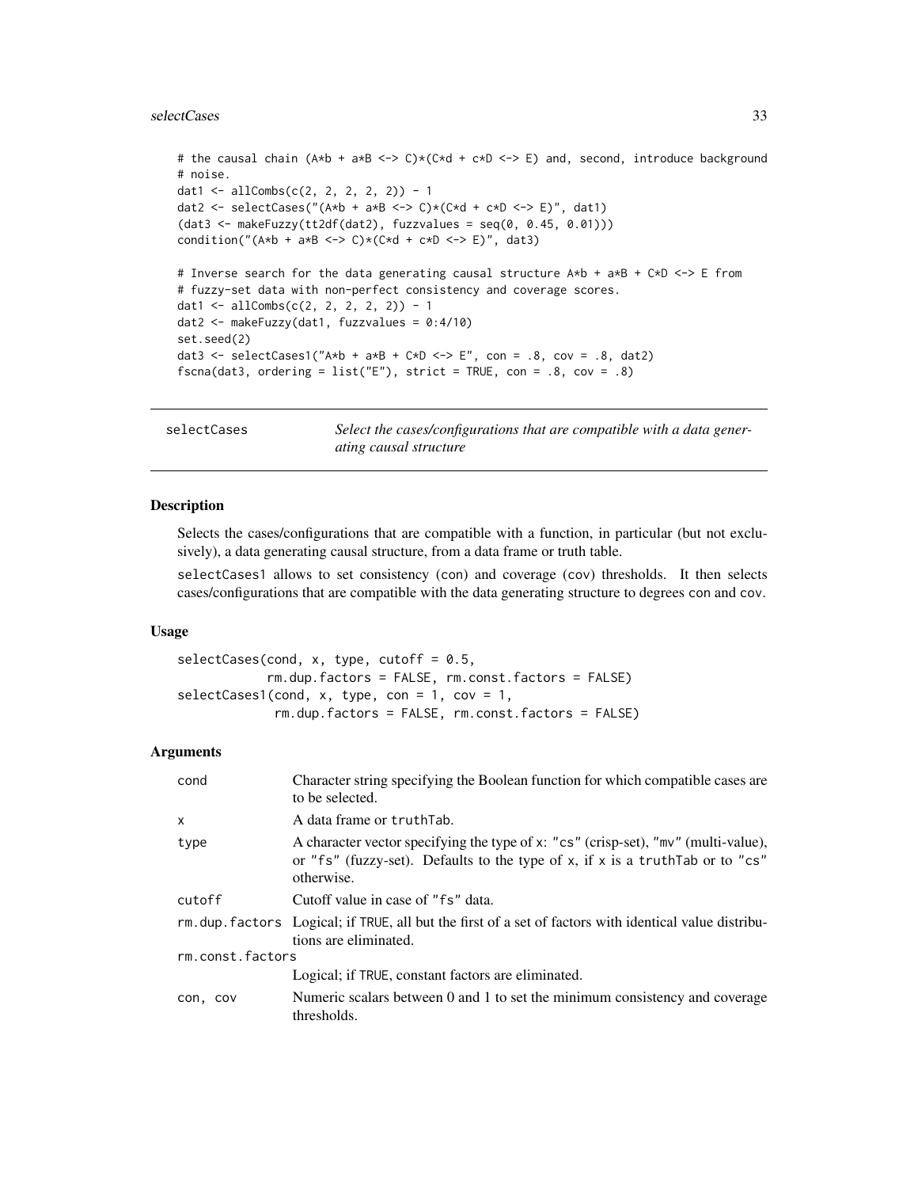```
# the causal chain (A*b + a*B <-> C)*(C*d + c*D <-> E) and, second, introduce background
# noise.
dat1 <- allCombs(c(2, 2, 2, 2, 2)) - 1
dat2 <- selectCases("(A*b + a*B <-> C)*(C*d + c*D <-> E)", dat1)
(dat3 <- makeFuzzy(tt2df(dat2), fuzzvalues = seq(0, 0.45, 0.01)))
condition("(A*b + a*B <-> C)*(C*d + c*D <-> E)", dat3)

# Inverse search for the data generating causal structure A*b + a*B + C*D <-> E from
# fuzzy-set data with non-perfect consistency and coverage scores.
dat1 <- allCombs(c(2, 2, 2, 2, 2)) - 1
dat2 <- makeFuzzy(dat1, fuzzvalues = 0:4/10)
set.seed(2)
dat3 <- selectCases1("A*b + a*B + C*D <-> E", con = .8, cov = .8, dat2)
fscna(dat3, ordering = list("E"), strict = TRUE, con = .8, cov = .8)
```

## selectCases — *Select the cases/configurations that are compatible with a data generating causal structure*

### Description

Selects the cases/configurations that are compatible with a function, in particular (but not exclusively), a data generating causal structure, from a data frame or truth table.

selectCases1 allows to set consistency (con) and coverage (cov) thresholds. It then selects cases/configurations that are compatible with the data generating structure to degrees con and cov.

### Usage

```
selectCases(cond, x, type, cutoff = 0.5,
            rm.dup.factors = FALSE, rm.const.factors = FALSE)
selectCases1(cond, x, type, con = 1, cov = 1,
             rm.dup.factors = FALSE, rm.const.factors = FALSE)
```

### Arguments

| Argument | Description |
|---|---|
| cond | Character string specifying the Boolean function for which compatible cases are to be selected. |
| x | A data frame or truthTab. |
| type | A character vector specifying the type of x: "cs" (crisp-set), "mv" (multi-value), or "fs" (fuzzy-set). Defaults to the type of x, if x is a truthTab or to "cs" otherwise. |
| cutoff | Cutoff value in case of "fs" data. |
| rm.dup.factors | Logical; if TRUE, all but the first of a set of factors with identical value distributions are eliminated. |
| rm.const.factors | Logical; if TRUE, constant factors are eliminated. |
| con, cov | Numeric scalars between 0 and 1 to set the minimum consistency and coverage thresholds. |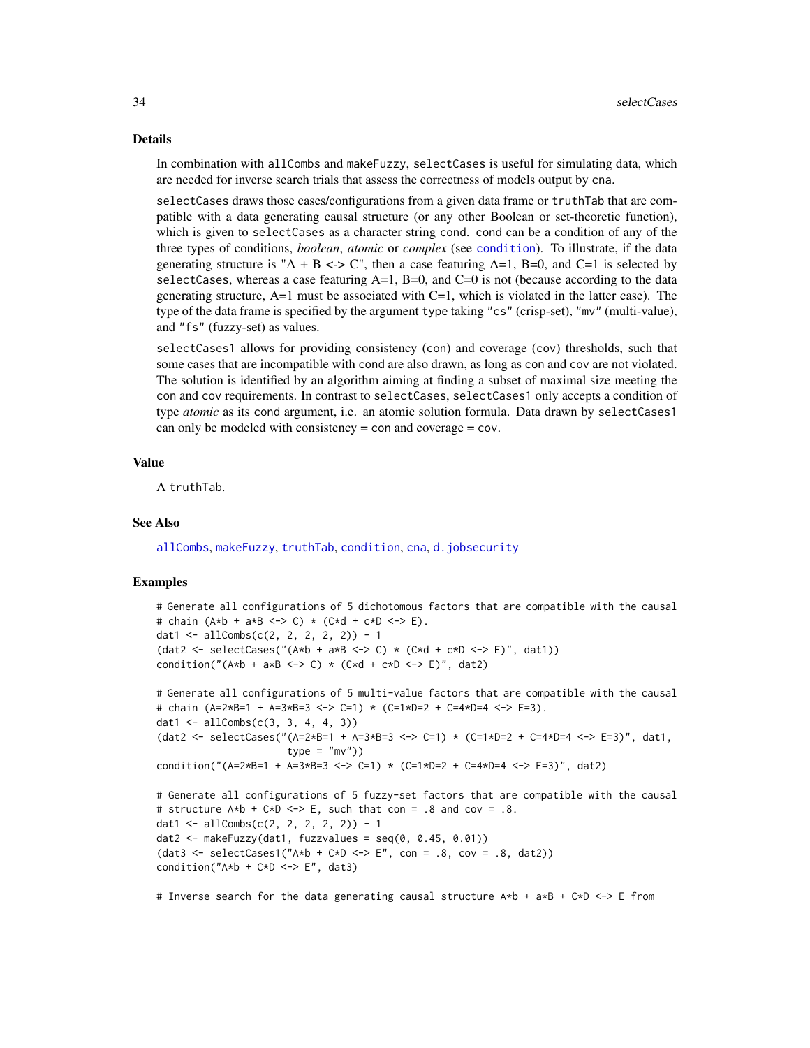## Details

In combination with allCombs and makeFuzzy, selectCases is useful for simulating data, which are needed for inverse search trials that assess the correctness of models output by cna.

selectCases draws those cases/configurations from a given data frame or truthTab that are compatible with a data generating causal structure (or any other Boolean or set-theoretic function), which is given to selectCases as a character string cond. cond can be a condition of any of the three types of conditions, *boolean*, *atomic* or *complex* (see condition). To illustrate, if the data generating structure is "A + B <-> C", then a case featuring A=1, B=0, and C=1 is selected by selectCases, whereas a case featuring A=1, B=0, and C=0 is not (because according to the data generating structure, A=1 must be associated with C=1, which is violated in the latter case). The type of the data frame is specified by the argument type taking "cs" (crisp-set), "mv" (multi-value), and "fs" (fuzzy-set) as values.

selectCases1 allows for providing consistency (con) and coverage (cov) thresholds, such that some cases that are incompatible with cond are also drawn, as long as con and cov are not violated. The solution is identified by an algorithm aiming at finding a subset of maximal size meeting the con and cov requirements. In contrast to selectCases, selectCases1 only accepts a condition of type *atomic* as its cond argument, i.e. an atomic solution formula. Data drawn by selectCases1 can only be modeled with consistency = con and coverage = cov.

## Value

A truthTab.

## See Also

allCombs, makeFuzzy, truthTab, condition, cna, d.jobsecurity

## Examples

```
# Generate all configurations of 5 dichotomous factors that are compatible with the causal
# chain (A*b + a*B <-> C) * (C*d + c*D <-> E).
dat1 <- allCombs(c(2, 2, 2, 2, 2)) - 1
(dat2 <- selectCases("(A*b + a*B <-> C) * (C*d + c*D <-> E)", dat1))
condition("(A*b + a*B <-> C) * (C*d + c*D <-> E)", dat2)

# Generate all configurations of 5 multi-value factors that are compatible with the causal
# chain (A=2*B=1 + A=3*B=3 <-> C=1) * (C=1*D=2 + C=4*D=4 <-> E=3).
dat1 <- allCombs(c(3, 3, 4, 4, 3))
(dat2 <- selectCases("(A=2*B=1 + A=3*B=3 <-> C=1) * (C=1*D=2 + C=4*D=4 <-> E=3)", dat1,
                     type = "mv"))
condition("(A=2*B=1 + A=3*B=3 <-> C=1) * (C=1*D=2 + C=4*D=4 <-> E=3)", dat2)

# Generate all configurations of 5 fuzzy-set factors that are compatible with the causal
# structure A*b + C*D <-> E, such that con = .8 and cov = .8.
dat1 <- allCombs(c(2, 2, 2, 2, 2)) - 1
dat2 <- makeFuzzy(dat1, fuzzvalues = seq(0, 0.45, 0.01))
(dat3 <- selectCases1("A*b + C*D <-> E", con = .8, cov = .8, dat2))
condition("A*b + C*D <-> E", dat3)

# Inverse search for the data generating causal structure A*b + a*B + C*D <-> E from
```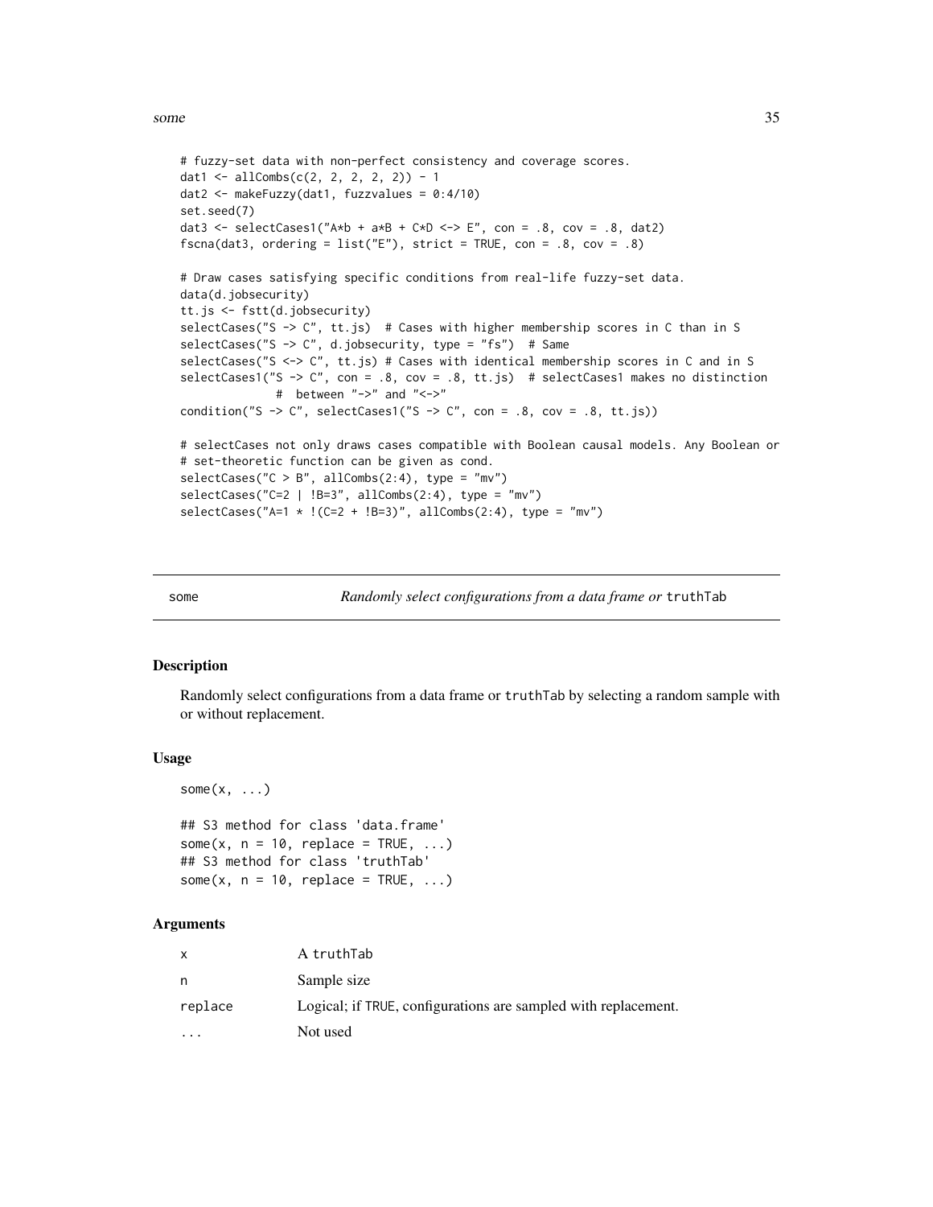```
# fuzzy-set data with non-perfect consistency and coverage scores.
dat1 <- allCombs(c(2, 2, 2, 2, 2)) - 1
dat2 <- makeFuzzy(dat1, fuzzvalues = 0:4/10)
set.seed(7)
dat3 <- selectCases1("A*b + a*B + C*D <-> E", con = .8, cov = .8, dat2)
fscna(dat3, ordering = list("E"), strict = TRUE, con = .8, cov = .8)

# Draw cases satisfying specific conditions from real-life fuzzy-set data.
data(d.jobsecurity)
tt.js <- fstt(d.jobsecurity)
selectCases("S -> C", tt.js)  # Cases with higher membership scores in C than in S
selectCases("S -> C", d.jobsecurity, type = "fs")  # Same
selectCases("S <-> C", tt.js) # Cases with identical membership scores in C and in S
selectCases1("S -> C", con = .8, cov = .8, tt.js)  # selectCases1 makes no distinction
            #  between "->" and "<->"
condition("S -> C", selectCases1("S -> C", con = .8, cov = .8, tt.js))

# selectCases not only draws cases compatible with Boolean causal models. Any Boolean or
# set-theoretic function can be given as cond.
selectCases("C > B", allCombs(2:4), type = "mv")
selectCases("C=2 | !B=3", allCombs(2:4), type = "mv")
selectCases("A=1 * !(C=2 + !B=3)", allCombs(2:4), type = "mv")
```

## some — *Randomly select configurations from a data frame or* truthTab

### Description

Randomly select configurations from a data frame or truthTab by selecting a random sample with or without replacement.

### Usage

```
some(x, ...)

## S3 method for class 'data.frame'
some(x, n = 10, replace = TRUE, ...)
## S3 method for class 'truthTab'
some(x, n = 10, replace = TRUE, ...)
```

### Arguments

| | |
|---|---|
| x | A truthTab |
| n | Sample size |
| replace | Logical; if TRUE, configurations are sampled with replacement. |
| ... | Not used |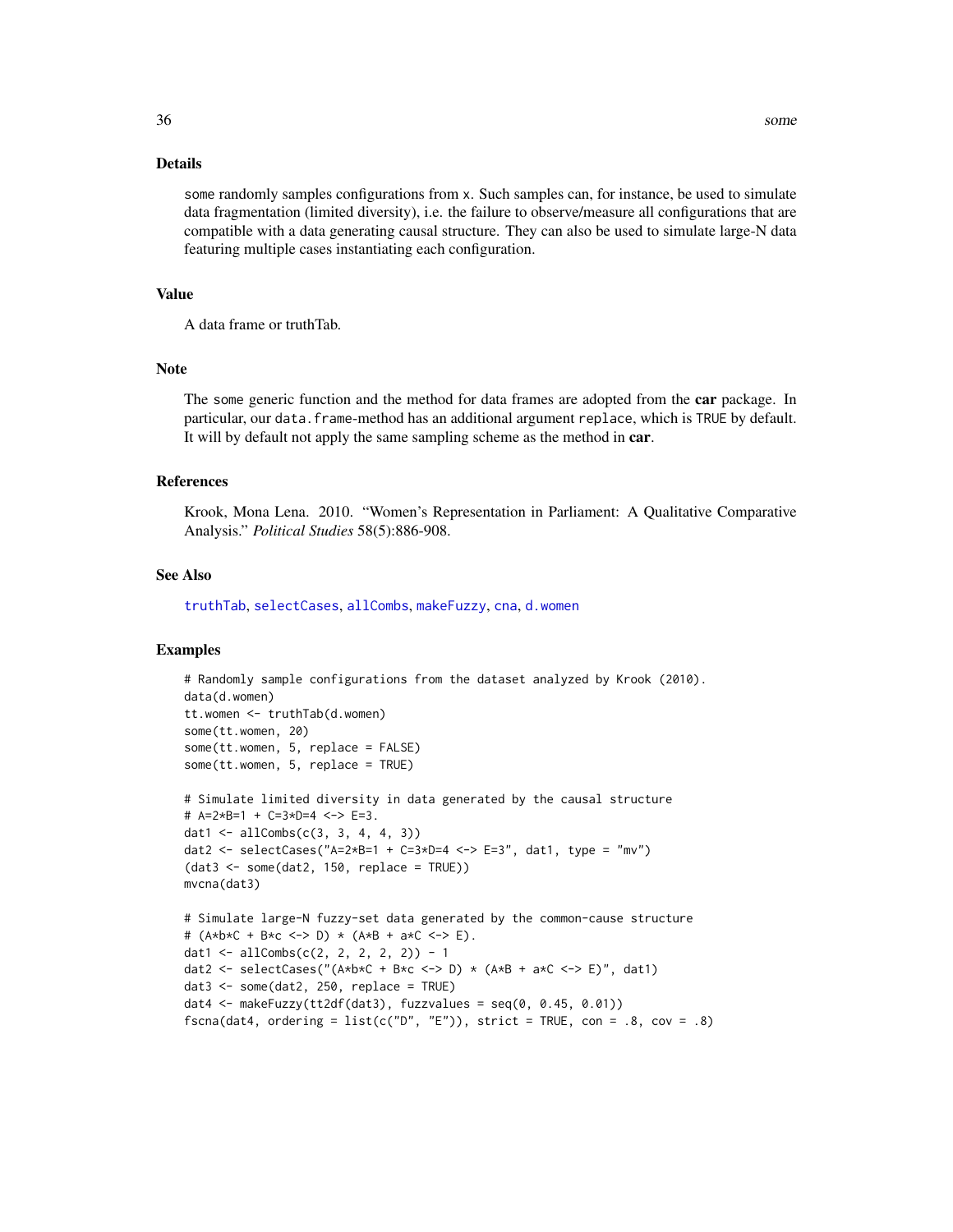### Details

some randomly samples configurations from x. Such samples can, for instance, be used to simulate data fragmentation (limited diversity), i.e. the failure to observe/measure all configurations that are compatible with a data generating causal structure. They can also be used to simulate large-N data featuring multiple cases instantiating each configuration.

### Value

A data frame or truthTab.

### Note

The some generic function and the method for data frames are adopted from the **car** package. In particular, our data.frame-method has an additional argument replace, which is TRUE by default. It will by default not apply the same sampling scheme as the method in **car**.

### References

Krook, Mona Lena. 2010. "Women's Representation in Parliament: A Qualitative Comparative Analysis." *Political Studies* 58(5):886-908.

### See Also

truthTab, selectCases, allCombs, makeFuzzy, cna, d.women

### Examples

```
# Randomly sample configurations from the dataset analyzed by Krook (2010).
data(d.women)
tt.women <- truthTab(d.women)
some(tt.women, 20)
some(tt.women, 5, replace = FALSE)
some(tt.women, 5, replace = TRUE)

# Simulate limited diversity in data generated by the causal structure
# A=2*B=1 + C=3*D=4 <-> E=3.
dat1 <- allCombs(c(3, 3, 4, 4, 3))
dat2 <- selectCases("A=2*B=1 + C=3*D=4 <-> E=3", dat1, type = "mv")
(dat3 <- some(dat2, 150, replace = TRUE))
mvcna(dat3)

# Simulate large-N fuzzy-set data generated by the common-cause structure
# (A*b*C + B*c <-> D) * (A*B + a*C <-> E).
dat1 <- allCombs(c(2, 2, 2, 2, 2)) - 1
dat2 <- selectCases("(A*b*C + B*c <-> D) * (A*B + a*C <-> E)", dat1)
dat3 <- some(dat2, 250, replace = TRUE)
dat4 <- makeFuzzy(tt2df(dat3), fuzzvalues = seq(0, 0.45, 0.01))
fscna(dat4, ordering = list(c("D", "E")), strict = TRUE, con = .8, cov = .8)
```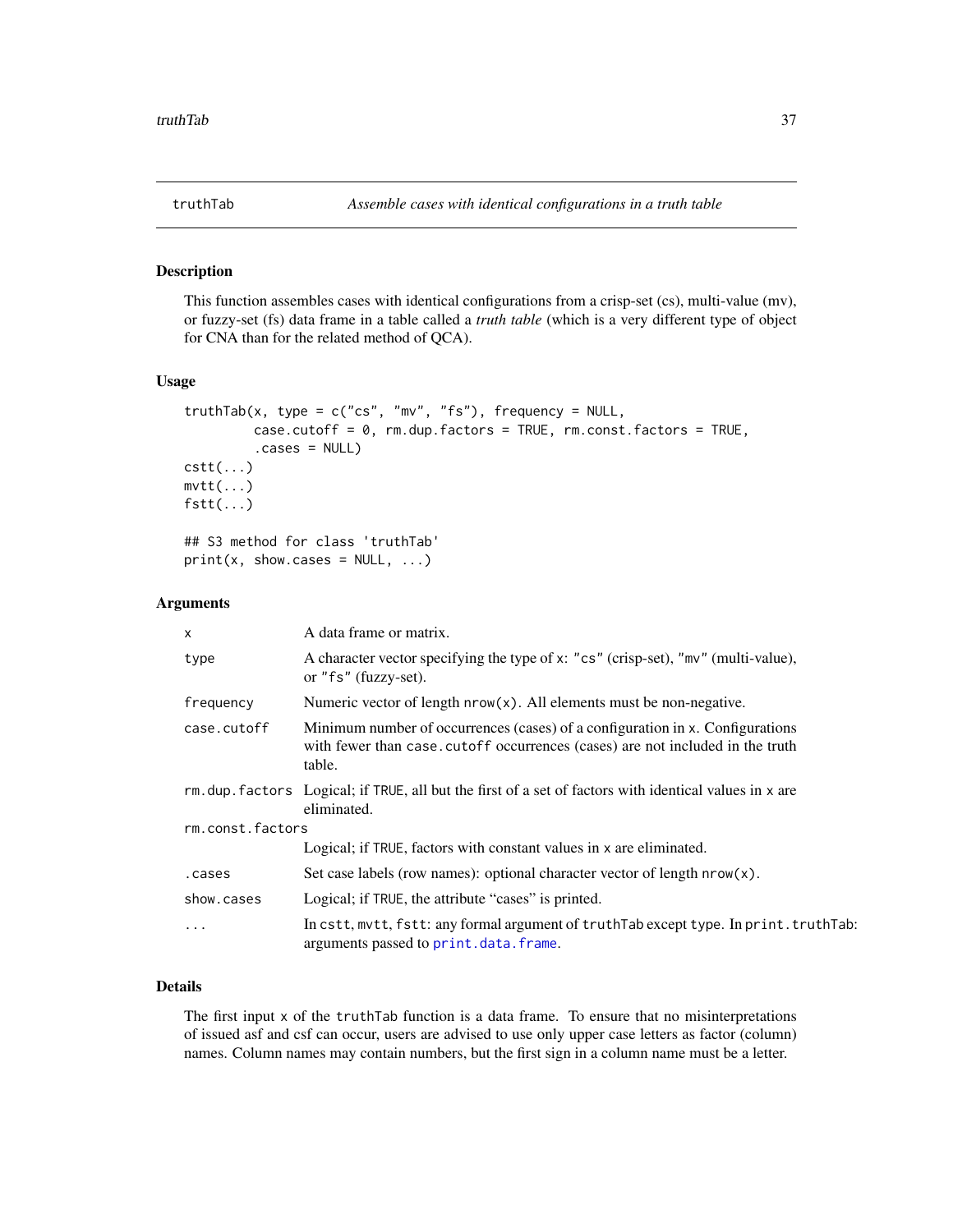## truthTab — *Assemble cases with identical configurations in a truth table*

### Description

This function assembles cases with identical configurations from a crisp-set (cs), multi-value (mv), or fuzzy-set (fs) data frame in a table called a *truth table* (which is a very different type of object for CNA than for the related method of QCA).

### Usage

```
truthTab(x, type = c("cs", "mv", "fs"), frequency = NULL,
         case.cutoff = 0, rm.dup.factors = TRUE, rm.const.factors = TRUE,
         .cases = NULL)
cstt(...)
mvtt(...)
fstt(...)

## S3 method for class 'truthTab'
print(x, show.cases = NULL, ...)
```

### Arguments

| | |
|---|---|
| `x` | A data frame or matrix. |
| `type` | A character vector specifying the type of `x`: `"cs"` (crisp-set), `"mv"` (multi-value), or `"fs"` (fuzzy-set). |
| `frequency` | Numeric vector of length `nrow(x)`. All elements must be non-negative. |
| `case.cutoff` | Minimum number of occurrences (cases) of a configuration in `x`. Configurations with fewer than `case.cutoff` occurrences (cases) are not included in the truth table. |
| `rm.dup.factors` | Logical; if `TRUE`, all but the first of a set of factors with identical values in `x` are eliminated. |
| `rm.const.factors` | Logical; if `TRUE`, factors with constant values in `x` are eliminated. |
| `.cases` | Set case labels (row names): optional character vector of length `nrow(x)`. |
| `show.cases` | Logical; if `TRUE`, the attribute "cases" is printed. |
| `...` | In `cstt`, `mvtt`, `fstt`: any formal argument of `truthTab` except `type`. In `print.truthTab`: arguments passed to `print.data.frame`. |

### Details

The first input `x` of the `truthTab` function is a data frame. To ensure that no misinterpretations of issued asf and csf can occur, users are advised to use only upper case letters as factor (column) names. Column names may contain numbers, but the first sign in a column name must be a letter.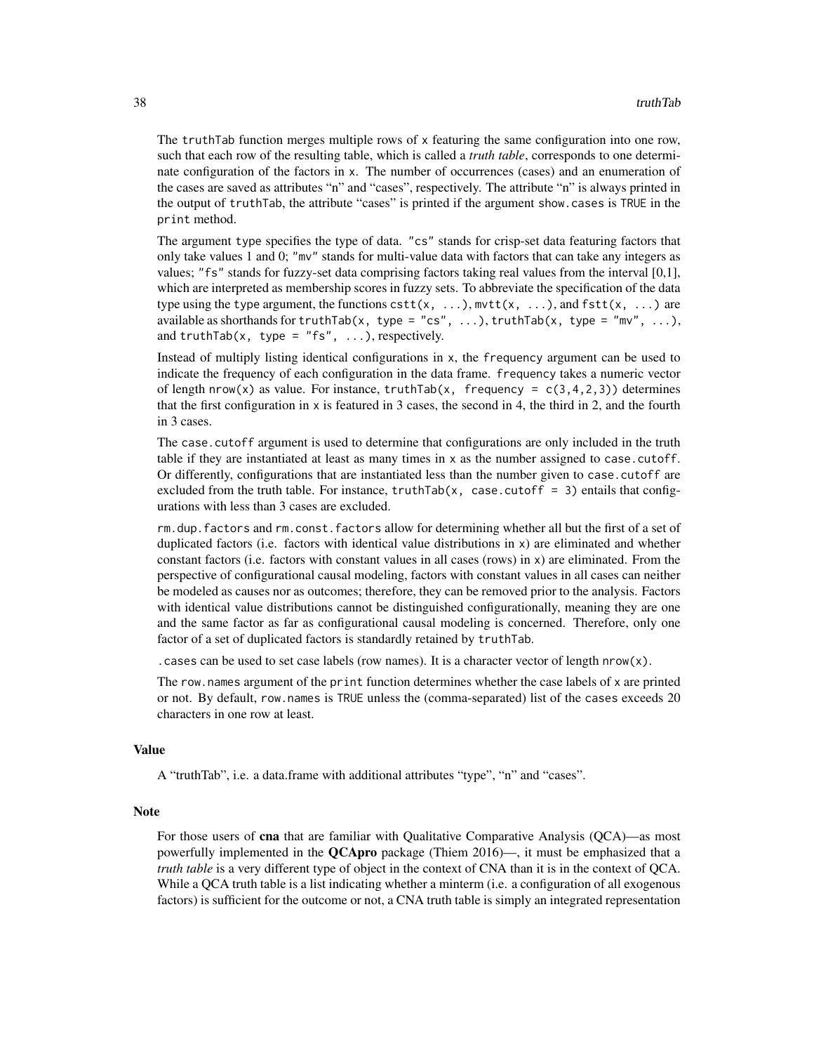The truthTab function merges multiple rows of x featuring the same configuration into one row, such that each row of the resulting table, which is called a *truth table*, corresponds to one determinate configuration of the factors in x. The number of occurrences (cases) and an enumeration of the cases are saved as attributes "n" and "cases", respectively. The attribute "n" is always printed in the output of truthTab, the attribute "cases" is printed if the argument show.cases is TRUE in the print method.

The argument type specifies the type of data. "cs" stands for crisp-set data featuring factors that only take values 1 and 0; "mv" stands for multi-value data with factors that can take any integers as values; "fs" stands for fuzzy-set data comprising factors taking real values from the interval [0,1], which are interpreted as membership scores in fuzzy sets. To abbreviate the specification of the data type using the type argument, the functions cstt(x, ...), mvtt(x, ...), and fstt(x, ...) are available as shorthands for truthTab(x, type = "cs", ...), truthTab(x, type = "mv", ...), and truthTab(x, type = "fs", ...), respectively.

Instead of multiply listing identical configurations in x, the frequency argument can be used to indicate the frequency of each configuration in the data frame. frequency takes a numeric vector of length nrow(x) as value. For instance, truthTab(x, frequency = c(3,4,2,3)) determines that the first configuration in x is featured in 3 cases, the second in 4, the third in 2, and the fourth in 3 cases.

The case.cutoff argument is used to determine that configurations are only included in the truth table if they are instantiated at least as many times in x as the number assigned to case.cutoff. Or differently, configurations that are instantiated less than the number given to case.cutoff are excluded from the truth table. For instance, truthTab(x, case.cutoff = 3) entails that configurations with less than 3 cases are excluded.

rm.dup.factors and rm.const.factors allow for determining whether all but the first of a set of duplicated factors (i.e. factors with identical value distributions in x) are eliminated and whether constant factors (i.e. factors with constant values in all cases (rows) in x) are eliminated. From the perspective of configurational causal modeling, factors with constant values in all cases can neither be modeled as causes nor as outcomes; therefore, they can be removed prior to the analysis. Factors with identical value distributions cannot be distinguished configurationally, meaning they are one and the same factor as far as configurational causal modeling is concerned. Therefore, only one factor of a set of duplicated factors is standardly retained by truthTab.

.cases can be used to set case labels (row names). It is a character vector of length nrow(x).

The row.names argument of the print function determines whether the case labels of x are printed or not. By default, row.names is TRUE unless the (comma-separated) list of the cases exceeds 20 characters in one row at least.

### Value

A "truthTab", i.e. a data.frame with additional attributes "type", "n" and "cases".

### Note

For those users of **cna** that are familiar with Qualitative Comparative Analysis (QCA)—as most powerfully implemented in the **QCApro** package (Thiem 2016)—, it must be emphasized that a *truth table* is a very different type of object in the context of CNA than it is in the context of QCA. While a QCA truth table is a list indicating whether a minterm (i.e. a configuration of all exogenous factors) is sufficient for the outcome or not, a CNA truth table is simply an integrated representation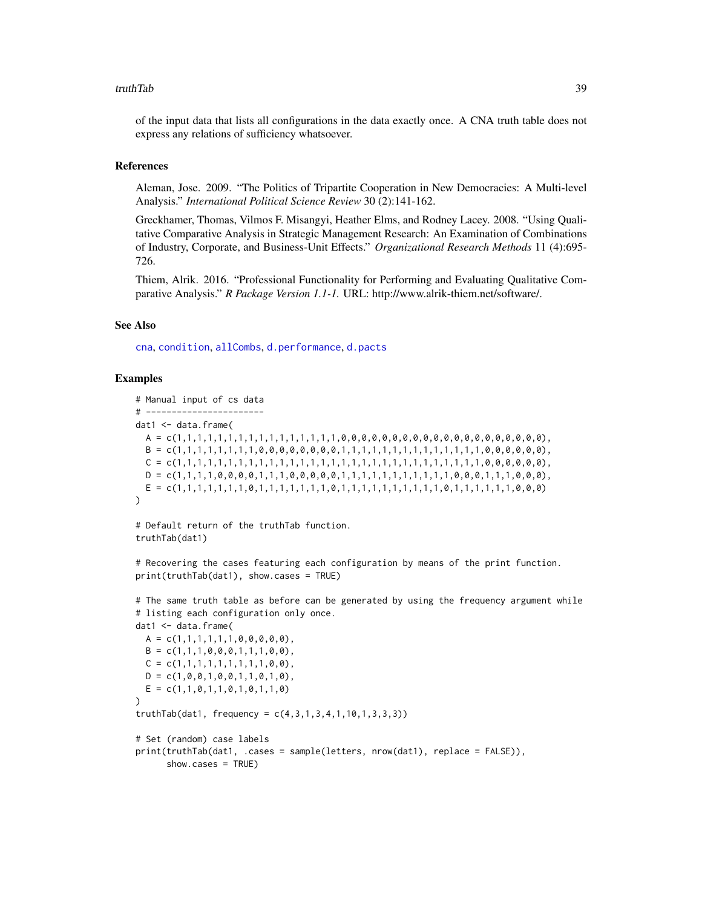of the input data that lists all configurations in the data exactly once. A CNA truth table does not express any relations of sufficiency whatsoever.

### References

Aleman, Jose. 2009. "The Politics of Tripartite Cooperation in New Democracies: A Multi-level Analysis." *International Political Science Review* 30 (2):141-162.

Greckhamer, Thomas, Vilmos F. Misangyi, Heather Elms, and Rodney Lacey. 2008. "Using Qualitative Comparative Analysis in Strategic Management Research: An Examination of Combinations of Industry, Corporate, and Business-Unit Effects." *Organizational Research Methods* 11 (4):695-726.

Thiem, Alrik. 2016. "Professional Functionality for Performing and Evaluating Qualitative Comparative Analysis." *R Package Version 1.1-1*. URL: http://www.alrik-thiem.net/software/.

### See Also

cna, condition, allCombs, d.performance, d.pacts

### Examples

```
# Manual input of cs data
# -----------------------
dat1 <- data.frame(
  A = c(1,1,1,1,1,1,1,1,1,1,1,1,1,1,1,1,1,0,0,0,0,0,0,0,0,0,0,0,0,0,0,0,0,0,0,0,0),
  B = c(1,1,1,1,1,1,1,1,0,0,0,0,0,0,0,0,1,1,1,1,1,1,1,1,1,1,1,1,1,1,0,0,0,0,0,0,0),
  C = c(1,1,1,1,1,1,1,1,1,1,1,1,1,1,1,1,1,1,1,1,1,1,1,1,1,1,1,1,1,1,1,0,0,0,0,0,0),
  D = c(1,1,1,1,0,0,0,0,1,1,1,0,0,0,0,0,1,1,1,1,1,1,1,1,1,1,0,0,0,1,1,1,0,0,0),
  E = c(1,1,1,1,1,1,1,0,1,1,1,1,1,1,1,0,1,1,1,1,1,1,1,1,1,1,0,1,1,1,1,1,1,0,0,0)
)

# Default return of the truthTab function.
truthTab(dat1)

# Recovering the cases featuring each configuration by means of the print function.
print(truthTab(dat1), show.cases = TRUE)

# The same truth table as before can be generated by using the frequency argument while
# listing each configuration only once.
dat1 <- data.frame(
  A = c(1,1,1,1,1,1,0,0,0,0,0),
  B = c(1,1,1,0,0,0,1,1,1,0,0),
  C = c(1,1,1,1,1,1,1,1,1,0,0),
  D = c(1,0,0,1,0,0,1,1,0,1,0),
  E = c(1,1,0,1,1,0,1,0,1,1,0)
)
truthTab(dat1, frequency = c(4,3,1,3,4,1,10,1,3,3,3))

# Set (random) case labels
print(truthTab(dat1, .cases = sample(letters, nrow(dat1), replace = FALSE)),
      show.cases = TRUE)
```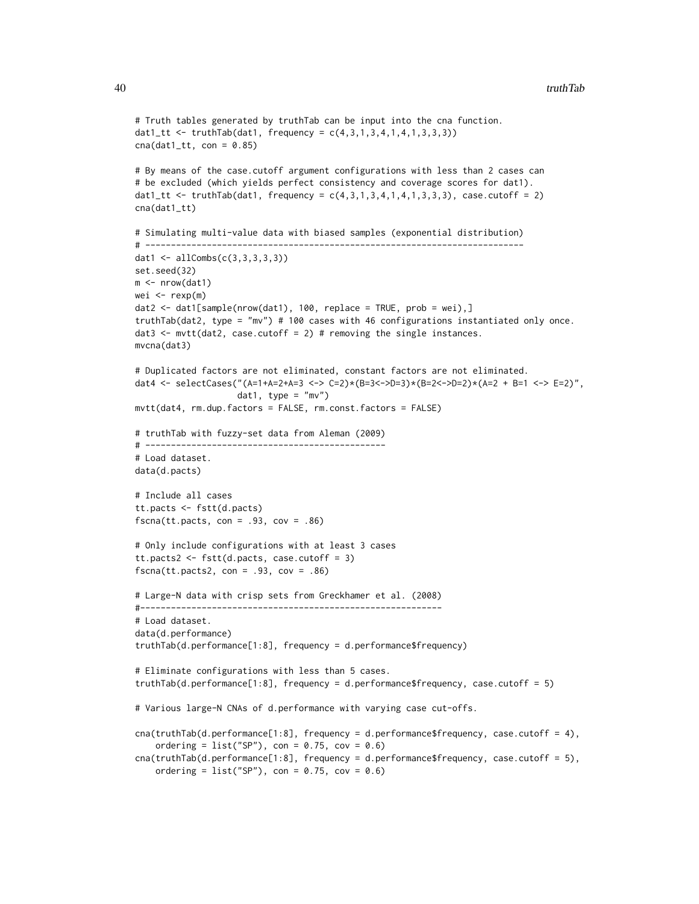```
# Truth tables generated by truthTab can be input into the cna function.
dat1_tt <- truthTab(dat1, frequency = c(4,3,1,3,4,1,4,1,3,3,3))
cna(dat1_tt, con = 0.85)

# By means of the case.cutoff argument configurations with less than 2 cases can
# be excluded (which yields perfect consistency and coverage scores for dat1).
dat1_tt <- truthTab(dat1, frequency = c(4,3,1,3,4,1,4,1,3,3,3), case.cutoff = 2)
cna(dat1_tt)

# Simulating multi-value data with biased samples (exponential distribution)
# -------------------------------------------------------------------------
dat1 <- allCombs(c(3,3,3,3,3))
set.seed(32)
m <- nrow(dat1)
wei <- rexp(m)
dat2 <- dat1[sample(nrow(dat1), 100, replace = TRUE, prob = wei),]
truthTab(dat2, type = "mv") # 100 cases with 46 configurations instantiated only once.
dat3 <- mvtt(dat2, case.cutoff = 2) # removing the single instances.
mvcna(dat3)

# Duplicated factors are not eliminated, constant factors are not eliminated.
dat4 <- selectCases("(A=1+A=2+A=3 <-> C=2)*(B=3<->D=3)*(B=2<->D=2)*(A=2 + B=1 <-> E=2)",
                    dat1, type = "mv")
mvtt(dat4, rm.dup.factors = FALSE, rm.const.factors = FALSE)

# truthTab with fuzzy-set data from Aleman (2009)
# ----------------------------------------------
# Load dataset.
data(d.pacts)

# Include all cases
tt.pacts <- fstt(d.pacts)
fscna(tt.pacts, con = .93, cov = .86)

# Only include configurations with at least 3 cases
tt.pacts2 <- fstt(d.pacts, case.cutoff = 3)
fscna(tt.pacts2, con = .93, cov = .86)

# Large-N data with crisp sets from Greckhamer et al. (2008)
#----------------------------------------------------------
# Load dataset.
data(d.performance)
truthTab(d.performance[1:8], frequency = d.performance$frequency)

# Eliminate configurations with less than 5 cases.
truthTab(d.performance[1:8], frequency = d.performance$frequency, case.cutoff = 5)

# Various large-N CNAs of d.performance with varying case cut-offs.

cna(truthTab(d.performance[1:8], frequency = d.performance$frequency, case.cutoff = 4),
    ordering = list("SP"), con = 0.75, cov = 0.6)
cna(truthTab(d.performance[1:8], frequency = d.performance$frequency, case.cutoff = 5),
    ordering = list("SP"), con = 0.75, cov = 0.6)
```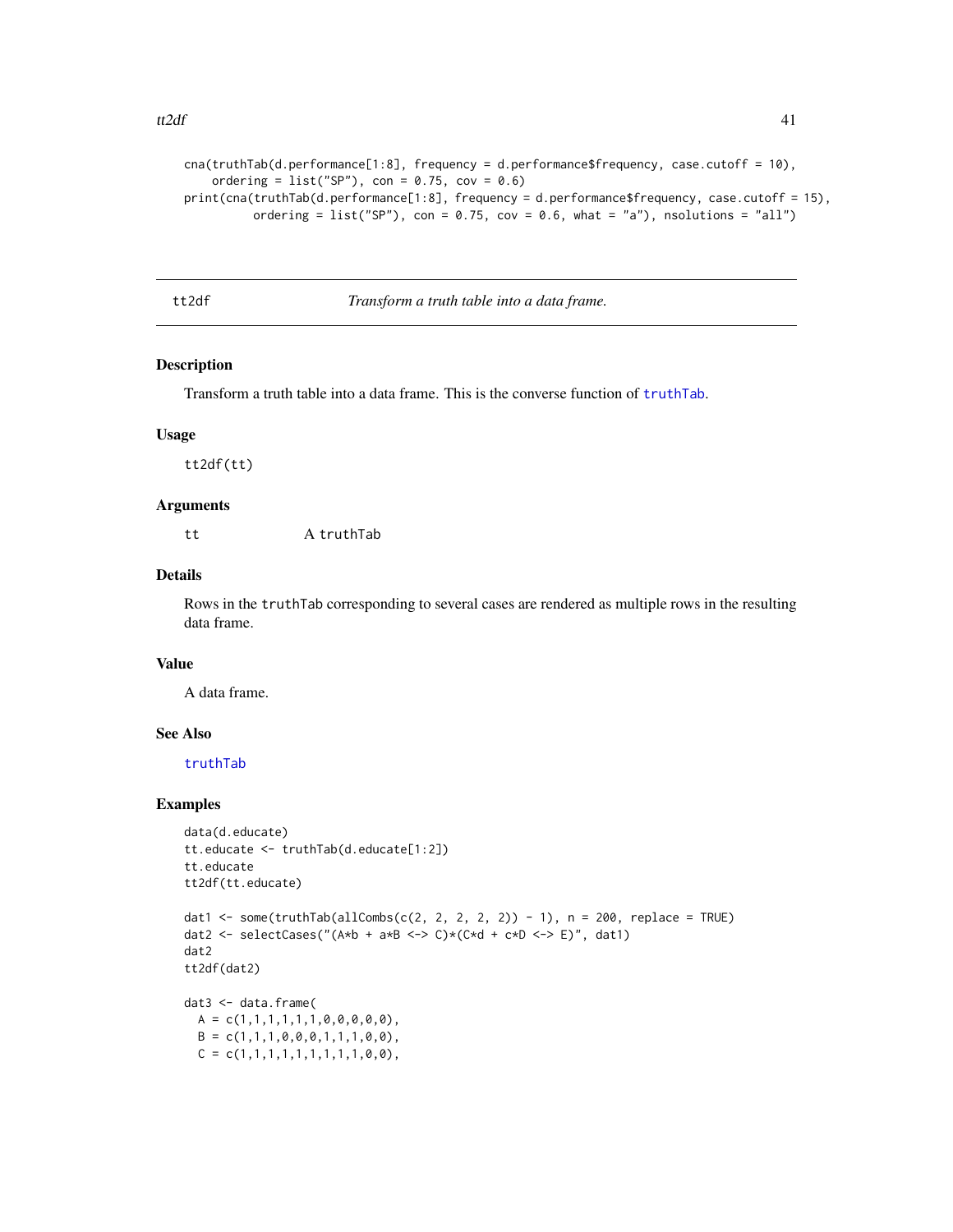```
cna(truthTab(d.performance[1:8], frequency = d.performance$frequency, case.cutoff = 10),
    ordering = list("SP"), con = 0.75, cov = 0.6)
print(cna(truthTab(d.performance[1:8], frequency = d.performance$frequency, case.cutoff = 15),
          ordering = list("SP"), con = 0.75, cov = 0.6, what = "a"), nsolutions = "all")
```

## tt2df — *Transform a truth table into a data frame.*

### Description

Transform a truth table into a data frame. This is the converse function of truthTab.

### Usage

```
tt2df(tt)
```

### Arguments

| | |
|---|---|
| tt | A truthTab |

### Details

Rows in the truthTab corresponding to several cases are rendered as multiple rows in the resulting data frame.

### Value

A data frame.

### See Also

truthTab

### Examples

```
data(d.educate)
tt.educate <- truthTab(d.educate[1:2])
tt.educate
tt2df(tt.educate)

dat1 <- some(truthTab(allCombs(c(2, 2, 2, 2, 2)) - 1), n = 200, replace = TRUE)
dat2 <- selectCases("(A*b + a*B <-> C)*(C*d + c*D <-> E)", dat1)
dat2
tt2df(dat2)

dat3 <- data.frame(
  A = c(1,1,1,1,1,1,0,0,0,0,0),
  B = c(1,1,1,0,0,0,1,1,1,0,0),
  C = c(1,1,1,1,1,1,1,1,1,0,0),
```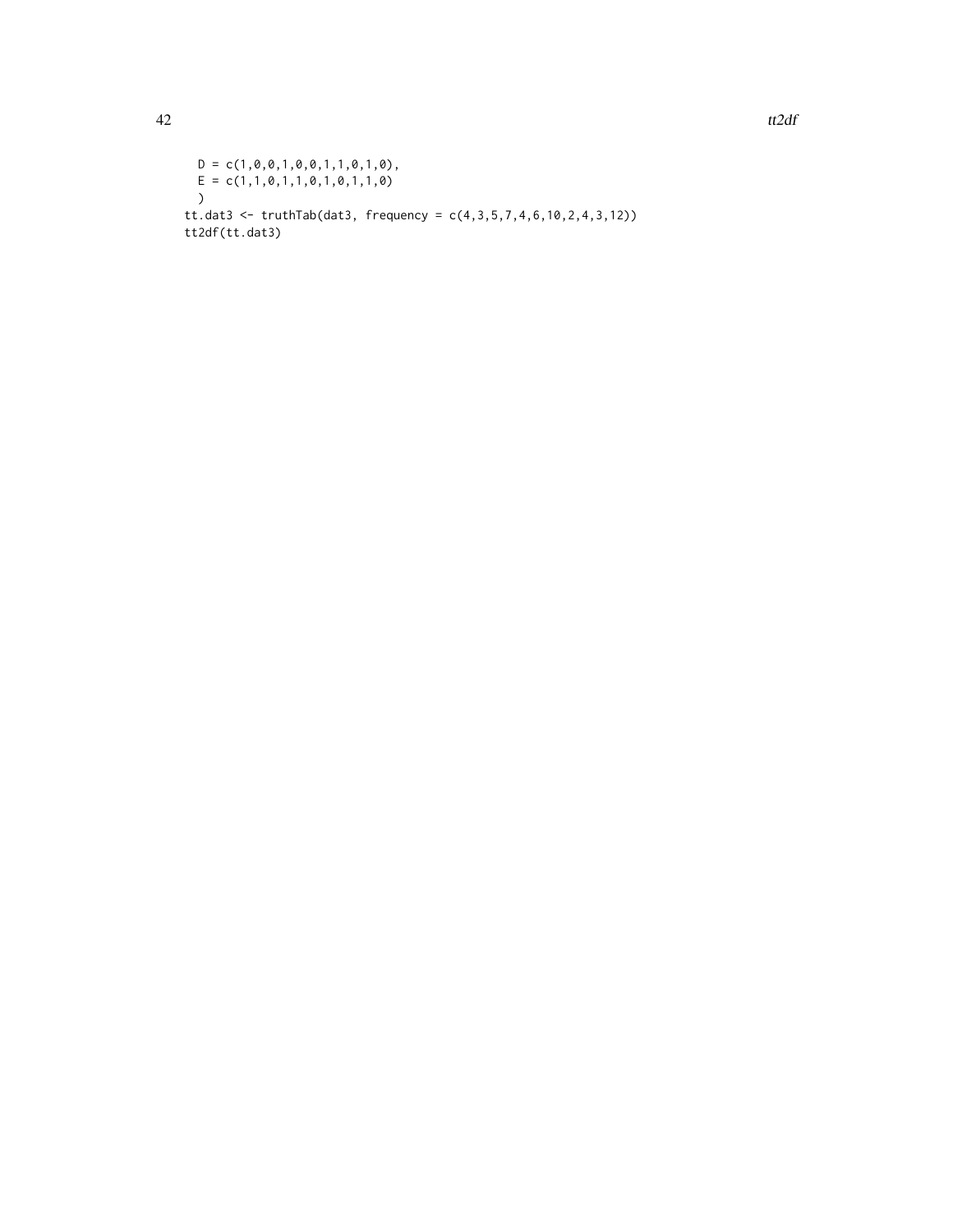```
  D = c(1,0,0,1,0,0,1,1,0,1,0),
  E = c(1,1,0,1,1,0,1,0,1,1,0)
  )
tt.dat3 <- truthTab(dat3, frequency = c(4,3,5,7,4,6,10,2,4,3,12))
tt2df(tt.dat3)
```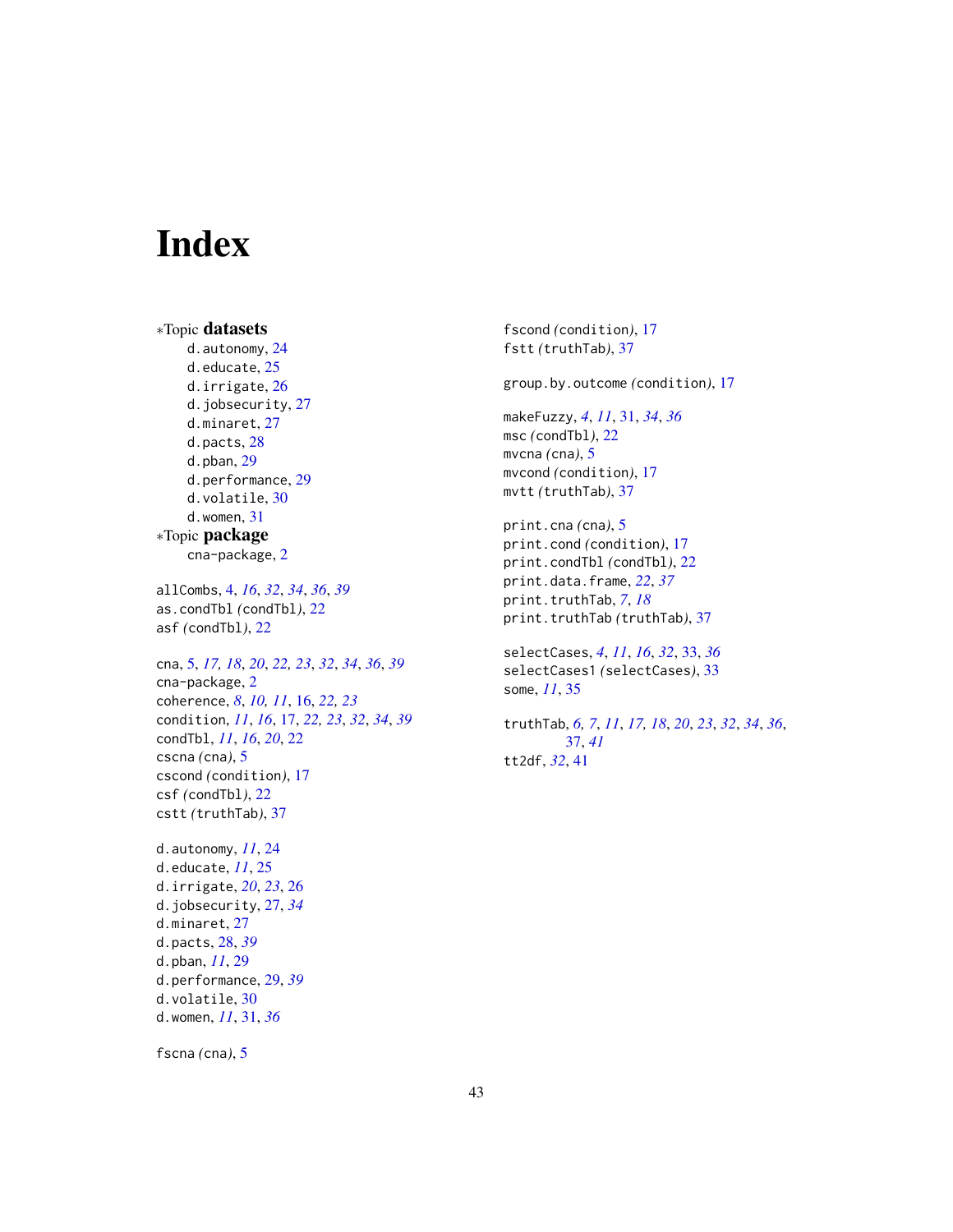# Index

∗Topic **datasets**

d.autonomy, 24
d.educate, 25
d.irrigate, 26
d.jobsecurity, 27
d.minaret, 27
d.pacts, 28
d.pban, 29
d.performance, 29
d.volatile, 30
d.women, 31

∗Topic **package**

cna-package, 2

allCombs, 4, *16*, *32*, *34*, *36*, *39*
as.condTbl *(*condTbl*)*, 22
asf *(*condTbl*)*, 22

cna, 5, *17*, *18*, *20*, *22*, *23*, *32*, *34*, *36*, *39*
cna-package, 2
coherence, *8*, *10*, *11*, 16, *22*, *23*
condition, *11*, *16*, 17, *22*, *23*, *32*, *34*, *39*
condTbl, *11*, *16*, *20*, 22
cscna *(*cna*)*, 5
cscond *(*condition*)*, 17
csf *(*condTbl*)*, 22
cstt *(*truthTab*)*, 37

d.autonomy, *11*, 24
d.educate, *11*, 25
d.irrigate, *20*, *23*, 26
d.jobsecurity, 27, *34*
d.minaret, 27
d.pacts, 28, *39*
d.pban, *11*, 29
d.performance, 29, *39*
d.volatile, 30
d.women, *11*, 31, *36*

fscna *(*cna*)*, 5
fscond *(*condition*)*, 17
fstt *(*truthTab*)*, 37

group.by.outcome *(*condition*)*, 17

makeFuzzy, *4*, *11*, 31, *34*, *36*
msc *(*condTbl*)*, 22
mvcna *(*cna*)*, 5
mvcond *(*condition*)*, 17
mvtt *(*truthTab*)*, 37

print.cna *(*cna*)*, 5
print.cond *(*condition*)*, 17
print.condTbl *(*condTbl*)*, 22
print.data.frame, *22*, *37*
print.truthTab, *7*, *18*
print.truthTab *(*truthTab*)*, 37

selectCases, *4*, *11*, *16*, *32*, 33, *36*
selectCases1 *(*selectCases*)*, 33
some, *11*, 35

truthTab, *6*, *7*, *11*, *17*, *18*, *20*, *23*, *32*, *34*, *36*, 37, *41*
tt2df, *32*, 41